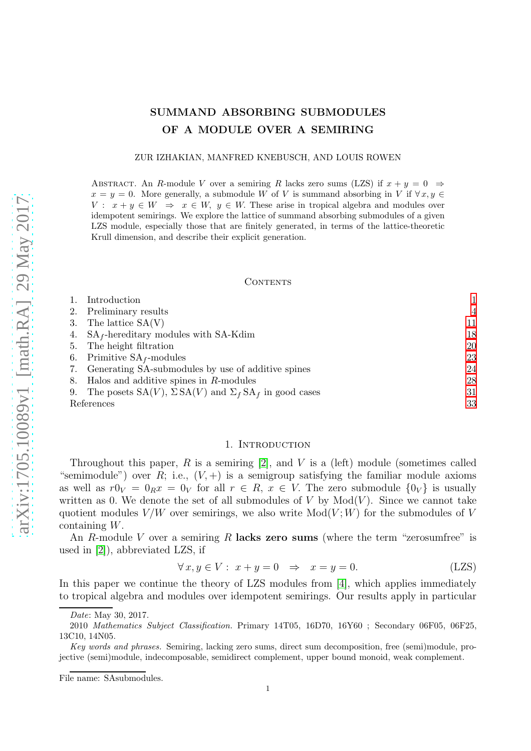# SUMMAND ABSORBING SUBMODULES OF A MODULE OVER A SEMIRING

ZUR IZHAKIAN, MANFRED KNEBUSCH, AND LOUIS ROWEN

Abstract. An $R$-module $V$ over a semiring $R$ lacks zero sums (LZS) if $x + y = 0 \Rightarrow x = y = 0$. More generally, a submodule $W$ of $V$ is summand absorbing in $V$ if $\forall x, y \in V: \; x + y \in W \;\Rightarrow\; x \in W, \; y \in W$. These arise in tropical algebra and modules over idempotent semirings. We explore the lattice of summand absorbing submodules of a given LZS module, especially those that are finitely generated, in terms of the lattice-theoretic Krull dimension, and describe their explicit generation.

## Contents

1. Introduction 1
2. Preliminary results 4
3. The lattice SA(V) 11
4. $\mathrm{SA}_f$-hereditary modules with SA-Kdim 18
5. The height filtration 20
6. Primitive $\mathrm{SA}_f$-modules 23
7. Generating SA-submodules by use of additive spines 24
8. Halos and additive spines in $R$-modules 28
9. The posets $\mathrm{SA}(V)$, $\Sigma\,\mathrm{SA}(V)$ and $\Sigma_f\,\mathrm{SA}_f$ in good cases 31

References 33

## 1. Introduction

Throughout this paper, $R$ is a semiring [2], and $V$ is a (left) module (sometimes called "semimodule") over $R$; i.e., $(V, +)$ is a semigroup satisfying the familiar module axioms as well as $r0_V = 0_R x = 0_V$ for all $r \in R$, $x \in V$. The zero submodule $\{0_V\}$ is usually written as 0. We denote the set of all submodules of $V$ by $\mathrm{Mod}(V)$. Since we cannot take quotient modules $V/W$ over semirings, we also write $\mathrm{Mod}(V; W)$ for the submodules of $V$ containing $W$.

An $R$-module $V$ over a semiring $R$ **lacks zero sums** (where the term "zerosumfree" is used in [2]), abbreviated LZS, if

$$\forall\, x, y \in V: \; x + y = 0 \;\;\Rightarrow\;\; x = y = 0. \tag{LZS}$$

In this paper we continue the theory of LZS modules from [4], which applies immediately to tropical algebra and modules over idempotent semirings. Our results apply in particular

*Date*: May 30, 2017.

2010 *Mathematics Subject Classification.* Primary 14T05, 16D70, 16Y60 ; Secondary 06F05, 06F25, 13C10, 14N05.

*Key words and phrases.* Semiring, lacking zero sums, direct sum decomposition, free (semi)module, projective (semi)module, indecomposable, semidirect complement, upper bound monoid, weak complement.

File name: SAsubmodules.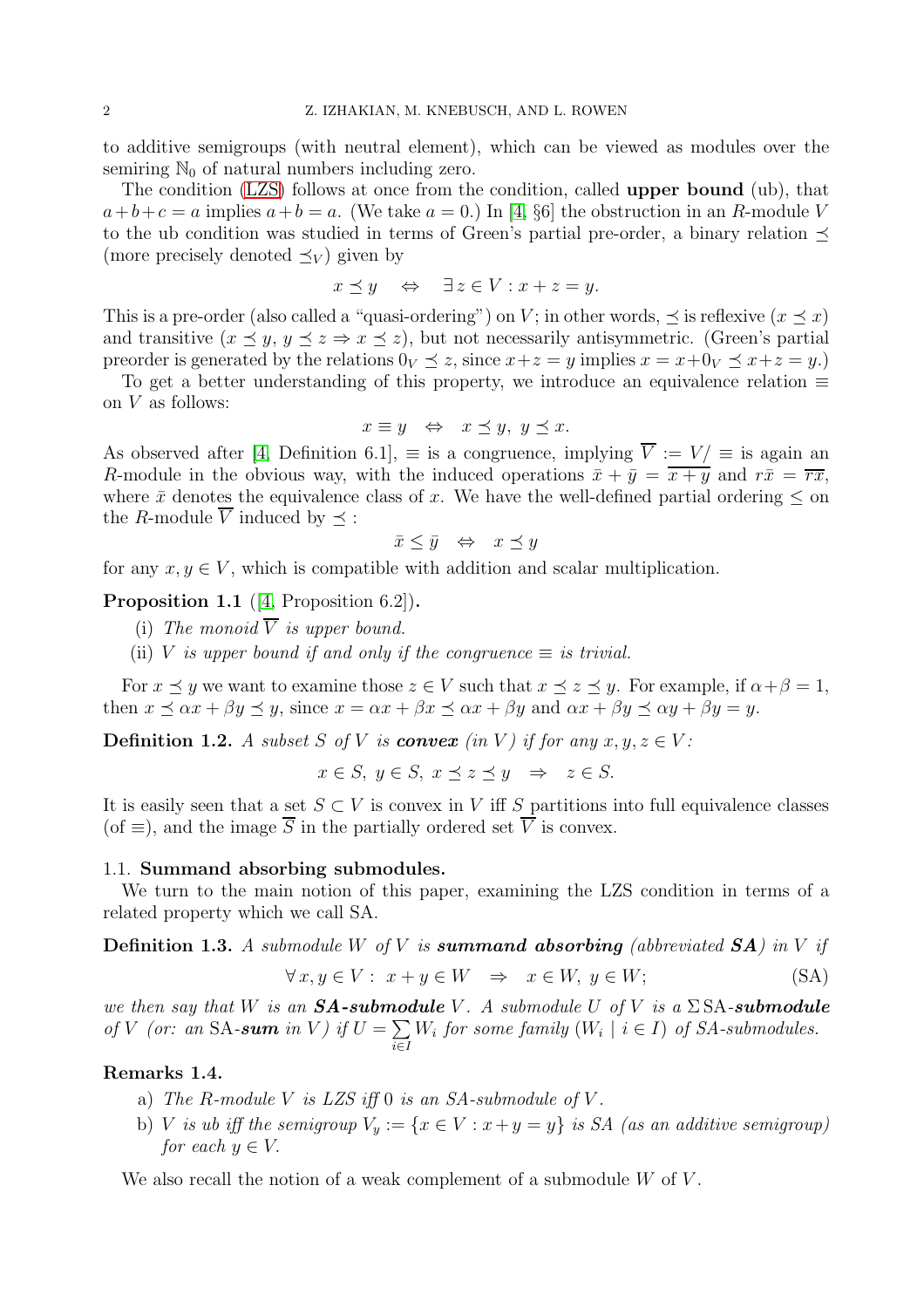to additive semigroups (with neutral element), which can be viewed as modules over the semiring $\mathbb{N}_0$ of natural numbers including zero.

The condition (LZS) follows at once from the condition, called **upper bound** (ub), that $a+b+c=a$ implies $a+b=a$. (We take $a=0$.) In [4, §6] the obstruction in an $R$-module $V$ to the ub condition was studied in terms of Green's partial pre-order, a binary relation $\preceq$ (more precisely denoted $\preceq_V$) given by

$$x \preceq y \quad \Leftrightarrow \quad \exists z \in V : x+z=y.$$

This is a pre-order (also called a "quasi-ordering") on $V$; in other words, $\preceq$ is reflexive ($x \preceq x$) and transitive ($x \preceq y,\ y \preceq z \Rightarrow x \preceq z$), but not necessarily antisymmetric. (Green's partial preorder is generated by the relations $0_V \preceq z$, since $x+z=y$ implies $x = x+0_V \preceq x+z = y$.)

To get a better understanding of this property, we introduce an equivalence relation $\equiv$ on $V$ as follows:

$$x \equiv y \quad \Leftrightarrow \quad x \preceq y,\ y \preceq x.$$

As observed after [4, Definition 6.1], $\equiv$ is a congruence, implying $\overline{V} := V/\equiv$ is again an $R$-module in the obvious way, with the induced operations $\bar{x}+\bar{y} = \overline{x+y}$ and $r\bar{x} = \overline{rx}$, where $\bar{x}$ denotes the equivalence class of $x$. We have the well-defined partial ordering $\leq$ on the $R$-module $\overline{V}$ induced by $\preceq$ :

$$\bar{x} \leq \bar{y} \quad \Leftrightarrow \quad x \preceq y$$

for any $x, y \in V$, which is compatible with addition and scalar multiplication.

**Proposition 1.1** ([4, Proposition 6.2])**.**

(i) *The monoid $\overline{V}$ is upper bound.*

(ii) *$V$ is upper bound if and only if the congruence $\equiv$ is trivial.*

For $x \preceq y$ we want to examine those $z \in V$ such that $x \preceq z \preceq y$. For example, if $\alpha+\beta=1$, then $x \preceq \alpha x + \beta y \preceq y$, since $x = \alpha x + \beta x \preceq \alpha x + \beta y$ and $\alpha x + \beta y \preceq \alpha y + \beta y = y$.

**Definition 1.2.** *A subset $S$ of $V$ is **convex** (in $V$) if for any $x, y, z \in V$:*

$$x \in S,\ y \in S,\ x \preceq z \preceq y \quad \Rightarrow \quad z \in S.$$

It is easily seen that a set $S \subset V$ is convex in $V$ iff $S$ partitions into full equivalence classes (of $\equiv$), and the image $\overline{S}$ in the partially ordered set $\overline{V}$ is convex.

### 1.1. Summand absorbing submodules.

We turn to the main notion of this paper, examining the LZS condition in terms of a related property which we call SA.

**Definition 1.3.** *A submodule $W$ of $V$ is **summand absorbing** (abbreviated **SA**) in $V$ if*

$$\forall\, x, y \in V :\ x+y \in W \quad \Rightarrow \quad x \in W,\ y \in W; \tag{SA}$$

*we then say that $W$ is an **SA-submodule** $V$. A submodule $U$ of $V$ is a $\Sigma\,$SA**-submodule** of $V$ (or: an SA-**sum** in $V$) if $U = \sum_{i \in I} W_i$ for some family $(W_i \mid i \in I)$ of SA-submodules.*

**Remarks 1.4.**

a) *The $R$-module $V$ is LZS iff $0$ is an SA-submodule of $V$.*

b) *$V$ is ub iff the semigroup $V_y := \{x \in V : x+y=y\}$ is SA (as an additive semigroup) for each $y \in V$.*

We also recall the notion of a weak complement of a submodule $W$ of $V$.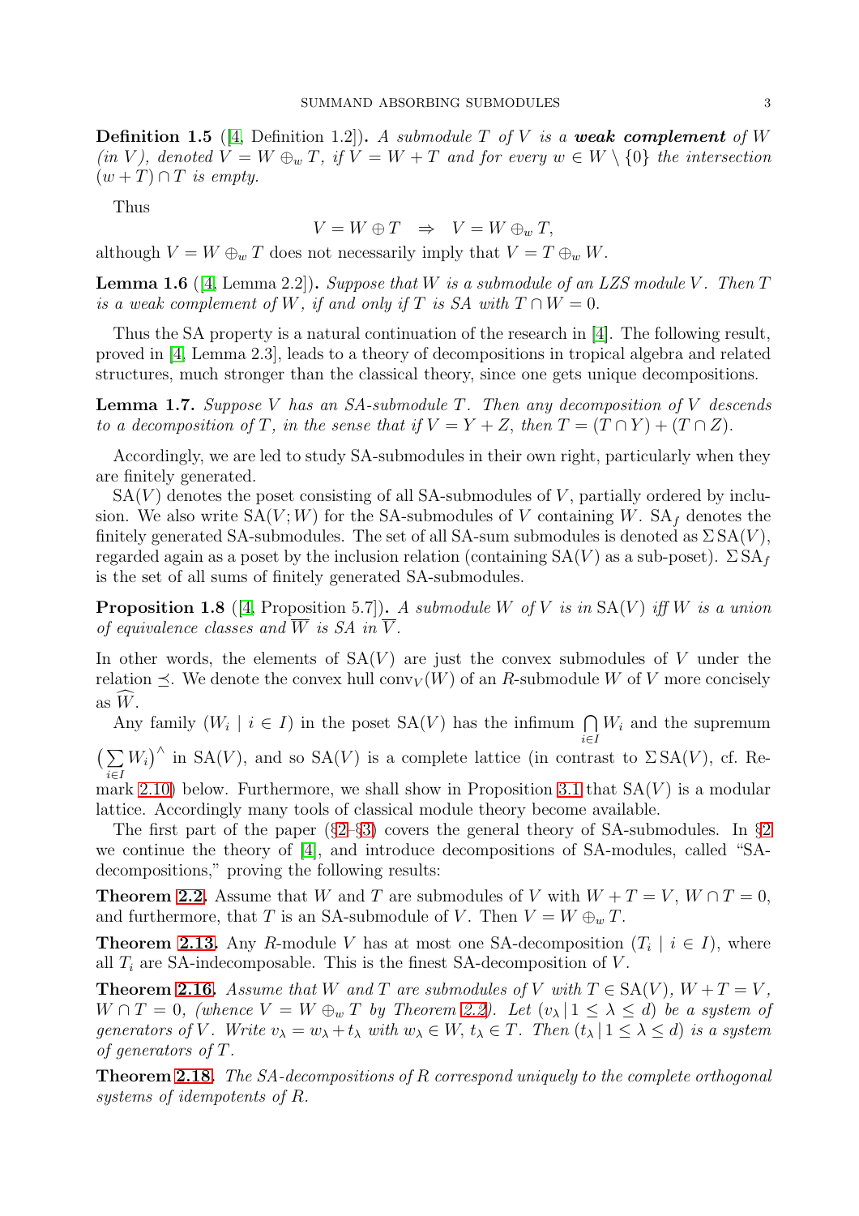**Definition 1.5** ([4, Definition 1.2]). *A submodule $T$ of $V$ is a* ***weak complement*** *of $W$ (in $V$), denoted $V = W \oplus_w T$, if $V = W + T$ and for every $w \in W \setminus \{0\}$ the intersection $(w + T) \cap T$ is empty.*

Thus

$$V = W \oplus T \quad \Rightarrow \quad V = W \oplus_w T,$$

although $V = W \oplus_w T$ does not necessarily imply that $V = T \oplus_w W$.

**Lemma 1.6** ([4, Lemma 2.2]). *Suppose that $W$ is a submodule of an LZS module $V$. Then $T$ is a weak complement of $W$, if and only if $T$ is SA with $T \cap W = 0$.*

Thus the SA property is a natural continuation of the research in [4]. The following result, proved in [4, Lemma 2.3], leads to a theory of decompositions in tropical algebra and related structures, much stronger than the classical theory, since one gets unique decompositions.

**Lemma 1.7.** *Suppose $V$ has an SA-submodule $T$. Then any decomposition of $V$ descends to a decomposition of $T$, in the sense that if $V = Y + Z$, then $T = (T \cap Y) + (T \cap Z)$.*

Accordingly, we are led to study SA-submodules in their own right, particularly when they are finitely generated.

$\mathrm{SA}(V)$ denotes the poset consisting of all SA-submodules of $V$, partially ordered by inclusion. We also write $\mathrm{SA}(V; W)$ for the SA-submodules of $V$ containing $W$. $\mathrm{SA}_f$ denotes the finitely generated SA-submodules. The set of all SA-sum submodules is denoted as $\Sigma\,\mathrm{SA}(V)$, regarded again as a poset by the inclusion relation (containing $\mathrm{SA}(V)$ as a sub-poset). $\Sigma\,\mathrm{SA}_f$ is the set of all sums of finitely generated SA-submodules.

**Proposition 1.8** ([4, Proposition 5.7]). *A submodule $W$ of $V$ is in $\mathrm{SA}(V)$ iff $W$ is a union of equivalence classes and $\overline{W}$ is SA in $\overline{V}$.*

In other words, the elements of $\mathrm{SA}(V)$ are just the convex submodules of $V$ under the relation $\preceq$. We denote the convex hull $\mathrm{conv}_V(W)$ of an $R$-submodule $W$ of $V$ more concisely as $\widehat{W}$.

Any family $(W_i \mid i \in I)$ in the poset $\mathrm{SA}(V)$ has the infimum $\bigcap\limits_{i \in I} W_i$ and the supremum $\big(\sum\limits_{i \in I} W_i\big)^\wedge$ in $\mathrm{SA}(V)$, and so $\mathrm{SA}(V)$ is a complete lattice (in contrast to $\Sigma\,\mathrm{SA}(V)$, cf. Remark 2.10) below. Furthermore, we shall show in Proposition 3.1 that $\mathrm{SA}(V)$ is a modular lattice. Accordingly many tools of classical module theory become available.

The first part of the paper (§2–§3) covers the general theory of SA-submodules. In §2 we continue the theory of [4], and introduce decompositions of SA-modules, called "SA-decompositions," proving the following results:

**Theorem 2.2.** Assume that $W$ and $T$ are submodules of $V$ with $W + T = V$, $W \cap T = 0$, and furthermore, that $T$ is an SA-submodule of $V$. Then $V = W \oplus_w T$.

**Theorem 2.13.** Any $R$-module $V$ has at most one SA-decomposition $(T_i \mid i \in I)$, where all $T_i$ are SA-indecomposable. This is the finest SA-decomposition of $V$.

**Theorem 2.16.** *Assume that $W$ and $T$ are submodules of $V$ with $T \in \mathrm{SA}(V)$, $W + T = V$, $W \cap T = 0$, (whence $V = W \oplus_w T$ by Theorem 2.2). Let $(v_\lambda \,|\, 1 \leq \lambda \leq d)$ be a system of generators of $V$. Write $v_\lambda = w_\lambda + t_\lambda$ with $w_\lambda \in W$, $t_\lambda \in T$. Then $(t_\lambda \,|\, 1 \leq \lambda \leq d)$ is a system of generators of $T$.*

**Theorem 2.18.** *The SA-decompositions of $R$ correspond uniquely to the complete orthogonal systems of idempotents of $R$.*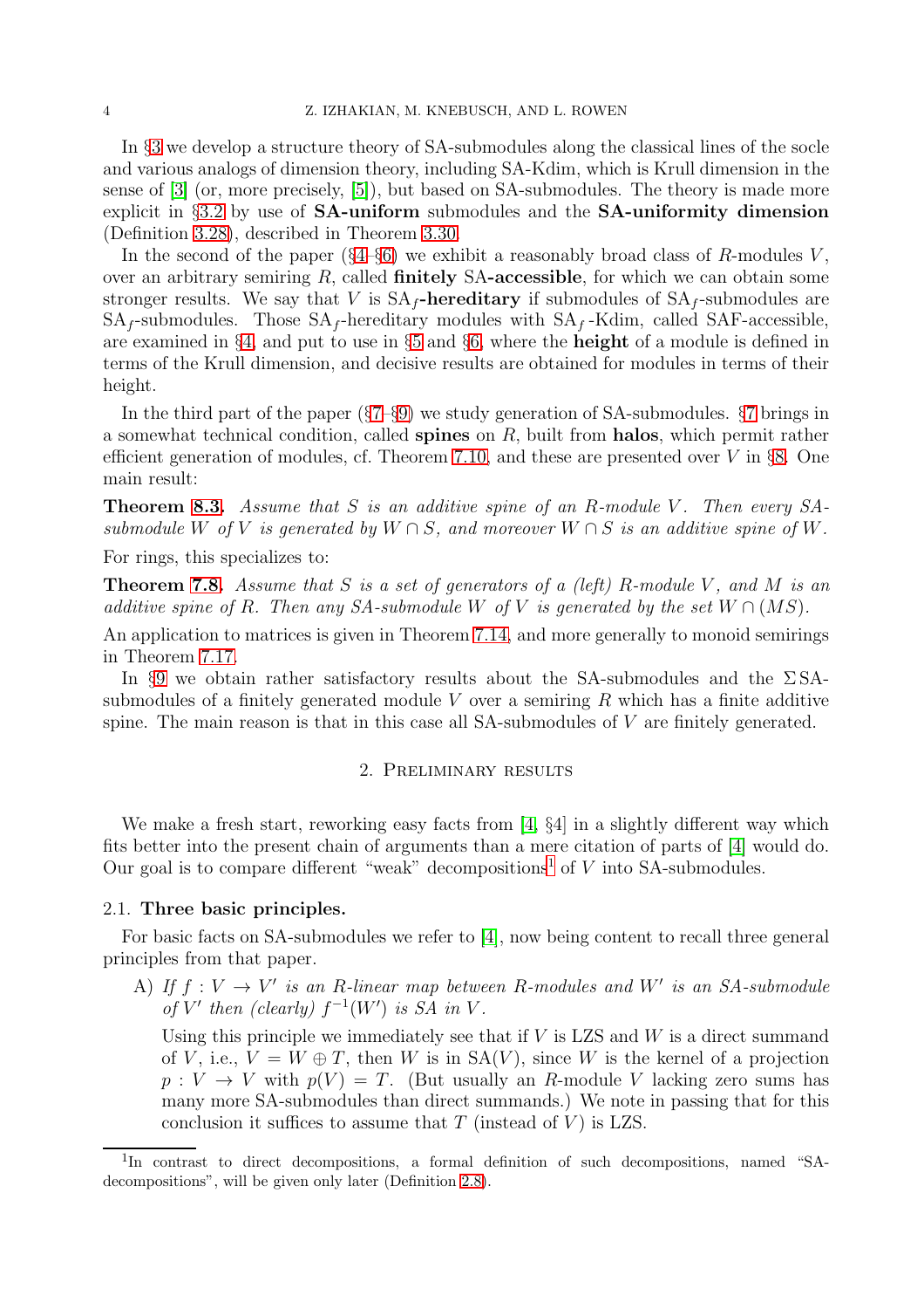In §3 we develop a structure theory of SA-submodules along the classical lines of the socle and various analogs of dimension theory, including SA-Kdim, which is Krull dimension in the sense of [3] (or, more precisely, [5]), but based on SA-submodules. The theory is made more explicit in §3.2 by use of **SA-uniform** submodules and the **SA-uniformity dimension** (Definition 3.28), described in Theorem 3.30.

In the second of the paper (§4–§6) we exhibit a reasonably broad class of $R$-modules $V$, over an arbitrary semiring $R$, called **finitely** SA**-accessible**, for which we can obtain some stronger results. We say that $V$ is $\mathrm{SA}_f$**-hereditary** if submodules of $\mathrm{SA}_f$-submodules are $\mathrm{SA}_f$-submodules. Those $\mathrm{SA}_f$-hereditary modules with $\mathrm{SA}_f$-Kdim, called SAF-accessible, are examined in §4, and put to use in §5 and §6, where the **height** of a module is defined in terms of the Krull dimension, and decisive results are obtained for modules in terms of their height.

In the third part of the paper (§7–§9) we study generation of SA-submodules. §7 brings in a somewhat technical condition, called **spines** on $R$, built from **halos**, which permit rather efficient generation of modules, cf. Theorem 7.10, and these are presented over $V$ in §8. One main result:

**Theorem 8.3.** *Assume that $S$ is an additive spine of an $R$-module $V$. Then every SA-submodule $W$ of $V$ is generated by $W \cap S$, and moreover $W \cap S$ is an additive spine of $W$.*

For rings, this specializes to:

**Theorem 7.8.** *Assume that $S$ is a set of generators of a (left) $R$-module $V$, and $M$ is an additive spine of $R$. Then any SA-submodule $W$ of $V$ is generated by the set $W \cap (MS)$.*

An application to matrices is given in Theorem 7.14, and more generally to monoid semirings in Theorem 7.17.

In §9 we obtain rather satisfactory results about the SA-submodules and the $\Sigma\,$SA-submodules of a finitely generated module $V$ over a semiring $R$ which has a finite additive spine. The main reason is that in this case all SA-submodules of $V$ are finitely generated.

## 2. Preliminary results

We make a fresh start, reworking easy facts from [4, §4] in a slightly different way which fits better into the present chain of arguments than a mere citation of parts of [4] would do. Our goal is to compare different "weak" decompositions[1] of $V$ into SA-submodules.

### 2.1. Three basic principles.

For basic facts on SA-submodules we refer to [4], now being content to recall three general principles from that paper.

A) *If $f : V \to V'$ is an $R$-linear map between $R$-modules and $W'$ is an SA-submodule of $V'$ then (clearly) $f^{-1}(W')$ is SA in $V$.*

Using this principle we immediately see that if $V$ is LZS and $W$ is a direct summand of $V$, i.e., $V = W \oplus T$, then $W$ is in $\mathrm{SA}(V)$, since $W$ is the kernel of a projection $p : V \to V$ with $p(V) = T$. (But usually an $R$-module $V$ lacking zero sums has many more SA-submodules than direct summands.) We note in passing that for this conclusion it suffices to assume that $T$ (instead of $V$) is LZS.

[1] In contrast to direct decompositions, a formal definition of such decompositions, named "SA-decompositions", will be given only later (Definition 2.8).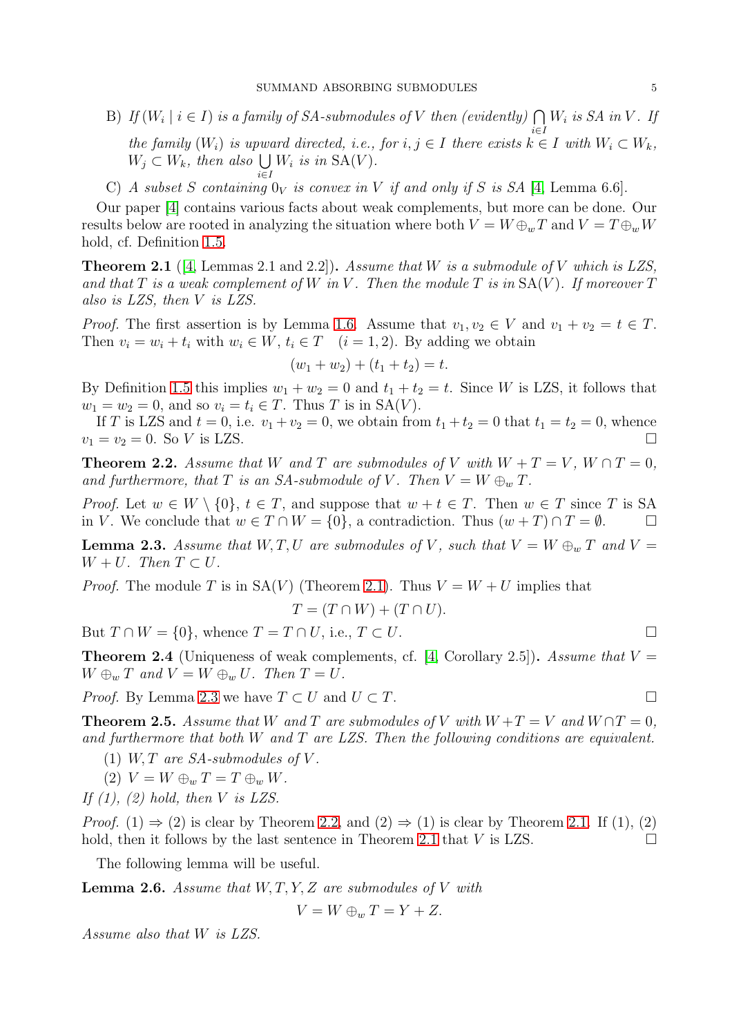B) *If $(W_i \mid i \in I)$ is a family of SA-submodules of $V$ then (evidently) $\bigcap_{i \in I} W_i$ is SA in $V$. If the family $(W_i)$ is upward directed, i.e., for $i, j \in I$ there exists $k \in I$ with $W_i \subset W_k$, $W_j \subset W_k$, then also $\bigcup_{i \in I} W_i$ is in $\mathrm{SA}(V)$.*

C) *A subset $S$ containing $0_V$ is convex in $V$ if and only if $S$ is SA* [4, Lemma 6.6].

Our paper [4] contains various facts about weak complements, but more can be done. Our results below are rooted in analyzing the situation where both $V = W \oplus_w T$ and $V = T \oplus_w W$ hold, cf. Definition 1.5.

**Theorem 2.1** ([4, Lemmas 2.1 and 2.2])**.** *Assume that $W$ is a submodule of $V$ which is LZS, and that $T$ is a weak complement of $W$ in $V$. Then the module $T$ is in $\mathrm{SA}(V)$. If moreover $T$ also is LZS, then $V$ is LZS.*

*Proof.* The first assertion is by Lemma 1.6. Assume that $v_1, v_2 \in V$ and $v_1 + v_2 = t \in T$. Then $v_i = w_i + t_i$ with $w_i \in W$, $t_i \in T \quad (i = 1, 2)$. By adding we obtain

$$(w_1 + w_2) + (t_1 + t_2) = t.$$

By Definition 1.5 this implies $w_1 + w_2 = 0$ and $t_1 + t_2 = t$. Since $W$ is LZS, it follows that $w_1 = w_2 = 0$, and so $v_i = t_i \in T$. Thus $T$ is in $\mathrm{SA}(V)$.

If $T$ is LZS and $t = 0$, i.e. $v_1 + v_2 = 0$, we obtain from $t_1 + t_2 = 0$ that $t_1 = t_2 = 0$, whence $v_1 = v_2 = 0$. So $V$ is LZS. $\square$

**Theorem 2.2.** *Assume that $W$ and $T$ are submodules of $V$ with $W + T = V$, $W \cap T = 0$, and furthermore, that $T$ is an SA-submodule of $V$. Then $V = W \oplus_w T$.*

*Proof.* Let $w \in W \setminus \{0\}$, $t \in T$, and suppose that $w + t \in T$. Then $w \in T$ since $T$ is SA in $V$. We conclude that $w \in T \cap W = \{0\}$, a contradiction. Thus $(w + T) \cap T = \emptyset$. $\square$

**Lemma 2.3.** *Assume that $W, T, U$ are submodules of $V$, such that $V = W \oplus_w T$ and $V = W + U$. Then $T \subset U$.*

*Proof.* The module $T$ is in $\mathrm{SA}(V)$ (Theorem 2.1). Thus $V = W + U$ implies that

$$T = (T \cap W) + (T \cap U).$$

But $T \cap W = \{0\}$, whence $T = T \cap U$, i.e., $T \subset U$. $\square$

**Theorem 2.4** (Uniqueness of weak complements, cf. [4, Corollary 2.5])**.** *Assume that $V = W \oplus_w T$ and $V = W \oplus_w U$. Then $T = U$.*

*Proof.* By Lemma 2.3 we have $T \subset U$ and $U \subset T$. $\square$

**Theorem 2.5.** *Assume that $W$ and $T$ are submodules of $V$ with $W + T = V$ and $W \cap T = 0$, and furthermore that both $W$ and $T$ are LZS. Then the following conditions are equivalent.*

(1) *$W, T$ are SA-submodules of $V$.*

(2) *$V = W \oplus_w T = T \oplus_w W$.*

*If (1), (2) hold, then $V$ is LZS.*

*Proof.* (1) $\Rightarrow$ (2) is clear by Theorem 2.2, and (2) $\Rightarrow$ (1) is clear by Theorem 2.1. If (1), (2) hold, then it follows by the last sentence in Theorem 2.1 that $V$ is LZS. $\square$

The following lemma will be useful.

**Lemma 2.6.** *Assume that $W, T, Y, Z$ are submodules of $V$ with*

$$V = W \oplus_w T = Y + Z.$$

*Assume also that $W$ is LZS.*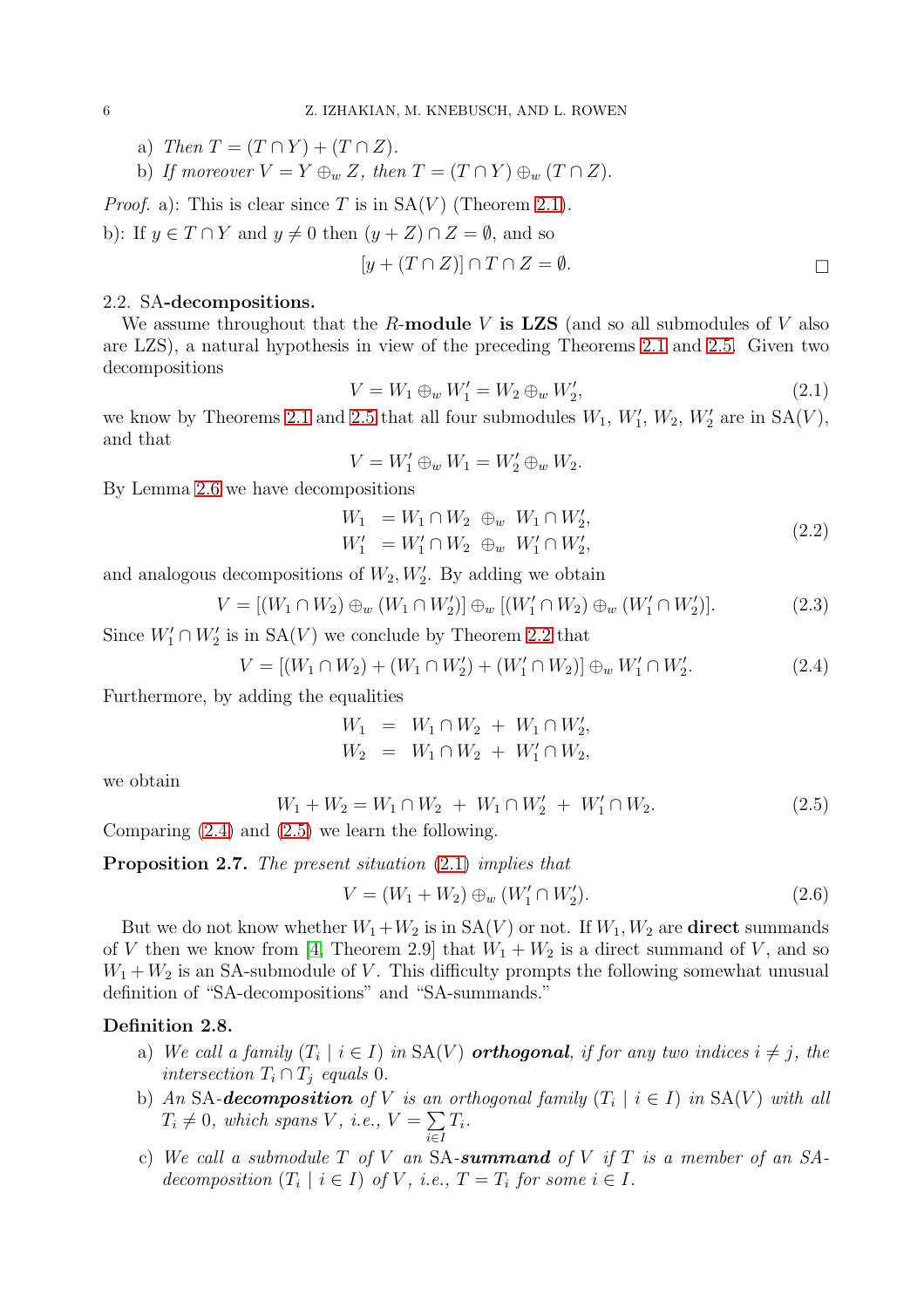a) *Then* $T = (T \cap Y) + (T \cap Z)$.

b) *If moreover* $V = Y \oplus_w Z$, *then* $T = (T \cap Y) \oplus_w (T \cap Z)$.

*Proof.* a): This is clear since $T$ is in $\mathrm{SA}(V)$ (Theorem 2.1).

b): If $y \in T \cap Y$ and $y \neq 0$ then $(y + Z) \cap Z = \emptyset$, and so

$$[y + (T \cap Z)] \cap T \cap Z = \emptyset. \qquad \square$$

## 2.2. SA-decompositions.

We assume throughout that the $R$-**module** $V$ **is LZS** (and so all submodules of $V$ also are LZS), a natural hypothesis in view of the preceding Theorems 2.1 and 2.5. Given two decompositions

$$V = W_1 \oplus_w W_1' = W_2 \oplus_w W_2', \tag{2.1}$$

we know by Theorems 2.1 and 2.5 that all four submodules $W_1$, $W_1'$, $W_2$, $W_2'$ are in $\mathrm{SA}(V)$, and that

$$V = W_1' \oplus_w W_1 = W_2' \oplus_w W_2.$$

By Lemma 2.6 we have decompositions

$$\begin{aligned} W_1 \ &= W_1 \cap W_2 \ \oplus_w \ W_1 \cap W_2', \\ W_1' \ &= W_1' \cap W_2 \ \oplus_w \ W_1' \cap W_2', \end{aligned} \tag{2.2}$$

and analogous decompositions of $W_2, W_2'$. By adding we obtain

$$V = [(W_1 \cap W_2) \oplus_w (W_1 \cap W_2')] \oplus_w [(W_1' \cap W_2) \oplus_w (W_1' \cap W_2')]. \tag{2.3}$$

Since $W_1' \cap W_2'$ is in $\mathrm{SA}(V)$ we conclude by Theorem 2.2 that

$$V = [(W_1 \cap W_2) + (W_1 \cap W_2') + (W_1' \cap W_2)] \oplus_w W_1' \cap W_2'. \tag{2.4}$$

Furthermore, by adding the equalities

$$\begin{aligned} W_1 \ &= \ W_1 \cap W_2 \ + \ W_1 \cap W_2', \\ W_2 \ &= \ W_1 \cap W_2 \ + \ W_1' \cap W_2, \end{aligned}$$

we obtain

$$W_1 + W_2 = W_1 \cap W_2 \ + \ W_1 \cap W_2' \ + \ W_1' \cap W_2. \tag{2.5}$$

Comparing (2.4) and (2.5) we learn the following.

**Proposition 2.7.** *The present situation* (2.1) *implies that*

$$V = (W_1 + W_2) \oplus_w (W_1' \cap W_2'). \tag{2.6}$$

But we do not know whether $W_1 + W_2$ is in $\mathrm{SA}(V)$ or not. If $W_1, W_2$ are **direct** summands of $V$ then we know from [4, Theorem 2.9] that $W_1 + W_2$ is a direct summand of $V$, and so $W_1 + W_2$ is an SA-submodule of $V$. This difficulty prompts the following somewhat unusual definition of "SA-decompositions" and "SA-summands."

**Definition 2.8.**

a) *We call a family* $(T_i \mid i \in I)$ *in* $\mathrm{SA}(V)$ ***orthogonal***, *if for any two indices* $i \neq j$, *the intersection* $T_i \cap T_j$ *equals* $0$.

b) *An* SA-***decomposition*** *of* $V$ *is an orthogonal family* $(T_i \mid i \in I)$ *in* $\mathrm{SA}(V)$ *with all* $T_i \neq 0$, *which spans* $V$, *i.e.,* $V = \sum_{i \in I} T_i$.

c) *We call a submodule* $T$ *of* $V$ *an* SA-***summand*** *of* $V$ *if* $T$ *is a member of an SA-decomposition* $(T_i \mid i \in I)$ *of* $V$, *i.e.,* $T = T_i$ *for some* $i \in I$.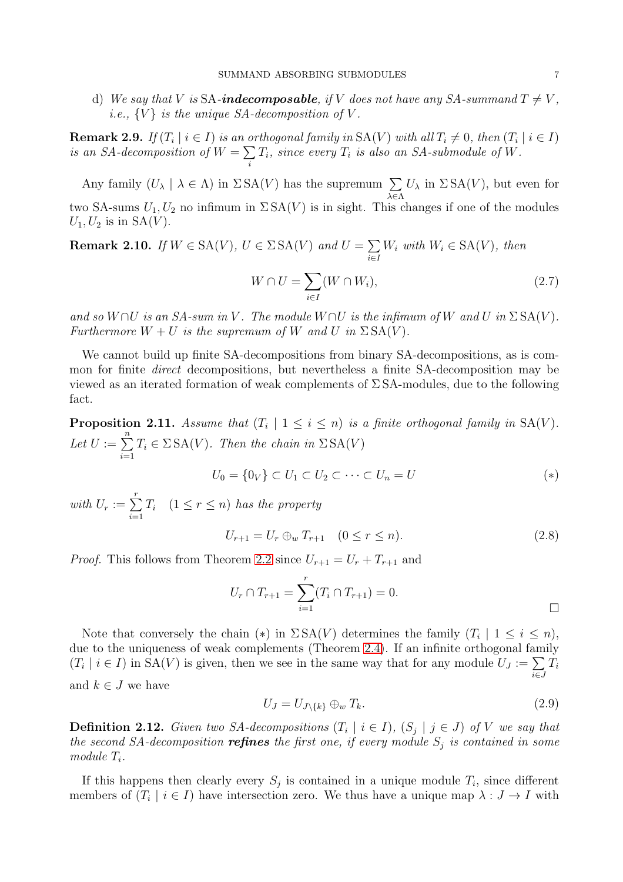d) *We say that $V$ is* SA-***indecomposable***, *if $V$ does not have any SA-summand $T \neq V$, i.e., $\{V\}$ is the unique SA-decomposition of $V$.*

**Remark 2.9.** *If $(T_i \mid i \in I)$ is an orthogonal family in $\mathrm{SA}(V)$ with all $T_i \neq 0$, then $(T_i \mid i \in I)$ is an SA-decomposition of $W = \sum_i T_i$, since every $T_i$ is also an SA-submodule of $W$.*

Any family $(U_\lambda \mid \lambda \in \Lambda)$ in $\Sigma\,\mathrm{SA}(V)$ has the supremum $\sum_{\lambda \in \Lambda} U_\lambda$ in $\Sigma\,\mathrm{SA}(V)$, but even for two SA-sums $U_1, U_2$ no infimum in $\Sigma\,\mathrm{SA}(V)$ is in sight. This changes if one of the modules $U_1, U_2$ is in $\mathrm{SA}(V)$.

**Remark 2.10.** *If $W \in \mathrm{SA}(V)$, $U \in \Sigma\,\mathrm{SA}(V)$ and $U = \sum_{i \in I} W_i$ with $W_i \in \mathrm{SA}(V)$, then*

$$W \cap U = \sum_{i \in I} (W \cap W_i), \tag{2.7}$$

*and so $W \cap U$ is an SA-sum in $V$. The module $W \cap U$ is the infimum of $W$ and $U$ in $\Sigma\,\mathrm{SA}(V)$. Furthermore $W + U$ is the supremum of $W$ and $U$ in $\Sigma\,\mathrm{SA}(V)$.*

We cannot build up finite SA-decompositions from binary SA-decompositions, as is common for finite *direct* decompositions, but nevertheless a finite SA-decomposition may be viewed as an iterated formation of weak complements of $\Sigma$SA-modules, due to the following fact.

**Proposition 2.11.** *Assume that $(T_i \mid 1 \leq i \leq n)$ is a finite orthogonal family in $\mathrm{SA}(V)$. Let $U := \sum_{i=1}^{n} T_i \in \Sigma\,\mathrm{SA}(V)$. Then the chain in $\Sigma\,\mathrm{SA}(V)$*

$$U_0 = \{0_V\} \subset U_1 \subset U_2 \subset \cdots \subset U_n = U \tag{$*$}$$

*with $U_r := \sum_{i=1}^{r} T_i \quad (1 \leq r \leq n)$ has the property*

$$U_{r+1} = U_r \oplus_w T_{r+1} \quad (0 \leq r \leq n). \tag{2.8}$$

*Proof.* This follows from Theorem 2.2 since $U_{r+1} = U_r + T_{r+1}$ and

$$U_r \cap T_{r+1} = \sum_{i=1}^{r} (T_i \cap T_{r+1}) = 0.$$

$\square$

Note that conversely the chain $(*)$ in $\Sigma\,\mathrm{SA}(V)$ determines the family $(T_i \mid 1 \leq i \leq n)$, due to the uniqueness of weak complements (Theorem 2.4). If an infinite orthogonal family $(T_i \mid i \in I)$ in $\mathrm{SA}(V)$ is given, then we see in the same way that for any module $U_J := \sum_{i \in J} T_i$ and $k \in J$ we have

$$U_J = U_{J \setminus \{k\}} \oplus_w T_k. \tag{2.9}$$

**Definition 2.12.** *Given two SA-decompositions $(T_i \mid i \in I)$, $(S_j \mid j \in J)$ of $V$ we say that the second SA-decomposition* ***refines*** *the first one, if every module $S_j$ is contained in some module $T_i$.*

If this happens then clearly every $S_j$ is contained in a unique module $T_i$, since different members of $(T_i \mid i \in I)$ have intersection zero. We thus have a unique map $\lambda : J \to I$ with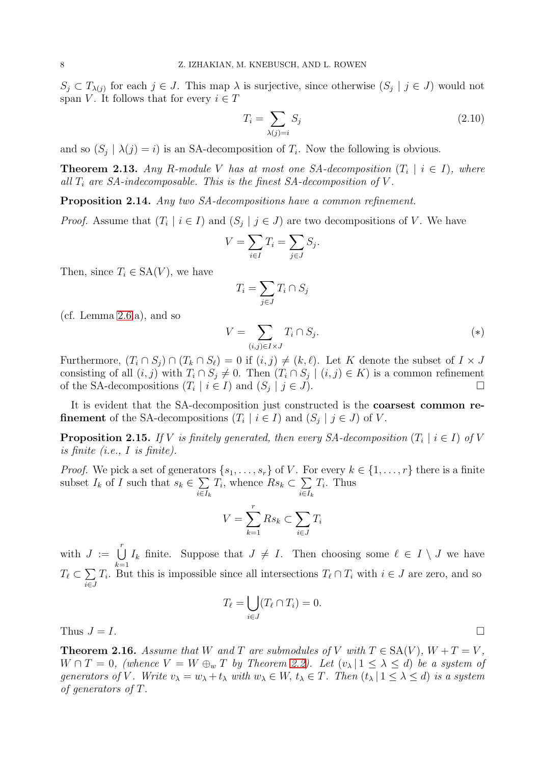$S_j \subset T_{\lambda(j)}$ for each $j \in J$. This map $\lambda$ is surjective, since otherwise $(S_j \mid j \in J)$ would not span $V$. It follows that for every $i \in T$

$$T_i = \sum_{\lambda(j)=i} S_j \tag{2.10}$$

and so $(S_j \mid \lambda(j) = i)$ is an SA-decomposition of $T_i$. Now the following is obvious.

**Theorem 2.13.** *Any $R$-module $V$ has at most one SA-decomposition $(T_i \mid i \in I)$, where all $T_i$ are SA-indecomposable. This is the finest SA-decomposition of $V$.*

**Proposition 2.14.** *Any two SA-decompositions have a common refinement.*

*Proof.* Assume that $(T_i \mid i \in I)$ and $(S_j \mid j \in J)$ are two decompositions of $V$. We have

$$V = \sum_{i \in I} T_i = \sum_{j \in J} S_j.$$

Then, since $T_i \in \mathrm{SA}(V)$, we have

$$T_i = \sum_{j \in J} T_i \cap S_j$$

(cf. Lemma 2.6.a), and so

$$V = \sum_{(i,j) \in I \times J} T_i \cap S_j. \tag{$*$}$$

Furthermore, $(T_i \cap S_j) \cap (T_k \cap S_\ell) = 0$ if $(i,j) \neq (k,\ell)$. Let $K$ denote the subset of $I \times J$ consisting of all $(i,j)$ with $T_i \cap S_j \neq 0$. Then $(T_i \cap S_j \mid (i,j) \in K)$ is a common refinement of the SA-decompositions $(T_i \mid i \in I)$ and $(S_j \mid j \in J)$. $\square$

It is evident that the SA-decomposition just constructed is the **coarsest common refinement** of the SA-decompositions $(T_i \mid i \in I)$ and $(S_j \mid j \in J)$ of $V$.

**Proposition 2.15.** *If $V$ is finitely generated, then every SA-decomposition $(T_i \mid i \in I)$ of $V$ is finite (i.e., $I$ is finite).*

*Proof.* We pick a set of generators $\{s_1, \dots, s_r\}$ of $V$. For every $k \in \{1, \dots, r\}$ there is a finite subset $I_k$ of $I$ such that $s_k \in \sum_{i \in I_k} T_i$, whence $R s_k \subset \sum_{i \in I_k} T_i$. Thus

$$V = \sum_{k=1}^{r} R s_k \subset \sum_{i \in J} T_i$$

with $J := \bigcup_{k=1}^{r} I_k$ finite. Suppose that $J \neq I$. Then choosing some $\ell \in I \setminus J$ we have $T_\ell \subset \sum_{i \in J} T_i$. But this is impossible since all intersections $T_\ell \cap T_i$ with $i \in J$ are zero, and so

$$T_\ell = \bigcup_{i \in J} (T_\ell \cap T_i) = 0.$$

Thus $J = I$. $\square$

**Theorem 2.16.** *Assume that $W$ and $T$ are submodules of $V$ with $T \in \mathrm{SA}(V)$, $W + T = V$, $W \cap T = 0$, (whence $V = W \oplus_w T$ by Theorem 2.2). Let $(v_\lambda \,|\, 1 \leq \lambda \leq d)$ be a system of generators of $V$. Write $v_\lambda = w_\lambda + t_\lambda$ with $w_\lambda \in W$, $t_\lambda \in T$. Then $(t_\lambda \,|\, 1 \leq \lambda \leq d)$ is a system of generators of $T$.*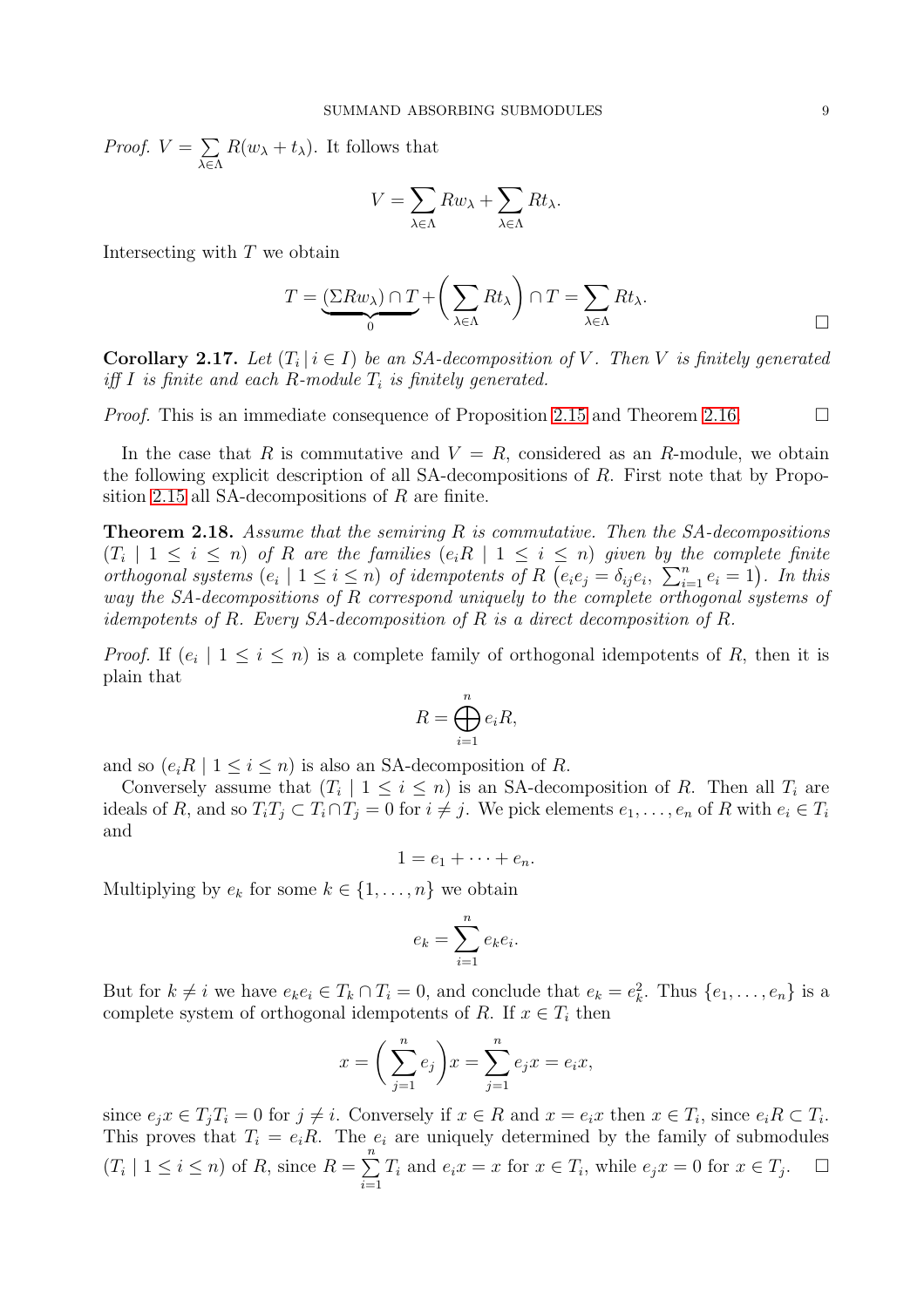*Proof.* $V = \sum_{\lambda \in \Lambda} R(w_\lambda + t_\lambda)$. It follows that

$$V = \sum_{\lambda \in \Lambda} Rw_\lambda + \sum_{\lambda \in \Lambda} Rt_\lambda.$$

Intersecting with $T$ we obtain

$$T = \underbrace{(\Sigma Rw_\lambda) \cap T}_{0} + \Big( \sum_{\lambda \in \Lambda} Rt_\lambda \Big) \cap T = \sum_{\lambda \in \Lambda} Rt_\lambda.$$

□

**Corollary 2.17.** *Let $(T_i \,|\, i \in I)$ be an SA-decomposition of $V$. Then $V$ is finitely generated iff $I$ is finite and each $R$-module $T_i$ is finitely generated.*

*Proof.* This is an immediate consequence of Proposition 2.15 and Theorem 2.16. □

In the case that $R$ is commutative and $V = R$, considered as an $R$-module, we obtain the following explicit description of all SA-decompositions of $R$. First note that by Proposition 2.15 all SA-decompositions of $R$ are finite.

**Theorem 2.18.** *Assume that the semiring $R$ is commutative. Then the SA-decompositions $(T_i \mid 1 \leq i \leq n)$ of $R$ are the families $(e_i R \mid 1 \leq i \leq n)$ given by the complete finite orthogonal systems $(e_i \mid 1 \leq i \leq n)$ of idempotents of $R$ $\big(e_i e_j = \delta_{ij} e_i,\ \sum_{i=1}^n e_i = 1\big)$. In this way the SA-decompositions of $R$ correspond uniquely to the complete orthogonal systems of idempotents of $R$. Every SA-decomposition of $R$ is a direct decomposition of $R$.*

*Proof.* If $(e_i \mid 1 \leq i \leq n)$ is a complete family of orthogonal idempotents of $R$, then it is plain that

$$R = \bigoplus_{i=1}^n e_i R,$$

and so $(e_i R \mid 1 \leq i \leq n)$ is also an SA-decomposition of $R$.

Conversely assume that $(T_i \mid 1 \leq i \leq n)$ is an SA-decomposition of $R$. Then all $T_i$ are ideals of $R$, and so $T_i T_j \subset T_i \cap T_j = 0$ for $i \neq j$. We pick elements $e_1, \dots, e_n$ of $R$ with $e_i \in T_i$ and

$$1 = e_1 + \cdots + e_n.$$

Multiplying by $e_k$ for some $k \in \{1, \dots, n\}$ we obtain

$$e_k = \sum_{i=1}^n e_k e_i.$$

But for $k \neq i$ we have $e_k e_i \in T_k \cap T_i = 0$, and conclude that $e_k = e_k^2$. Thus $\{e_1, \dots, e_n\}$ is a complete system of orthogonal idempotents of $R$. If $x \in T_i$ then

$$x = \Big( \sum_{j=1}^n e_j \Big) x = \sum_{j=1}^n e_j x = e_i x,$$

since $e_j x \in T_j T_i = 0$ for $j \neq i$. Conversely if $x \in R$ and $x = e_i x$ then $x \in T_i$, since $e_i R \subset T_i$. This proves that $T_i = e_i R$. The $e_i$ are uniquely determined by the family of submodules $(T_i \mid 1 \leq i \leq n)$ of $R$, since $R = \sum_{i=1}^n T_i$ and $e_i x = x$ for $x \in T_i$, while $e_j x = 0$ for $x \in T_j$. □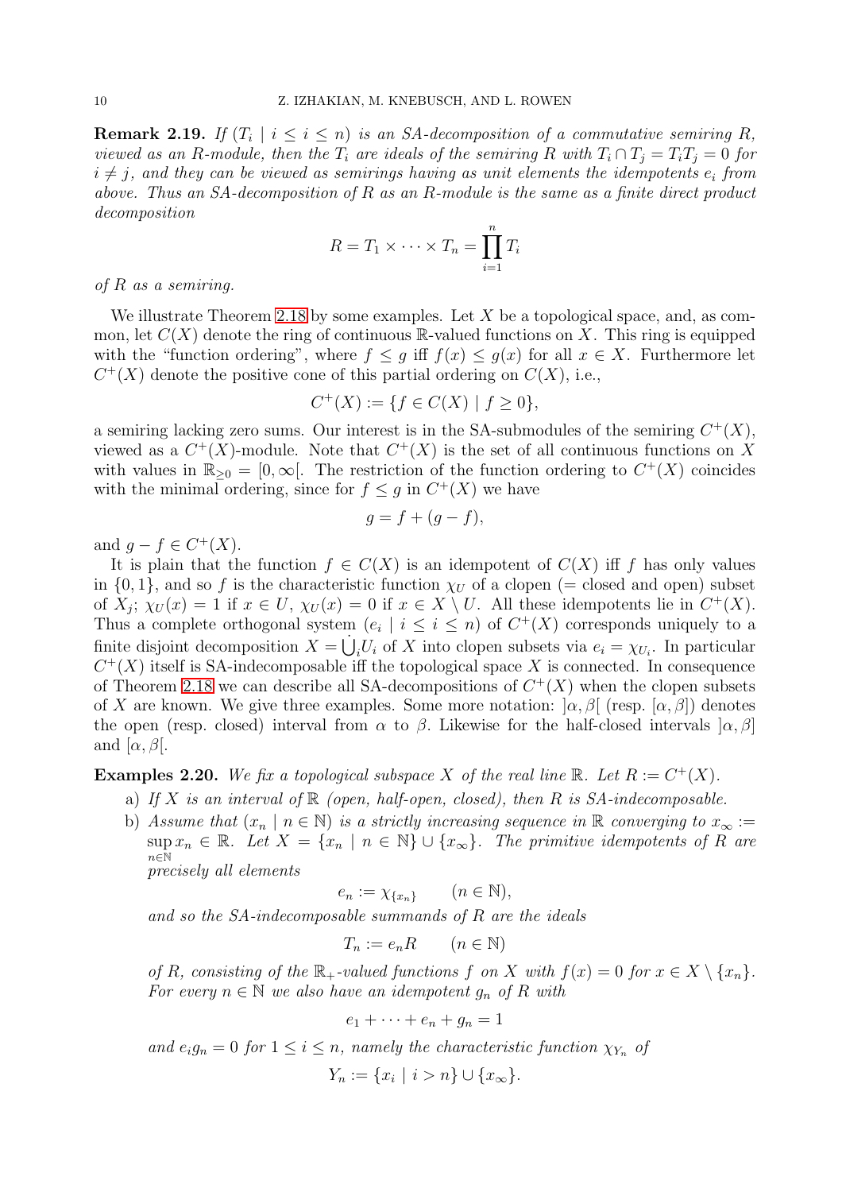**Remark 2.19.** *If $(T_i \mid i \leq i \leq n)$ is an SA-decomposition of a commutative semiring $R$, viewed as an $R$-module, then the $T_i$ are ideals of the semiring $R$ with $T_i \cap T_j = T_iT_j = 0$ for $i \neq j$, and they can be viewed as semirings having as unit elements the idempotents $e_i$ from above. Thus an SA-decomposition of $R$ as an $R$-module is the same as a finite direct product decomposition*

$$R = T_1 \times \cdots \times T_n = \prod_{i=1}^{n} T_i$$

*of $R$ as a semiring.*

We illustrate Theorem 2.18 by some examples. Let $X$ be a topological space, and, as common, let $C(X)$ denote the ring of continuous $\mathbb{R}$-valued functions on $X$. This ring is equipped with the "function ordering", where $f \leq g$ iff $f(x) \leq g(x)$ for all $x \in X$. Furthermore let $C^+(X)$ denote the positive cone of this partial ordering on $C(X)$, i.e.,

$$C^+(X) := \{f \in C(X) \mid f \geq 0\},$$

a semiring lacking zero sums. Our interest is in the SA-submodules of the semiring $C^+(X)$, viewed as a $C^+(X)$-module. Note that $C^+(X)$ is the set of all continuous functions on $X$ with values in $\mathbb{R}_{\geq 0} = [0, \infty[$. The restriction of the function ordering to $C^+(X)$ coincides with the minimal ordering, since for $f \leq g$ in $C^+(X)$ we have

$$g = f + (g - f),$$

and $g - f \in C^+(X)$.

It is plain that the function $f \in C(X)$ is an idempotent of $C(X)$ iff $f$ has only values in $\{0, 1\}$, and so $f$ is the characteristic function $\chi_U$ of a clopen (= closed and open) subset of $X_j$; $\chi_U(x) = 1$ if $x \in U$, $\chi_U(x) = 0$ if $x \in X \setminus U$. All these idempotents lie in $C^+(X)$. Thus a complete orthogonal system $(e_i \mid i \leq i \leq n)$ of $C^+(X)$ corresponds uniquely to a finite disjoint decomposition $X = \dot{\bigcup}_i U_i$ of $X$ into clopen subsets via $e_i = \chi_{U_i}$. In particular $C^+(X)$ itself is SA-indecomposable iff the topological space $X$ is connected. In consequence of Theorem 2.18 we can describe all SA-decompositions of $C^+(X)$ when the clopen subsets of $X$ are known. We give three examples. Some more notation: $]\alpha, \beta[$ (resp. $[\alpha, \beta]$) denotes the open (resp. closed) interval from $\alpha$ to $\beta$. Likewise for the half-closed intervals $]\alpha, \beta]$ and $[\alpha, \beta[$.

**Examples 2.20.** *We fix a topological subspace $X$ of the real line $\mathbb{R}$. Let $R := C^+(X)$.*

a) *If $X$ is an interval of $\mathbb{R}$ (open, half-open, closed), then $R$ is SA-indecomposable.*

b) *Assume that $(x_n \mid n \in \mathbb{N})$ is a strictly increasing sequence in $\mathbb{R}$ converging to $x_\infty := \sup_{n \in \mathbb{N}} x_n \in \mathbb{R}$. Let $X = \{x_n \mid n \in \mathbb{N}\} \cup \{x_\infty\}$. The primitive idempotents of $R$ are precisely all elements*

$$e_n := \chi_{\{x_n\}} \qquad (n \in \mathbb{N}),$$

*and so the SA-indecomposable summands of $R$ are the ideals*

$$T_n := e_n R \qquad (n \in \mathbb{N})$$

*of $R$, consisting of the $\mathbb{R}_+$-valued functions $f$ on $X$ with $f(x) = 0$ for $x \in X \setminus \{x_n\}$. For every $n \in \mathbb{N}$ we also have an idempotent $g_n$ of $R$ with*

$$e_1 + \cdots + e_n + g_n = 1$$

*and $e_i g_n = 0$ for $1 \leq i \leq n$, namely the characteristic function $\chi_{Y_n}$ of*

$$Y_n := \{x_i \mid i > n\} \cup \{x_\infty\}.$$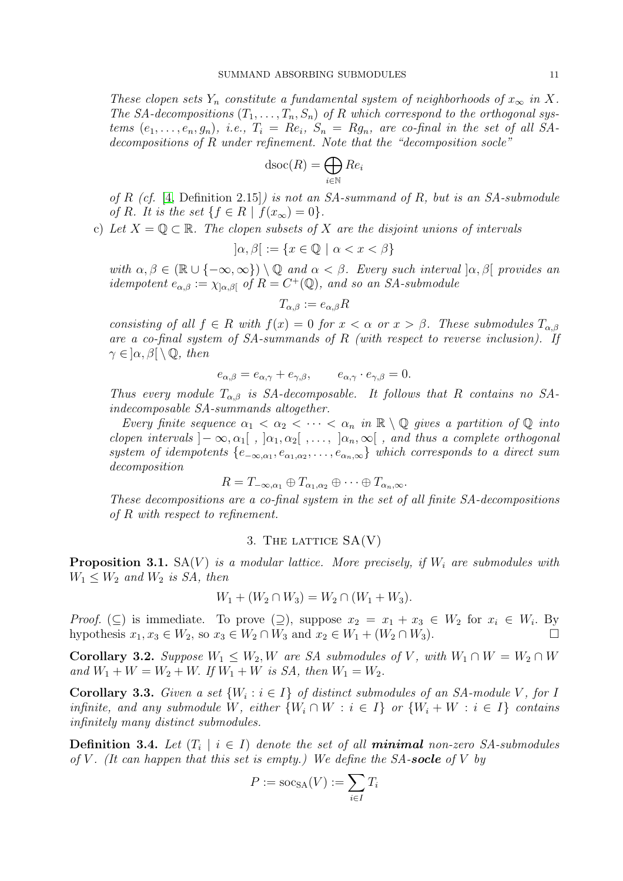*These clopen sets $Y_n$ constitute a fundamental system of neighborhoods of $x_\infty$ in $X$. The SA-decompositions $(T_1, \dots, T_n, S_n)$ of $R$ which correspond to the orthogonal systems $(e_1, \dots, e_n, g_n)$, i.e., $T_i = Re_i$, $S_n = Rg_n$, are co-final in the set of all SA-decompositions of $R$ under refinement. Note that the "decomposition socle"*

$$\operatorname{dsoc}(R) = \bigoplus_{i \in \mathbb{N}} Re_i$$

*of $R$ (cf. [4, Definition 2.15]) is not an SA-summand of $R$, but is an SA-submodule of $R$. It is the set $\{f \in R \mid f(x_\infty) = 0\}$.*

c) *Let $X = \mathbb{Q} \subset \mathbb{R}$. The clopen subsets of $X$ are the disjoint unions of intervals*

$$]\alpha, \beta[ \, := \{x \in \mathbb{Q} \mid \alpha < x < \beta\}$$

*with $\alpha, \beta \in (\mathbb{R} \cup \{-\infty, \infty\}) \setminus \mathbb{Q}$ and $\alpha < \beta$. Every such interval $]\alpha, \beta[$ provides an idempotent $e_{\alpha,\beta} := \chi_{]\alpha,\beta[}$ of $R = C^+(\mathbb{Q})$, and so an SA-submodule*

$$T_{\alpha,\beta} := e_{\alpha,\beta} R$$

*consisting of all $f \in R$ with $f(x) = 0$ for $x < \alpha$ or $x > \beta$. These submodules $T_{\alpha,\beta}$ are a co-final system of SA-summands of $R$ (with respect to reverse inclusion). If $\gamma \in ]\alpha, \beta[ \setminus \mathbb{Q}$, then*

$$e_{\alpha,\beta} = e_{\alpha,\gamma} + e_{\gamma,\beta}, \qquad e_{\alpha,\gamma} \cdot e_{\gamma,\beta} = 0.$$

*Thus every module $T_{\alpha,\beta}$ is SA-decomposable. It follows that $R$ contains no SA-indecomposable SA-summands altogether.*

*Every finite sequence $\alpha_1 < \alpha_2 < \dots < \alpha_n$ in $\mathbb{R} \setminus \mathbb{Q}$ gives a partition of $\mathbb{Q}$ into clopen intervals $]-\infty, \alpha_1[$ , $]\alpha_1, \alpha_2[$ , ..., $]\alpha_n, \infty[$ , and thus a complete orthogonal system of idempotents $\{e_{-\infty,\alpha_1}, e_{\alpha_1,\alpha_2}, \dots, e_{\alpha_n,\infty}\}$ which corresponds to a direct sum decomposition*

$$R = T_{-\infty,\alpha_1} \oplus T_{\alpha_1,\alpha_2} \oplus \dots \oplus T_{\alpha_n,\infty}.$$

*These decompositions are a co-final system in the set of all finite SA-decompositions of $R$ with respect to refinement.*

## 3. The lattice SA(V)

**Proposition 3.1.** *$\mathrm{SA}(V)$ is a modular lattice. More precisely, if $W_i$ are submodules with $W_1 \leq W_2$ and $W_2$ is SA, then*

$$W_1 + (W_2 \cap W_3) = W_2 \cap (W_1 + W_3).$$

*Proof.* ($\subseteq$) is immediate. To prove ($\supseteq$), suppose $x_2 = x_1 + x_3 \in W_2$ for $x_i \in W_i$. By hypothesis $x_1, x_3 \in W_2$, so $x_3 \in W_2 \cap W_3$ and $x_2 \in W_1 + (W_2 \cap W_3)$. □

**Corollary 3.2.** *Suppose $W_1 \leq W_2, W$ are SA submodules of $V$, with $W_1 \cap W = W_2 \cap W$ and $W_1 + W = W_2 + W$. If $W_1 + W$ is SA, then $W_1 = W_2$.*

**Corollary 3.3.** *Given a set $\{W_i : i \in I\}$ of distinct submodules of an SA-module $V$, for $I$ infinite, and any submodule $W$, either $\{W_i \cap W : i \in I\}$ or $\{W_i + W : i \in I\}$ contains infinitely many distinct submodules.*

**Definition 3.4.** *Let $(T_i \mid i \in I)$ denote the set of all* ***minimal*** *non-zero SA-submodules of $V$. (It can happen that this set is empty.) We define the SA-**socle** of $V$ by*

$$P := \operatorname{soc}_{\mathrm{SA}}(V) := \sum_{i \in I} T_i$$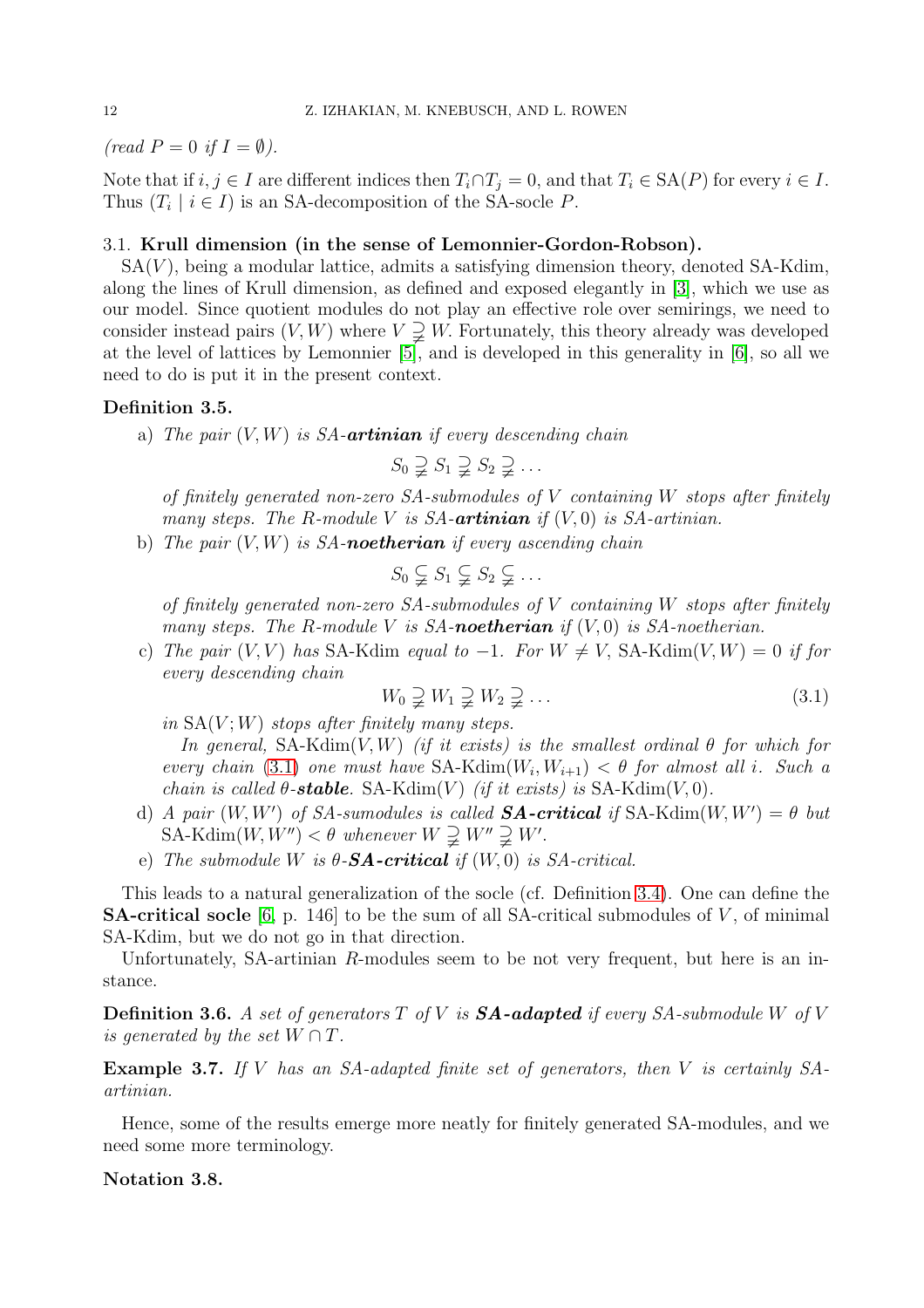*(read $P = 0$ if $I = \emptyset$).*

Note that if $i, j \in I$ are different indices then $T_i \cap T_j = 0$, and that $T_i \in \mathrm{SA}(P)$ for every $i \in I$. Thus $(T_i \mid i \in I)$ is an SA-decomposition of the SA-socle $P$.

### 3.1. Krull dimension (in the sense of Lemonnier-Gordon-Robson).

$\mathrm{SA}(V)$, being a modular lattice, admits a satisfying dimension theory, denoted SA-Kdim, along the lines of Krull dimension, as defined and exposed elegantly in [3], which we use as our model. Since quotient modules do not play an effective role over semirings, we need to consider instead pairs $(V, W)$ where $V \supsetneqq W$. Fortunately, this theory already was developed at the level of lattices by Lemonnier [5], and is developed in this generality in [6], so all we need to do is put it in the present context.

**Definition 3.5.**

a) *The pair $(V, W)$ is SA-**artinian** if every descending chain*

$$S_0 \supsetneqq S_1 \supsetneqq S_2 \supsetneqq \dots$$

*of finitely generated non-zero SA-submodules of $V$ containing $W$ stops after finitely many steps. The $R$-module $V$ is SA-**artinian** if $(V, 0)$ is SA-artinian.*

b) *The pair $(V, W)$ is SA-**noetherian** if every ascending chain*

$$S_0 \subsetneqq S_1 \subsetneqq S_2 \subsetneqq \dots$$

*of finitely generated non-zero SA-submodules of $V$ containing $W$ stops after finitely many steps. The $R$-module $V$ is SA-**noetherian** if $(V, 0)$ is SA-noetherian.*

c) *The pair $(V, V)$ has* SA-Kdim *equal to $-1$. For $W \neq V$, $\text{SA-Kdim}(V, W) = 0$ if for every descending chain*

$$W_0 \supsetneqq W_1 \supsetneqq W_2 \supsetneqq \dots \tag{3.1}$$

*in $\mathrm{SA}(V; W)$ stops after finitely many steps.*

*In general, $\text{SA-Kdim}(V, W)$ (if it exists) is the smallest ordinal $\theta$ for which for every chain (3.1) one must have $\text{SA-Kdim}(W_i, W_{i+1}) < \theta$ for almost all $i$. Such a chain is called $\theta$-**stable**. $\text{SA-Kdim}(V)$ (if it exists) is $\text{SA-Kdim}(V, 0)$.*

d) *A pair $(W, W')$ of SA-sumodules is called **SA-critical** if $\text{SA-Kdim}(W, W') = \theta$ but $\text{SA-Kdim}(W, W'') < \theta$ whenever $W \supsetneqq W'' \supsetneqq W'$.*

e) *The submodule $W$ is $\theta$-**SA-critical** if $(W, 0)$ is SA-critical.*

This leads to a natural generalization of the socle (cf. Definition 3.4). One can define the **SA-critical socle** [6, p. 146] to be the sum of all SA-critical submodules of $V$, of minimal SA-Kdim, but we do not go in that direction.

Unfortunately, SA-artinian $R$-modules seem to be not very frequent, but here is an instance.

**Definition 3.6.** *A set of generators $T$ of $V$ is **SA-adapted** if every SA-submodule $W$ of $V$ is generated by the set $W \cap T$.*

**Example 3.7.** *If $V$ has an SA-adapted finite set of generators, then $V$ is certainly SA-artinian.*

Hence, some of the results emerge more neatly for finitely generated SA-modules, and we need some more terminology.

**Notation 3.8.**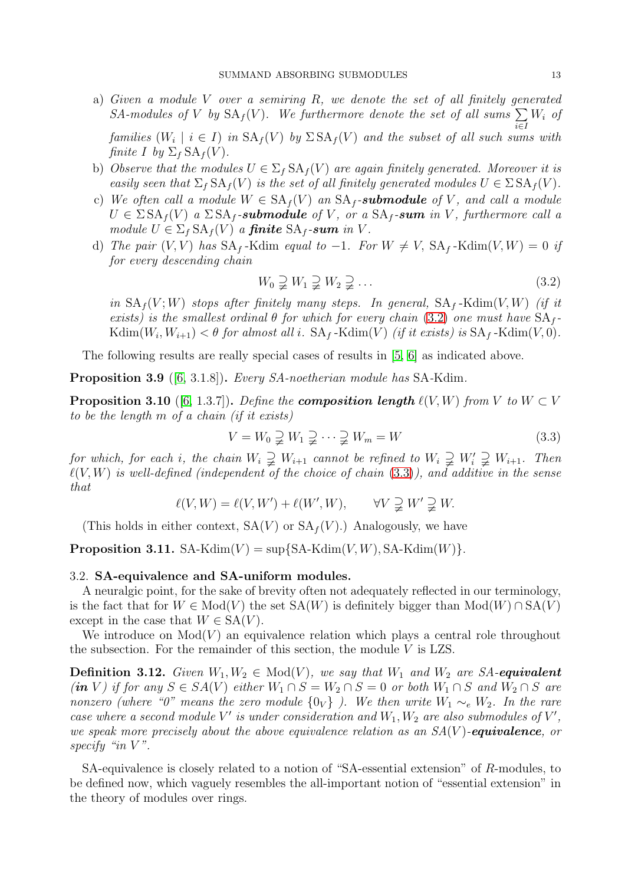a) *Given a module $V$ over a semiring $R$, we denote the set of all finitely generated SA-modules of $V$ by $\mathrm{SA}_f(V)$. We furthermore denote the set of all sums $\sum_{i\in I} W_i$ of families $(W_i \mid i \in I)$ in $\mathrm{SA}_f(V)$ by $\Sigma\,\mathrm{SA}_f(V)$ and the subset of all such sums with finite $I$ by $\Sigma_f\,\mathrm{SA}_f(V)$.*

b) *Observe that the modules $U \in \Sigma_f\,\mathrm{SA}_f(V)$ are again finitely generated. Moreover it is easily seen that $\Sigma_f\,\mathrm{SA}_f(V)$ is the set of all finitely generated modules $U \in \Sigma\,\mathrm{SA}_f(V)$.*

c) *We often call a module $W \in \mathrm{SA}_f(V)$ an $\mathrm{SA}_f$-**submodule** of $V$, and call a module $U \in \Sigma\,\mathrm{SA}_f(V)$ a $\Sigma\,\mathrm{SA}_f$-**submodule** of $V$, or a $\mathrm{SA}_f$-**sum** in $V$, furthermore call a module $U \in \Sigma_f\,\mathrm{SA}_f(V)$ a **finite** $\mathrm{SA}_f$-**sum** in $V$.*

d) *The pair $(V, V)$ has $\mathrm{SA}_f$-Kdim equal to $-1$. For $W \neq V$, $\mathrm{SA}_f\text{-Kdim}(V, W) = 0$ if for every descending chain*

$$W_0 \supsetneqq W_1 \supsetneqq W_2 \supsetneqq \dots \tag{3.2}$$

*in $\mathrm{SA}_f(V; W)$ stops after finitely many steps. In general, $\mathrm{SA}_f\text{-Kdim}(V, W)$ (if it exists) is the smallest ordinal $\theta$ for which for every chain (3.2) one must have $\mathrm{SA}_f\text{-Kdim}(W_i, W_{i+1}) < \theta$ for almost all $i$. $\mathrm{SA}_f\text{-Kdim}(V)$ (if it exists) is $\mathrm{SA}_f\text{-Kdim}(V, 0)$.*

The following results are really special cases of results in [5, 6] as indicated above.

**Proposition 3.9** ([6, 3.1.8]). *Every SA-noetherian module has* SA-Kdim.

**Proposition 3.10** ([6, 1.3.7]). *Define the **composition length** $\ell(V, W)$ from $V$ to $W \subset V$ to be the length $m$ of a chain (if it exists)*

$$V = W_0 \supsetneqq W_1 \supsetneqq \dots \supsetneqq W_m = W \tag{3.3}$$

*for which, for each $i$, the chain $W_i \supsetneqq W_{i+1}$ cannot be refined to $W_i \supsetneqq W_i' \supsetneqq W_{i+1}$. Then $\ell(V, W)$ is well-defined (independent of the choice of chain (3.3)), and additive in the sense that*

$$\ell(V, W) = \ell(V, W') + \ell(W', W), \qquad \forall V \supsetneqq W' \supsetneqq W.$$

(This holds in either context, $\mathrm{SA}(V)$ or $\mathrm{SA}_f(V)$.) Analogously, we have

**Proposition 3.11.** $\mathrm{SA\text{-}Kdim}(V) = \sup\{\mathrm{SA\text{-}Kdim}(V, W), \mathrm{SA\text{-}Kdim}(W)\}$.

### 3.2. SA-equivalence and SA-uniform modules.

A neuralgic point, for the sake of brevity often not adequately reflected in our terminology, is the fact that for $W \in \mathrm{Mod}(V)$ the set $\mathrm{SA}(W)$ is definitely bigger than $\mathrm{Mod}(W) \cap \mathrm{SA}(V)$ except in the case that $W \in \mathrm{SA}(V)$.

We introduce on $\mathrm{Mod}(V)$ an equivalence relation which plays a central role throughout the subsection. For the remainder of this section, the module $V$ is LZS.

**Definition 3.12.** *Given $W_1, W_2 \in \mathrm{Mod}(V)$, we say that $W_1$ and $W_2$ are SA-**equivalent** (**in** $V$) if for any $S \in SA(V)$ either $W_1 \cap S = W_2 \cap S = 0$ or both $W_1 \cap S$ and $W_2 \cap S$ are nonzero (where "0" means the zero module $\{0_V\}$ ). We then write $W_1 \sim_e W_2$. In the rare case where a second module $V'$ is under consideration and $W_1, W_2$ are also submodules of $V'$, we speak more precisely about the above equivalence relation as an $SA(V)$-**equivalence**, or specify "in $V$".*

SA-equivalence is closely related to a notion of "SA-essential extension" of $R$-modules, to be defined now, which vaguely resembles the all-important notion of "essential extension" in the theory of modules over rings.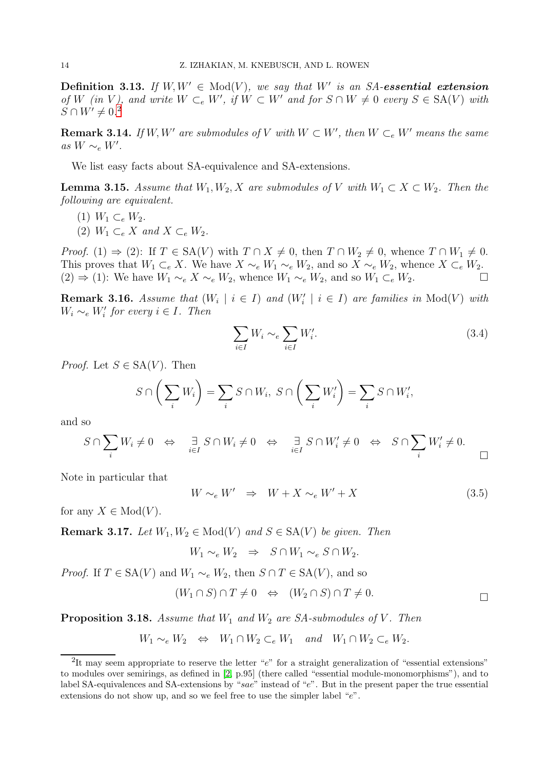**Definition 3.13.** *If $W, W' \in \mathrm{Mod}(V)$, we say that $W'$ is an SA-**essential extension** of $W$ (in $V$), and write $W \subset_e W'$, if $W \subset W'$ and for $S \cap W \neq 0$ every $S \in \mathrm{SA}(V)$ with $S \cap W' \neq 0$.*[2]

**Remark 3.14.** *If $W, W'$ are submodules of $V$ with $W \subset W'$, then $W \subset_e W'$ means the same as $W \sim_e W'$.*

We list easy facts about SA-equivalence and SA-extensions.

**Lemma 3.15.** *Assume that $W_1, W_2, X$ are submodules of $V$ with $W_1 \subset X \subset W_2$. Then the following are equivalent.*

1. *$W_1 \subset_e W_2$.*
2. *$W_1 \subset_e X$ and $X \subset_e W_2$.*

*Proof.* (1) $\Rightarrow$ (2): If $T \in \mathrm{SA}(V)$ with $T \cap X \neq 0$, then $T \cap W_2 \neq 0$, whence $T \cap W_1 \neq 0$. This proves that $W_1 \subset_e X$. We have $X \sim_e W_1 \sim_e W_2$, and so $X \sim_e W_2$, whence $X \subset_e W_2$.
(2) $\Rightarrow$ (1): We have $W_1 \sim_e X \sim_e W_2$, whence $W_1 \sim_e W_2$, and so $W_1 \subset_e W_2$. $\square$

**Remark 3.16.** *Assume that $(W_i \mid i \in I)$ and $(W'_i \mid i \in I)$ are families in $\mathrm{Mod}(V)$ with $W_i \sim_e W'_i$ for every $i \in I$. Then*

$$\sum_{i \in I} W_i \sim_e \sum_{i \in I} W'_i. \tag{3.4}$$

*Proof.* Let $S \in \mathrm{SA}(V)$. Then

$$S \cap \left( \sum_i W_i \right) = \sum_i S \cap W_i, \ S \cap \left( \sum_i W'_i \right) = \sum_i S \cap W'_i,$$

and so

$$S \cap \sum_i W_i \neq 0 \quad \Leftrightarrow \quad \underset{i \in I}{\exists} \, S \cap W_i \neq 0 \quad \Leftrightarrow \quad \underset{i \in I}{\exists} \, S \cap W'_i \neq 0 \quad \Leftrightarrow \quad S \cap \sum_i W'_i \neq 0.$$

$\square$

Note in particular that

$$W \sim_e W' \quad \Rightarrow \quad W + X \sim_e W' + X \tag{3.5}$$

for any $X \in \mathrm{Mod}(V)$.

**Remark 3.17.** *Let $W_1, W_2 \in \mathrm{Mod}(V)$ and $S \in \mathrm{SA}(V)$ be given. Then*

$$W_1 \sim_e W_2 \quad \Rightarrow \quad S \cap W_1 \sim_e S \cap W_2.$$

*Proof.* If $T \in \mathrm{SA}(V)$ and $W_1 \sim_e W_2$, then $S \cap T \in \mathrm{SA}(V)$, and so

$$(W_1 \cap S) \cap T \neq 0 \quad \Leftrightarrow \quad (W_2 \cap S) \cap T \neq 0.$$

$\square$

**Proposition 3.18.** *Assume that $W_1$ and $W_2$ are SA-submodules of $V$. Then*

$$W_1 \sim_e W_2 \quad \Leftrightarrow \quad W_1 \cap W_2 \subset_e W_1 \quad \text{and} \quad W_1 \cap W_2 \subset_e W_2.$$

---

[2] It may seem appropriate to reserve the letter "$e$" for a straight generalization of "essential extensions" to modules over semirings, as defined in [2, p.95] (there called "essential module-monomorphisms"), and to label SA-equivalences and SA-extensions by "$sae$" instead of "$e$". But in the present paper the true essential extensions do not show up, and so we feel free to use the simpler label "$e$".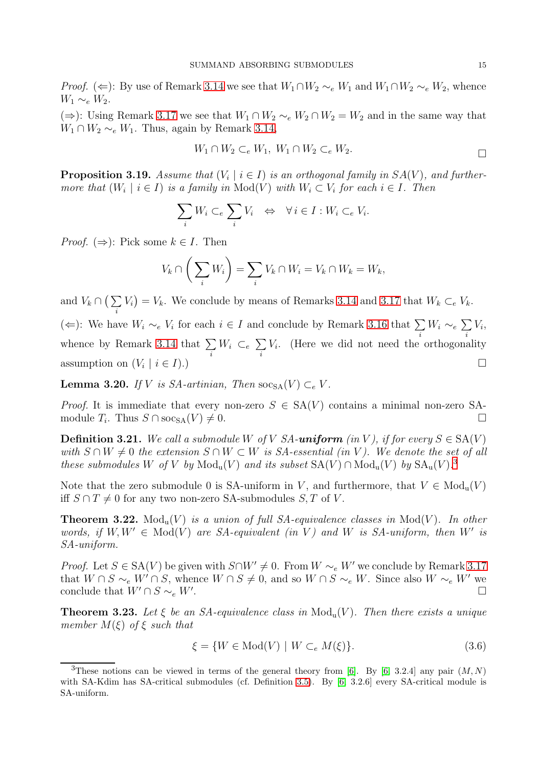*Proof.* (⇐): By use of Remark 3.14 we see that $W_1 \cap W_2 \sim_e W_1$ and $W_1 \cap W_2 \sim_e W_2$, whence $W_1 \sim_e W_2$.

(⇒): Using Remark 3.17 we see that $W_1 \cap W_2 \sim_e W_2 \cap W_2 = W_2$ and in the same way that $W_1 \cap W_2 \sim_e W_1$. Thus, again by Remark 3.14,

$$W_1 \cap W_2 \subset_e W_1,\ W_1 \cap W_2 \subset_e W_2.$$

□

**Proposition 3.19.** *Assume that $(V_i \mid i \in I)$ is an orthogonal family in $SA(V)$, and furthermore that $(W_i \mid i \in I)$ is a family in $\mathrm{Mod}(V)$ with $W_i \subset V_i$ for each $i \in I$. Then*

$$\sum_i W_i \subset_e \sum_i V_i \quad \Leftrightarrow \quad \forall\, i \in I : W_i \subset_e V_i.$$

*Proof.* (⇒): Pick some $k \in I$. Then

$$V_k \cap \left( \sum_i W_i \right) = \sum_i V_k \cap W_i = V_k \cap W_k = W_k,$$

and $V_k \cap \big( \sum_i V_i \big) = V_k$. We conclude by means of Remarks 3.14 and 3.17 that $W_k \subset_e V_k$.

(⇐): We have $W_i \sim_e V_i$ for each $i \in I$ and conclude by Remark 3.16 that $\sum_i W_i \sim_e \sum_i V_i$, whence by Remark 3.14 that $\sum_i W_i \subset_e \sum_i V_i$. (Here we did not need the orthogonality assumption on $(V_i \mid i \in I)$.) □

**Lemma 3.20.** *If $V$ is SA-artinian, Then $\mathrm{soc}_{\mathrm{SA}}(V) \subset_e V$.*

*Proof.* It is immediate that every non-zero $S \in \mathrm{SA}(V)$ contains a minimal non-zero SA-module $T_i$. Thus $S \cap \mathrm{soc}_{\mathrm{SA}}(V) \neq 0$. □

**Definition 3.21.** *We call a submodule $W$ of $V$ SA-**uniform** (in $V$), if for every $S \in \mathrm{SA}(V)$ with $S \cap W \neq 0$ the extension $S \cap W \subset W$ is SA-essential (in $V$). We denote the set of all these submodules $W$ of $V$ by $\mathrm{Mod_u}(V)$ and its subset $\mathrm{SA}(V) \cap \mathrm{Mod_u}(V)$ by $\mathrm{SA_u}(V)$.*[3]

Note that the zero submodule 0 is SA-uniform in $V$, and furthermore, that $V \in \mathrm{Mod_u}(V)$ iff $S \cap T \neq 0$ for any two non-zero SA-submodules $S, T$ of $V$.

**Theorem 3.22.** *$\mathrm{Mod_u}(V)$ is a union of full SA-equivalence classes in $\mathrm{Mod}(V)$. In other words, if $W, W' \in \mathrm{Mod}(V)$ are SA-equivalent (in $V$) and $W$ is SA-uniform, then $W'$ is SA-uniform.*

*Proof.* Let $S \in \mathrm{SA}(V)$ be given with $S \cap W' \neq 0$. From $W \sim_e W'$ we conclude by Remark 3.17 that $W \cap S \sim_e W' \cap S$, whence $W \cap S \neq 0$, and so $W \cap S \sim_e W$. Since also $W \sim_e W'$ we conclude that $W' \cap S \sim_e W'$. □

**Theorem 3.23.** *Let $\xi$ be an SA-equivalence class in $\mathrm{Mod_u}(V)$. Then there exists a unique member $M(\xi)$ of $\xi$ such that*

$$\xi = \{W \in \mathrm{Mod}(V) \mid W \subset_e M(\xi)\}. \tag{3.6}$$

---

[3]These notions can be viewed in terms of the general theory from [6]. By [6, 3.2.4] any pair $(M, N)$ with SA-Kdim has SA-critical submodules (cf. Definition 3.5). By [6, 3.2.6] every SA-critical module is SA-uniform.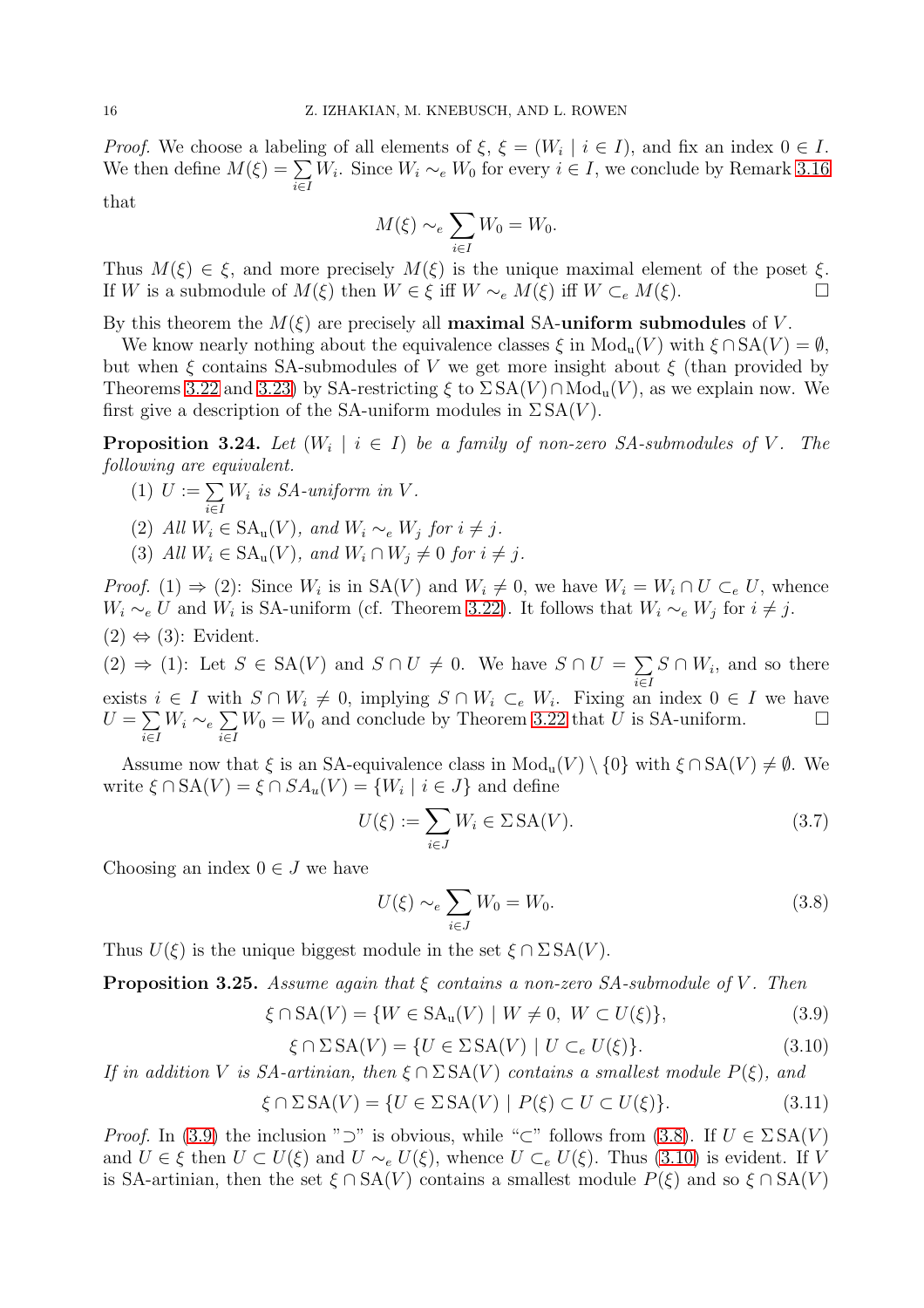*Proof.* We choose a labeling of all elements of $\xi$, $\xi = (W_i \mid i \in I)$, and fix an index $0 \in I$. We then define $M(\xi) = \sum_{i\in I} W_i$. Since $W_i \sim_e W_0$ for every $i \in I$, we conclude by Remark 3.16 that

$$M(\xi) \sim_e \sum_{i\in I} W_0 = W_0.$$

Thus $M(\xi) \in \xi$, and more precisely $M(\xi)$ is the unique maximal element of the poset $\xi$. If $W$ is a submodule of $M(\xi)$ then $W \in \xi$ iff $W \sim_e M(\xi)$ iff $W \subset_e M(\xi)$. $\square$

By this theorem the $M(\xi)$ are precisely all **maximal SA-uniform submodules** of $V$.

We know nearly nothing about the equivalence classes $\xi$ in $\mathrm{Mod_u}(V)$ with $\xi \cap \mathrm{SA}(V) = \emptyset$, but when $\xi$ contains SA-submodules of $V$ we get more insight about $\xi$ (than provided by Theorems 3.22 and 3.23) by SA-restricting $\xi$ to $\Sigma\,\mathrm{SA}(V) \cap \mathrm{Mod_u}(V)$, as we explain now. We first give a description of the SA-uniform modules in $\Sigma\,\mathrm{SA}(V)$.

**Proposition 3.24.** *Let $(W_i \mid i \in I)$ be a family of non-zero SA-submodules of $V$. The following are equivalent.*

1. *$U := \sum_{i\in I} W_i$ is SA-uniform in $V$.*
2. *All $W_i \in \mathrm{SA_u}(V)$, and $W_i \sim_e W_j$ for $i \neq j$.*
3. *All $W_i \in \mathrm{SA_u}(V)$, and $W_i \cap W_j \neq 0$ for $i \neq j$.*

*Proof.* (1) $\Rightarrow$ (2): Since $W_i$ is in $\mathrm{SA}(V)$ and $W_i \neq 0$, we have $W_i = W_i \cap U \subset_e U$, whence $W_i \sim_e U$ and $W_i$ is SA-uniform (cf. Theorem 3.22). It follows that $W_i \sim_e W_j$ for $i \neq j$.

(2) $\Leftrightarrow$ (3): Evident.

(2) $\Rightarrow$ (1): Let $S \in \mathrm{SA}(V)$ and $S \cap U \neq 0$. We have $S \cap U = \sum_{i\in I} S \cap W_i$, and so there exists $i \in I$ with $S \cap W_i \neq 0$, implying $S \cap W_i \subset_e W_i$. Fixing an index $0 \in I$ we have $U = \sum_{i\in I} W_i \sim_e \sum_{i\in I} W_0 = W_0$ and conclude by Theorem 3.22 that $U$ is SA-uniform. $\square$

Assume now that $\xi$ is an SA-equivalence class in $\mathrm{Mod_u}(V) \setminus \{0\}$ with $\xi \cap \mathrm{SA}(V) \neq \emptyset$. We write $\xi \cap \mathrm{SA}(V) = \xi \cap SA_u(V) = \{W_i \mid i \in J\}$ and define

$$U(\xi) := \sum_{i\in J} W_i \in \Sigma\,\mathrm{SA}(V). \tag{3.7}$$

Choosing an index $0 \in J$ we have

$$U(\xi) \sim_e \sum_{i\in J} W_0 = W_0. \tag{3.8}$$

Thus $U(\xi)$ is the unique biggest module in the set $\xi \cap \Sigma\,\mathrm{SA}(V)$.

**Proposition 3.25.** *Assume again that $\xi$ contains a non-zero SA-submodule of $V$. Then*

$$\xi \cap \mathrm{SA}(V) = \{W \in \mathrm{SA_u}(V) \mid W \neq 0,\ W \subset U(\xi)\}, \tag{3.9}$$

$$\xi \cap \Sigma\,\mathrm{SA}(V) = \{U \in \Sigma\,\mathrm{SA}(V) \mid U \subset_e U(\xi)\}. \tag{3.10}$$

*If in addition $V$ is SA-artinian, then $\xi \cap \Sigma\,\mathrm{SA}(V)$ contains a smallest module $P(\xi)$, and*

$$\xi \cap \Sigma\,\mathrm{SA}(V) = \{U \in \Sigma\,\mathrm{SA}(V) \mid P(\xi) \subset U \subset U(\xi)\}. \tag{3.11}$$

*Proof.* In (3.9) the inclusion "$\supset$" is obvious, while "$\subset$" follows from (3.8). If $U \in \Sigma\,\mathrm{SA}(V)$ and $U \in \xi$ then $U \subset U(\xi)$ and $U \sim_e U(\xi)$, whence $U \subset_e U(\xi)$. Thus (3.10) is evident. If $V$ is SA-artinian, then the set $\xi \cap \mathrm{SA}(V)$ contains a smallest module $P(\xi)$ and so $\xi \cap \mathrm{SA}(V)$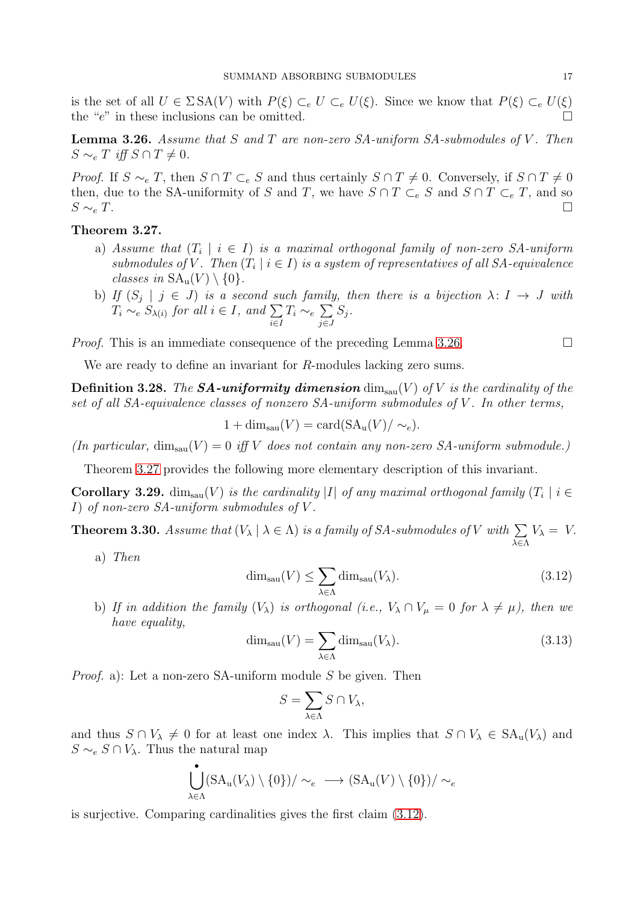is the set of all $U \in \Sigma\,\mathrm{SA}(V)$ with $P(\xi) \subset_e U \subset_e U(\xi)$. Since we know that $P(\xi) \subset_e U(\xi)$ the "$e$" in these inclusions can be omitted. □

**Lemma 3.26.** *Assume that $S$ and $T$ are non-zero SA-uniform SA-submodules of $V$. Then $S \sim_e T$ iff $S \cap T \neq 0$.*

*Proof.* If $S \sim_e T$, then $S \cap T \subset_e S$ and thus certainly $S \cap T \neq 0$. Conversely, if $S \cap T \neq 0$ then, due to the SA-uniformity of $S$ and $T$, we have $S \cap T \subset_e S$ and $S \cap T \subset_e T$, and so $S \sim_e T$. □

**Theorem 3.27.**

a) *Assume that $(T_i \mid i \in I)$ is a maximal orthogonal family of non-zero SA-uniform submodules of $V$. Then $(T_i \mid i \in I)$ is a system of representatives of all SA-equivalence classes in $\mathrm{SA}_\mathrm{u}(V) \setminus \{0\}$.*

b) *If $(S_j \mid j \in J)$ is a second such family, then there is a bijection $\lambda\colon I \to J$ with $T_i \sim_e S_{\lambda(i)}$ for all $i \in I$, and $\sum\limits_{i\in I} T_i \sim_e \sum\limits_{j \in J} S_j$.*

*Proof.* This is an immediate consequence of the preceding Lemma 3.26. □

We are ready to define an invariant for $R$-modules lacking zero sums.

**Definition 3.28.** *The **SA-uniformity dimension** $\dim_{\mathrm{sau}}(V)$ of $V$ is the cardinality of the set of all SA-equivalence classes of nonzero SA-uniform submodules of $V$. In other terms,*

$$1 + \dim_{\mathrm{sau}}(V) = \mathrm{card}(\mathrm{SA}_\mathrm{u}(V)/\sim_e).$$

*(In particular, $\dim_{\mathrm{sau}}(V) = 0$ iff $V$ does not contain any non-zero SA-uniform submodule.)*

Theorem 3.27 provides the following more elementary description of this invariant.

**Corollary 3.29.** *$\dim_{\mathrm{sau}}(V)$ is the cardinality $|I|$ of any maximal orthogonal family $(T_i \mid i \in I)$ of non-zero SA-uniform submodules of $V$.*

**Theorem 3.30.** *Assume that $(V_\lambda \mid \lambda \in \Lambda)$ is a family of SA-submodules of $V$ with $\sum\limits_{\lambda\in\Lambda} V_\lambda = V$.*

a) *Then*

$$\dim_{\mathrm{sau}}(V) \leq \sum_{\lambda\in\Lambda} \dim_{\mathrm{sau}}(V_\lambda). \tag{3.12}$$

b) *If in addition the family $(V_\lambda)$ is orthogonal (i.e., $V_\lambda \cap V_\mu = 0$ for $\lambda \neq \mu$), then we have equality,*

$$\dim_{\mathrm{sau}}(V) = \sum_{\lambda\in\Lambda} \dim_{\mathrm{sau}}(V_\lambda). \tag{3.13}$$

*Proof.* a): Let a non-zero SA-uniform module $S$ be given. Then

$$S = \sum_{\lambda\in\Lambda} S \cap V_\lambda,$$

and thus $S \cap V_\lambda \neq 0$ for at least one index $\lambda$. This implies that $S \cap V_\lambda \in \mathrm{SA}_\mathrm{u}(V_\lambda)$ and $S \sim_e S \cap V_\lambda$. Thus the natural map

$$\dot{\bigcup_{\lambda\in\Lambda}} (\mathrm{SA}_\mathrm{u}(V_\lambda) \setminus \{0\})/\sim_e \;\longrightarrow (\mathrm{SA}_\mathrm{u}(V) \setminus \{0\})/\sim_e$$

is surjective. Comparing cardinalities gives the first claim (3.12).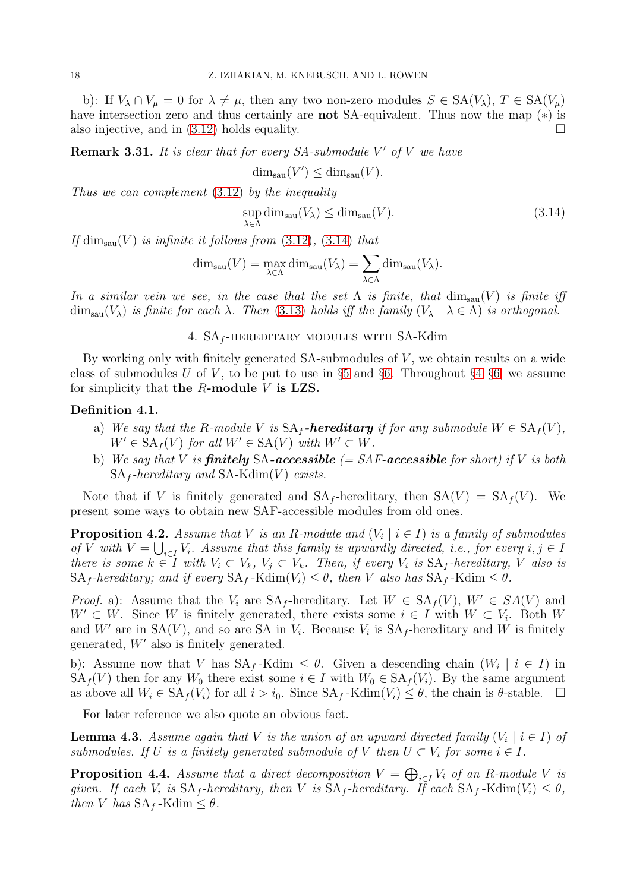b): If $V_\lambda \cap V_\mu = 0$ for $\lambda \neq \mu$, then any two non-zero modules $S \in \mathrm{SA}(V_\lambda)$, $T \in \mathrm{SA}(V_\mu)$ have intersection zero and thus certainly are **not** SA-equivalent. Thus now the map $(*)$ is also injective, and in (3.12) holds equality. $\square$

**Remark 3.31.** *It is clear that for every SA-submodule $V'$ of $V$ we have*

$$\dim_{\mathrm{sau}}(V') \leq \dim_{\mathrm{sau}}(V).$$

*Thus we can complement (3.12) by the inequality*

$$\sup_{\lambda \in \Lambda} \dim_{\mathrm{sau}}(V_\lambda) \leq \dim_{\mathrm{sau}}(V). \tag{3.14}$$

*If $\dim_{\mathrm{sau}}(V)$ is infinite it follows from (3.12), (3.14) that*

$$\dim_{\mathrm{sau}}(V) = \max_{\lambda \in \Lambda} \dim_{\mathrm{sau}}(V_\lambda) = \sum_{\lambda \in \Lambda} \dim_{\mathrm{sau}}(V_\lambda).$$

*In a similar vein we see, in the case that the set $\Lambda$ is finite, that $\dim_{\mathrm{sau}}(V)$ is finite iff $\dim_{\mathrm{sau}}(V_\lambda)$ is finite for each $\lambda$. Then (3.13) holds iff the family $(V_\lambda \mid \lambda \in \Lambda)$ is orthogonal.*

## 4. $\mathrm{SA}_f$-hereditary modules with SA-Kdim

By working only with finitely generated SA-submodules of $V$, we obtain results on a wide class of submodules $U$ of $V$, to be put to use in §5 and §6. Throughout §4–§6, we assume for simplicity that **the $R$-module $V$ is LZS.**

**Definition 4.1.**

a) *We say that the $R$-module $V$ is $\mathrm{SA}_f$**-hereditary** if for any submodule $W \in \mathrm{SA}_f(V)$, $W' \in \mathrm{SA}_f(V)$ for all $W' \in \mathrm{SA}(V)$ with $W' \subset W$.*

b) *We say that $V$ is **finitely** $\mathrm{SA}$**-accessible** (= SAF-**accessible** for short) if $V$ is both $\mathrm{SA}_f$-hereditary and SA-Kdim$(V)$ exists.*

Note that if $V$ is finitely generated and $\mathrm{SA}_f$-hereditary, then $\mathrm{SA}(V) = \mathrm{SA}_f(V)$. We present some ways to obtain new SAF-accessible modules from old ones.

**Proposition 4.2.** *Assume that $V$ is an $R$-module and $(V_i \mid i \in I)$ is a family of submodules of $V$ with $V = \bigcup_{i \in I} V_i$. Assume that this family is upwardly directed, i.e., for every $i, j \in I$ there is some $k \in I$ with $V_i \subset V_k$, $V_j \subset V_k$. Then, if every $V_i$ is $\mathrm{SA}_f$-hereditary, $V$ also is $\mathrm{SA}_f$-hereditary; and if every $\mathrm{SA}_f$-Kdim$(V_i) \leq \theta$, then $V$ also has $\mathrm{SA}_f$-Kdim $\leq \theta$.*

*Proof.* a): Assume that the $V_i$ are $\mathrm{SA}_f$-hereditary. Let $W \in \mathrm{SA}_f(V)$, $W' \in SA(V)$ and $W' \subset W$. Since $W$ is finitely generated, there exists some $i \in I$ with $W \subset V_i$. Both $W$ and $W'$ are in $\mathrm{SA}(V)$, and so are SA in $V_i$. Because $V_i$ is $\mathrm{SA}_f$-hereditary and $W$ is finitely generated, $W'$ also is finitely generated.

b): Assume now that $V$ has $\mathrm{SA}_f$-Kdim $\leq \theta$. Given a descending chain $(W_i \mid i \in I)$ in $\mathrm{SA}_f(V)$ then for any $W_0$ there exist some $i \in I$ with $W_0 \in \mathrm{SA}_f(V_i)$. By the same argument as above all $W_i \in \mathrm{SA}_f(V_i)$ for all $i > i_0$. Since $\mathrm{SA}_f$-Kdim$(V_i) \leq \theta$, the chain is $\theta$-stable. $\square$

For later reference we also quote an obvious fact.

**Lemma 4.3.** *Assume again that $V$ is the union of an upward directed family $(V_i \mid i \in I)$ of submodules. If $U$ is a finitely generated submodule of $V$ then $U \subset V_i$ for some $i \in I$.*

**Proposition 4.4.** *Assume that a direct decomposition $V = \bigoplus_{i \in I} V_i$ of an $R$-module $V$ is given. If each $V_i$ is $\mathrm{SA}_f$-hereditary, then $V$ is $\mathrm{SA}_f$-hereditary. If each $\mathrm{SA}_f$-Kdim$(V_i) \leq \theta$, then $V$ has $\mathrm{SA}_f$-Kdim $\leq \theta$.*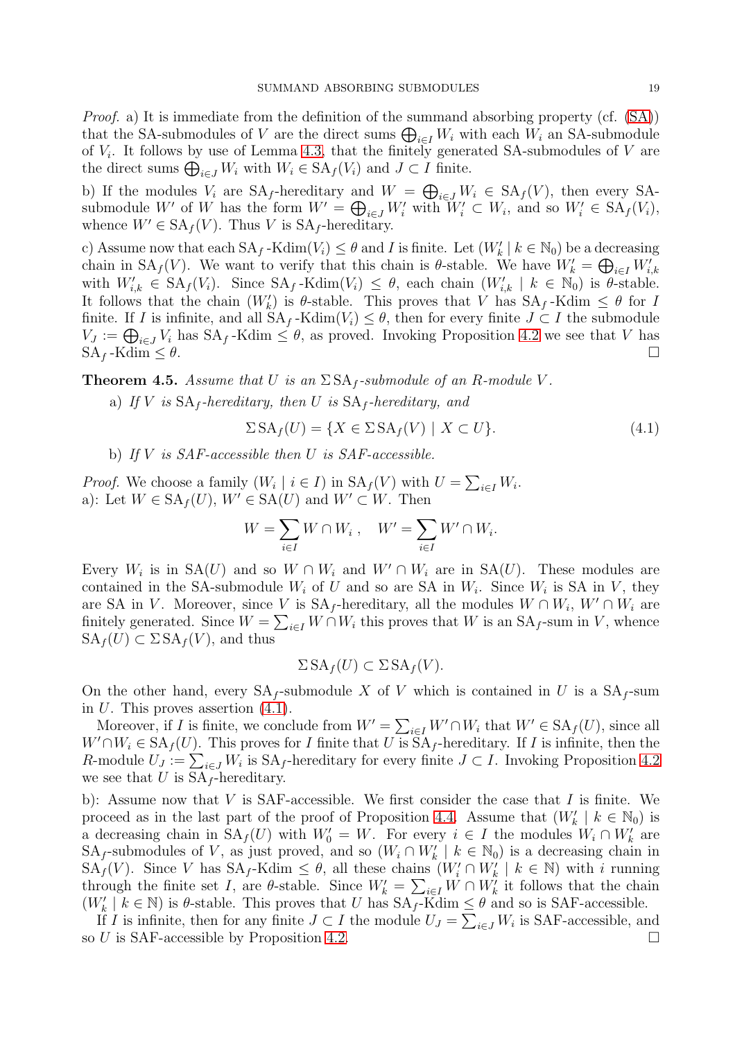*Proof.* a) It is immediate from the definition of the summand absorbing property (cf. (SA)) that the SA-submodules of $V$ are the direct sums $\bigoplus_{i\in I} W_i$ with each $W_i$ an SA-submodule of $V_i$. It follows by use of Lemma 4.3, that the finitely generated SA-submodules of $V$ are the direct sums $\bigoplus_{i\in J} W_i$ with $W_i \in \mathrm{SA}_f(V_i)$ and $J \subset I$ finite.

b) If the modules $V_i$ are $\mathrm{SA}_f$-hereditary and $W = \bigoplus_{i\in J} W_i \in \mathrm{SA}_f(V)$, then every SA-submodule $W'$ of $W$ has the form $W' = \bigoplus_{i\in J} W'_i$ with $W'_i \subset W_i$, and so $W'_i \in \mathrm{SA}_f(V_i)$, whence $W' \in \mathrm{SA}_f(V)$. Thus $V$ is $\mathrm{SA}_f$-hereditary.

c) Assume now that each $\mathrm{SA}_f\text{-Kdim}(V_i) \leq \theta$ and $I$ is finite. Let $(W'_k \mid k \in \mathbb{N}_0)$ be a decreasing chain in $\mathrm{SA}_f(V)$. We want to verify that this chain is $\theta$-stable. We have $W'_k = \bigoplus_{i\in I} W'_{i,k}$ with $W'_{i,k} \in \mathrm{SA}_f(V_i)$. Since $\mathrm{SA}_f\text{-Kdim}(V_i) \leq \theta$, each chain $(W'_{i,k} \mid k \in \mathbb{N}_0)$ is $\theta$-stable. It follows that the chain $(W'_k)$ is $\theta$-stable. This proves that $V$ has $\mathrm{SA}_f\text{-Kdim} \leq \theta$ for $I$ finite. If $I$ is infinite, and all $\mathrm{SA}_f\text{-Kdim}(V_i) \leq \theta$, then for every finite $J \subset I$ the submodule $V_J := \bigoplus_{i\in J} V_i$ has $\mathrm{SA}_f\text{-Kdim} \leq \theta$, as proved. Invoking Proposition 4.2 we see that $V$ has $\mathrm{SA}_f\text{-Kdim} \leq \theta$. $\square$

**Theorem 4.5.** *Assume that $U$ is an $\Sigma\mathrm{SA}_f$-submodule of an $R$-module $V$.*

a) *If $V$ is $\mathrm{SA}_f$-hereditary, then $U$ is $\mathrm{SA}_f$-hereditary, and*

$$\Sigma\mathrm{SA}_f(U) = \{X \in \Sigma\mathrm{SA}_f(V) \mid X \subset U\}. \tag{4.1}$$

b) *If $V$ is SAF-accessible then $U$ is SAF-accessible.*

*Proof.* We choose a family $(W_i \mid i \in I)$ in $\mathrm{SA}_f(V)$ with $U = \sum_{i\in I} W_i$.
a): Let $W \in \mathrm{SA}_f(U)$, $W' \in \mathrm{SA}(U)$ and $W' \subset W$. Then

$$W = \sum_{i\in I} W \cap W_i\,, \quad W' = \sum_{i\in I} W' \cap W_i.$$

Every $W_i$ is in $\mathrm{SA}(U)$ and so $W \cap W_i$ and $W' \cap W_i$ are in $\mathrm{SA}(U)$. These modules are contained in the SA-submodule $W_i$ of $U$ and so are SA in $W_i$. Since $W_i$ is SA in $V$, they are SA in $V$. Moreover, since $V$ is $\mathrm{SA}_f$-hereditary, all the modules $W \cap W_i$, $W' \cap W_i$ are finitely generated. Since $W = \sum_{i\in I} W \cap W_i$ this proves that $W$ is an $\mathrm{SA}_f$-sum in $V$, whence $\mathrm{SA}_f(U) \subset \Sigma\mathrm{SA}_f(V)$, and thus

$$\Sigma\mathrm{SA}_f(U) \subset \Sigma\mathrm{SA}_f(V).$$

On the other hand, every $\mathrm{SA}_f$-submodule $X$ of $V$ which is contained in $U$ is a $\mathrm{SA}_f$-sum in $U$. This proves assertion (4.1).

Moreover, if $I$ is finite, we conclude from $W' = \sum_{i\in I} W' \cap W_i$ that $W' \in \mathrm{SA}_f(U)$, since all $W' \cap W_i \in \mathrm{SA}_f(U)$. This proves for $I$ finite that $U$ is $\mathrm{SA}_f$-hereditary. If $I$ is infinite, then the $R$-module $U_J := \sum_{i\in J} W_i$ is $\mathrm{SA}_f$-hereditary for every finite $J \subset I$. Invoking Proposition 4.2 we see that $U$ is $\mathrm{SA}_f$-hereditary.

b): Assume now that $V$ is SAF-accessible. We first consider the case that $I$ is finite. We proceed as in the last part of the proof of Proposition 4.4. Assume that $(W'_k \mid k \in \mathbb{N}_0)$ is a decreasing chain in $\mathrm{SA}_f(U)$ with $W'_0 = W$. For every $i \in I$ the modules $W_i \cap W'_k$ are $\mathrm{SA}_f$-submodules of $V$, as just proved, and so $(W_i \cap W'_k \mid k \in \mathbb{N}_0)$ is a decreasing chain in $\mathrm{SA}_f(V)$. Since $V$ has $\mathrm{SA}_f\text{-Kdim} \leq \theta$, all these chains $(W'_i \cap W'_k \mid k \in \mathbb{N})$ with $i$ running through the finite set $I$, are $\theta$-stable. Since $W'_k = \sum_{i\in I} W \cap W'_k$ it follows that the chain $(W'_k \mid k \in \mathbb{N})$ is $\theta$-stable. This proves that $U$ has $\mathrm{SA}_f\text{-Kdim} \leq \theta$ and so is SAF-accessible.

If $I$ is infinite, then for any finite $J \subset I$ the module $U_J = \sum_{i\in J} W_i$ is SAF-accessible, and so $U$ is SAF-accessible by Proposition 4.2. $\square$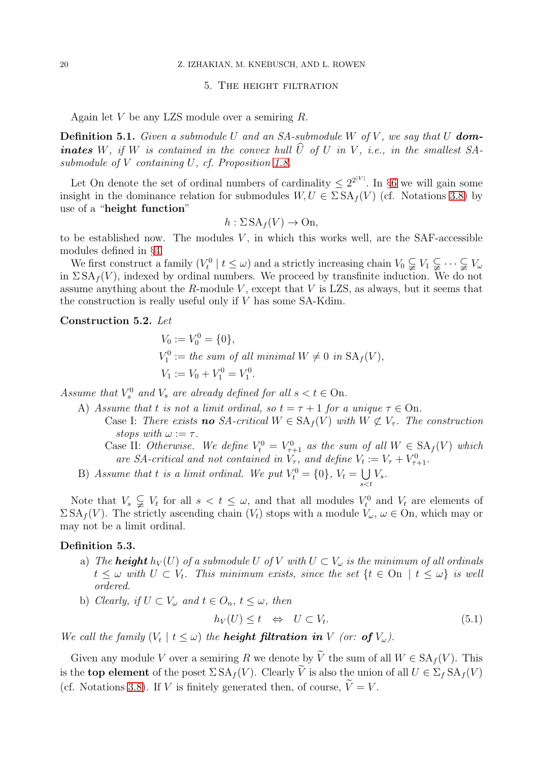## 5. The height filtration

Again let $V$ be any LZS module over a semiring $R$.

**Definition 5.1.** *Given a submodule $U$ and an SA-submodule $W$ of $V$, we say that $U$* ***dominates*** *$W$, if $W$ is contained in the convex hull $\widehat{U}$ of $U$ in $V$, i.e., in the smallest SA-submodule of $V$ containing $U$, cf. Proposition 1.8.*

Let On denote the set of ordinal numbers of cardinality $\leq 2^{2^{|V|}}$. In §6 we will gain some insight in the dominance relation for submodules $W, U \in \Sigma\,\mathrm{SA}_f(V)$ (cf. Notations 3.8) by use of a "**height function**"

$$h : \Sigma\,\mathrm{SA}_f(V) \to \mathrm{On},$$

to be established now. The modules $V$, in which this works well, are the SAF-accessible modules defined in §4.

We first construct a family $(V_t^0 \mid t \leq \omega)$ and a strictly increasing chain $V_0 \subsetneqq V_1 \subsetneqq \cdots \subsetneqq V_\omega$ in $\Sigma\,\mathrm{SA}_f(V)$, indexed by ordinal numbers. We proceed by transfinite induction. We do not assume anything about the $R$-module $V$, except that $V$ is LZS, as always, but it seems that the construction is really useful only if $V$ has some SA-Kdim.

**Construction 5.2.** *Let*

$$\begin{aligned}
V_0 &:= V_0^0 = \{0\}, \\
V_1^0 &:= \textit{the sum of all minimal } W \neq 0 \textit{ in } \mathrm{SA}_f(V), \\
V_1 &:= V_0 + V_1^0 = V_1^0.
\end{aligned}$$

*Assume that $V_s^0$ and $V_s$ are already defined for all $s < t \in \mathrm{On}$.*

A) *Assume that $t$ is not a limit ordinal, so $t = \tau + 1$ for a unique $\tau \in \mathrm{On}$.*
   - Case I: *There exists* ***no*** *SA-critical $W \in \mathrm{SA}_f(V)$ with $W \not\subset V_\tau$. The construction stops with $\omega := \tau$.*
   - Case II: *Otherwise. We define $V_t^0 = V_{\tau+1}^0$ as the sum of all $W \in \mathrm{SA}_f(V)$ which are SA-critical and not contained in $V_\tau$, and define $V_t := V_\tau + V_{\tau+1}^0$.*

B) *Assume that $t$ is a limit ordinal. We put $V_t^0 = \{0\}$, $V_t = \bigcup_{s<t} V_s$.*

Note that $V_s \subsetneqq V_t$ for all $s < t \leq \omega$, and that all modules $V_t^0$ and $V_t$ are elements of $\Sigma\,\mathrm{SA}_f(V)$. The strictly ascending chain $(V_t)$ stops with a module $V_\omega$, $\omega \in \mathrm{On}$, which may or may not be a limit ordinal.

**Definition 5.3.**

a) *The* ***height*** *$h_V(U)$ of a submodule $U$ of $V$ with $U \subset V_\omega$ is the minimum of all ordinals $t \leq \omega$ with $U \subset V_t$. This minimum exists, since the set $\{t \in \mathrm{On} \mid t \leq \omega\}$ is well ordered.*

b) *Clearly, if $U \subset V_\omega$ and $t \in O_n$, $t \leq \omega$, then*

$$h_V(U) \leq t \quad \Leftrightarrow \quad U \subset V_t. \tag{5.1}$$

*We call the family $(V_t \mid t \leq \omega)$ the* ***height filtration in*** *$V$ (or:* ***of*** *$V_\omega$).*

Given any module $V$ over a semiring $R$ we denote by $\widetilde{V}$ the sum of all $W \in \mathrm{SA}_f(V)$. This is the **top element** of the poset $\Sigma\,\mathrm{SA}_f(V)$. Clearly $\widetilde{V}$ is also the union of all $U \in \Sigma_f\,\mathrm{SA}_f(V)$ (cf. Notations 3.8). If $V$ is finitely generated then, of course, $\widetilde{V} = V$.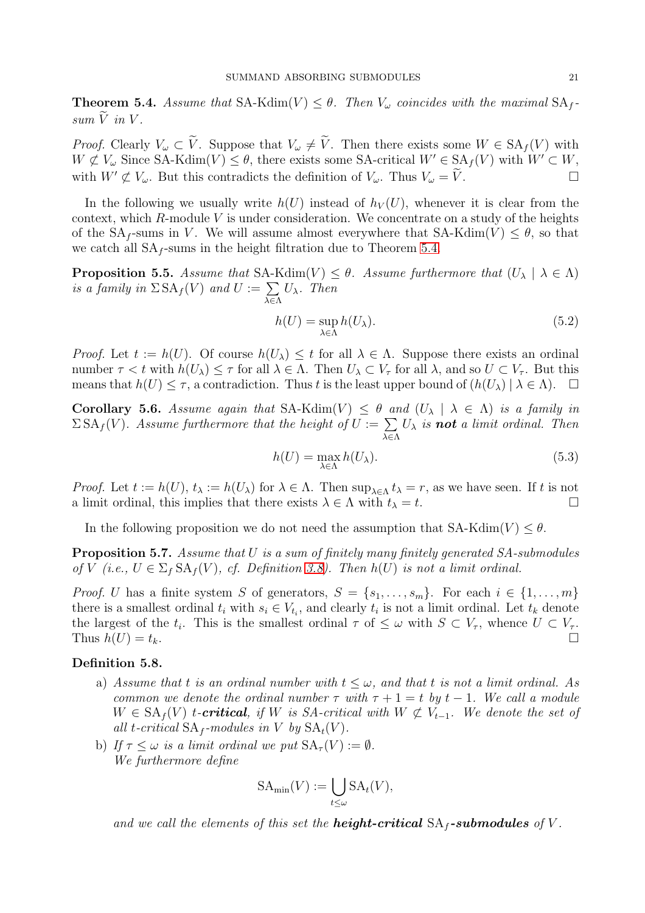**Theorem 5.4.** *Assume that* $\text{SA-Kdim}(V) \leq \theta$*. Then* $V_\omega$ *coincides with the maximal* $\text{SA}_f$*-sum* $\widetilde{V}$ *in* $V$*.*

*Proof.* Clearly $V_\omega \subset \widetilde{V}$. Suppose that $V_\omega \neq \widetilde{V}$. Then there exists some $W \in \text{SA}_f(V)$ with $W \not\subset V_\omega$ Since $\text{SA-Kdim}(V) \leq \theta$, there exists some SA-critical $W' \in \text{SA}_f(V)$ with $W' \subset W$, with $W' \not\subset V_\omega$. But this contradicts the definition of $V_\omega$. Thus $V_\omega = \widetilde{V}$. □

In the following we usually write $h(U)$ instead of $h_V(U)$, whenever it is clear from the context, which $R$-module $V$ is under consideration. We concentrate on a study of the heights of the $\text{SA}_f$-sums in $V$. We will assume almost everywhere that $\text{SA-Kdim}(V) \leq \theta$, so that we catch all $\text{SA}_f$-sums in the height filtration due to Theorem 5.4.

**Proposition 5.5.** *Assume that* $\text{SA-Kdim}(V) \leq \theta$*. Assume furthermore that* $(U_\lambda \mid \lambda \in \Lambda)$ *is a family in* $\Sigma\,\text{SA}_f(V)$ *and* $U := \sum\limits_{\lambda \in \Lambda} U_\lambda$*. Then*

$$h(U) = \sup_{\lambda \in \Lambda} h(U_\lambda). \tag{5.2}$$

*Proof.* Let $t := h(U)$. Of course $h(U_\lambda) \leq t$ for all $\lambda \in \Lambda$. Suppose there exists an ordinal number $\tau < t$ with $h(U_\lambda) \leq \tau$ for all $\lambda \in \Lambda$. Then $U_\lambda \subset V_\tau$ for all $\lambda$, and so $U \subset V_\tau$. But this means that $h(U) \leq \tau$, a contradiction. Thus $t$ is the least upper bound of $(h(U_\lambda) \mid \lambda \in \Lambda)$. □

**Corollary 5.6.** *Assume again that* $\text{SA-Kdim}(V) \leq \theta$ *and* $(U_\lambda \mid \lambda \in \Lambda)$ *is a family in* $\Sigma\,\text{SA}_f(V)$*. Assume furthermore that the height of* $U := \sum\limits_{\lambda \in \Lambda} U_\lambda$ *is* ***not*** *a limit ordinal. Then*

$$h(U) = \max_{\lambda \in \Lambda} h(U_\lambda). \tag{5.3}$$

*Proof.* Let $t := h(U)$, $t_\lambda := h(U_\lambda)$ for $\lambda \in \Lambda$. Then $\sup_{\lambda \in \Lambda} t_\lambda = r$, as we have seen. If $t$ is not a limit ordinal, this implies that there exists $\lambda \in \Lambda$ with $t_\lambda = t$. □

In the following proposition we do not need the assumption that $\text{SA-Kdim}(V) \leq \theta$.

**Proposition 5.7.** *Assume that* $U$ *is a sum of finitely many finitely generated SA-submodules of* $V$ *(i.e.,* $U \in \Sigma_f\,\text{SA}_f(V)$*, cf. Definition 3.8). Then* $h(U)$ *is not a limit ordinal.*

*Proof.* $U$ has a finite system $S$ of generators, $S = \{s_1, \dots, s_m\}$. For each $i \in \{1, \dots, m\}$ there is a smallest ordinal $t_i$ with $s_i \in V_{t_i}$, and clearly $t_i$ is not a limit ordinal. Let $t_k$ denote the largest of the $t_i$. This is the smallest ordinal $\tau$ of $\leq \omega$ with $S \subset V_\tau$, whence $U \subset V_\tau$. Thus $h(U) = t_k$. □

**Definition 5.8.**

a) *Assume that* $t$ *is an ordinal number with* $t \leq \omega$*, and that* $t$ *is not a limit ordinal. As common we denote the ordinal number* $\tau$ *with* $\tau + 1 = t$ *by* $t - 1$*. We call a module* $W \in \text{SA}_f(V)$ $t$***-critical****, if* $W$ *is SA-critical with* $W \not\subset V_{t-1}$*. We denote the set of all* $t$*-critical* $\text{SA}_f$*-modules in* $V$ *by* $\text{SA}_t(V)$*.*

b) *If* $\tau \leq \omega$ *is a limit ordinal we put* $\text{SA}_\tau(V) := \emptyset$*.*
*We furthermore define*

$$\text{SA}_{\min}(V) := \bigcup_{t \leq \omega} \text{SA}_t(V),$$

*and we call the elements of this set the* ***height-critical*** $\text{SA}_f$***-submodules*** *of* $V$*.*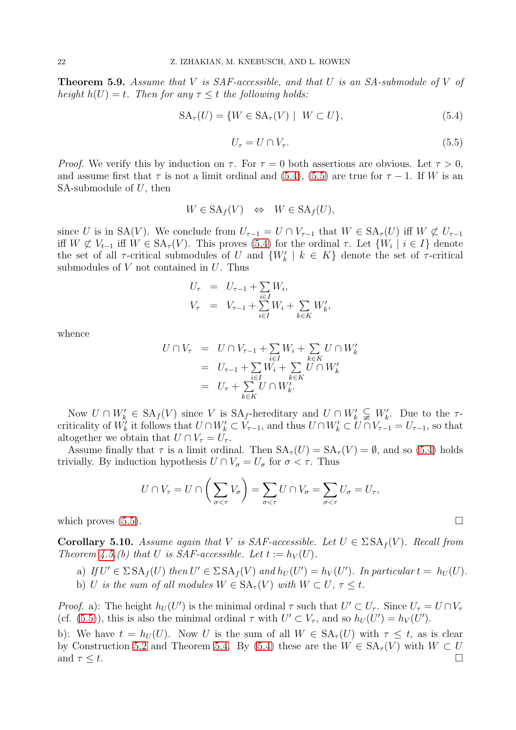**Theorem 5.9.** *Assume that $V$ is SAF-accessible, and that $U$ is an SA-submodule of $V$ of height $h(U) = t$. Then for any $\tau \le t$ the following holds:*

$$\mathrm{SA}_\tau(U) = \{W \in \mathrm{SA}_\tau(V) \mid W \subset U\}, \tag{5.4}$$

$$U_\tau = U \cap V_\tau. \tag{5.5}$$

*Proof.* We verify this by induction on $\tau$. For $\tau = 0$ both assertions are obvious. Let $\tau > 0$, and assume first that $\tau$ is not a limit ordinal and (5.4), (5.5) are true for $\tau - 1$. If $W$ is an SA-submodule of $U$, then

$$W \in \mathrm{SA}_f(V) \quad \Leftrightarrow \quad W \in \mathrm{SA}_f(U),$$

since $U$ is in $\mathrm{SA}(V)$. We conclude from $U_{\tau-1} = U \cap V_{\tau-1}$ that $W \in \mathrm{SA}_\tau(U)$ iff $W \not\subset U_{\tau-1}$ iff $W \not\subset V_{t-1}$ iff $W \in \mathrm{SA}_\tau(V)$. This proves (5.4) for the ordinal $\tau$. Let $\{W_i \mid i \in I\}$ denote the set of all $\tau$-critical submodules of $U$ and $\{W'_k \mid k \in K\}$ denote the set of $\tau$-critical submodules of $V$ not contained in $U$. Thus

$$\begin{aligned}
U_\tau &= U_{\tau-1} + \sum_{i\in I} W_i, \\
V_\tau &= V_{\tau-1} + \sum_{i\in I} W_i + \sum_{k\in K} W'_k,
\end{aligned}$$

whence

$$\begin{aligned}
U \cap V_\tau &= U \cap V_{\tau-1} + \sum_{i\in I} W_i + \sum_{k\in K} U \cap W'_k \\
&= U_{\tau-1} + \sum_{i\in I} W_i + \sum_{k\in K} U \cap W'_k \\
&= U_\tau + \sum_{k\in K} U \cap W'_k.
\end{aligned}$$

Now $U \cap W'_k \in \mathrm{SA}_f(V)$ since $V$ is $\mathrm{SA}_f$-hereditary and $U \cap W'_k \subsetneqq W'_k$. Due to the $\tau$-criticality of $W'_k$ it follows that $U \cap W'_k \subset V_{\tau-1}$, and thus $U \cap W'_k \subset U \cap V_{\tau-1} = U_{\tau-1}$, so that altogether we obtain that $U \cap V_\tau = U_\tau$.

Assume finally that $\tau$ is a limit ordinal. Then $\mathrm{SA}_\tau(U) = \mathrm{SA}_\tau(V) = \emptyset$, and so (5.4) holds trivially. By induction hypothesis $U \cap V_\sigma = U_\sigma$ for $\sigma < \tau$. Thus

$$U \cap V_\tau = U \cap \left(\sum_{\sigma<\tau} V_\sigma\right) = \sum_{\sigma<\tau} U \cap V_\sigma = \sum_{\sigma<\tau} U_\sigma = U_\tau,$$

which proves (5.5). $\square$

**Corollary 5.10.** *Assume again that $V$ is SAF-accessible. Let $U \in \Sigma\,\mathrm{SA}_f(V)$. Recall from Theorem 4.5.(b) that $U$ is SAF-accessible. Let $t := h_V(U)$.*

- a) *If $U' \in \Sigma\,\mathrm{SA}_f(U)$ then $U' \in \Sigma\,\mathrm{SA}_f(V)$ and $h_U(U') = h_V(U')$. In particular $t = h_U(U)$.*
- b) *$U$ is the sum of all modules $W \in \mathrm{SA}_\tau(V)$ with $W \subset U$, $\tau \le t$.*

*Proof.* a): The height $h_U(U')$ is the minimal ordinal $\tau$ such that $U' \subset U_\tau$. Since $U_\tau = U \cap V_\tau$ (cf. (5.5)), this is also the minimal ordinal $\tau$ with $U' \subset V_\tau$, and so $h_U(U') = h_V(U')$.

b): We have $t = h_U(U)$. Now $U$ is the sum of all $W \in \mathrm{SA}_\tau(U)$ with $\tau \le t$, as is clear by Construction 5.2 and Theorem 5.4. By (5.4) these are the $W \in \mathrm{SA}_\tau(V)$ with $W \subset U$ and $\tau \le t$. $\square$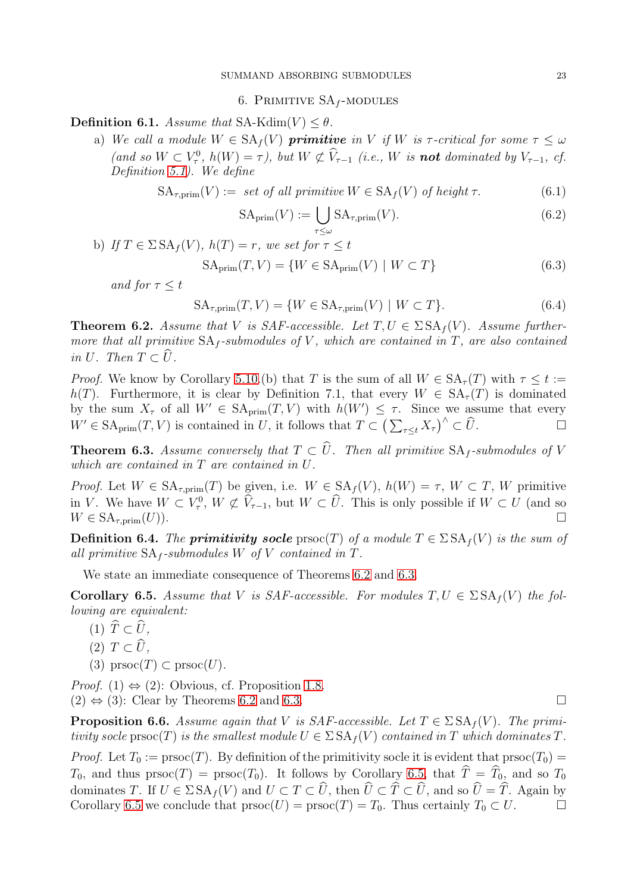## 6. Primitive $\mathrm{SA}_f$-modules

**Definition 6.1.** *Assume that* SA-Kdim$(V) \le \theta$.

a) *We call a module $W \in \mathrm{SA}_f(V)$* ***primitive*** *in $V$ if $W$ is $\tau$-critical for some $\tau \le \omega$ (and so $W \subset V^0_\tau$, $h(W) = \tau$), but $W \not\subset \widehat{V}_{\tau-1}$ (i.e., $W$ is* ***not*** *dominated by $V_{\tau-1}$, cf. Definition 5.1). We define*

$$\mathrm{SA}_{\tau,\mathrm{prim}}(V) := \text{ set of all primitive } W \in \mathrm{SA}_f(V) \text{ of height } \tau. \tag{6.1}$$

$$\mathrm{SA}_{\mathrm{prim}}(V) := \bigcup_{\tau \le \omega} \mathrm{SA}_{\tau,\mathrm{prim}}(V). \tag{6.2}$$

b) *If $T \in \Sigma\,\mathrm{SA}_f(V)$, $h(T) = r$, we set for $\tau \le t$*

$$\mathrm{SA}_{\mathrm{prim}}(T, V) = \{W \in \mathrm{SA}_{\mathrm{prim}}(V) \mid W \subset T\} \tag{6.3}$$

*and for $\tau \le t$*

$$\mathrm{SA}_{\tau,\mathrm{prim}}(T, V) = \{W \in \mathrm{SA}_{\tau,\mathrm{prim}}(V) \mid W \subset T\}. \tag{6.4}$$

**Theorem 6.2.** *Assume that $V$ is SAF-accessible. Let $T, U \in \Sigma\,\mathrm{SA}_f(V)$. Assume furthermore that all primitive $\mathrm{SA}_f$-submodules of $V$, which are contained in $T$, are also contained in $U$. Then $T \subset \widehat{U}$.*

*Proof.* We know by Corollary 5.10.(b) that $T$ is the sum of all $W \in \mathrm{SA}_\tau(T)$ with $\tau \le t := h(T)$. Furthermore, it is clear by Definition 7.1, that every $W \in \mathrm{SA}_\tau(T)$ is dominated by the sum $X_\tau$ of all $W' \in \mathrm{SA}_{\mathrm{prim}}(T, V)$ with $h(W') \le \tau$. Since we assume that every $W' \in \mathrm{SA}_{\mathrm{prim}}(T, V)$ is contained in $U$, it follows that $T \subset \left(\sum_{\tau \le t} X_\tau\right)^\wedge \subset \widehat{U}$. $\square$

**Theorem 6.3.** *Assume conversely that $T \subset \widehat{U}$. Then all primitive $\mathrm{SA}_f$-submodules of $V$ which are contained in $T$ are contained in $U$.*

*Proof.* Let $W \in \mathrm{SA}_{\tau,\mathrm{prim}}(T)$ be given, i.e. $W \in \mathrm{SA}_f(V)$, $h(W) = \tau$, $W \subset T$, $W$ primitive in $V$. We have $W \subset V^0_\tau$, $W \not\subset \widehat{V}_{\tau-1}$, but $W \subset \widehat{U}$. This is only possible if $W \subset U$ (and so $W \in \mathrm{SA}_{\tau,\mathrm{prim}}(U)$). $\square$

**Definition 6.4.** *The* ***primitivity socle*** $\mathrm{prsoc}(T)$ *of a module $T \in \Sigma\,\mathrm{SA}_f(V)$ is the sum of all primitive $\mathrm{SA}_f$-submodules $W$ of $V$ contained in $T$.*

We state an immediate consequence of Theorems 6.2 and 6.3.

**Corollary 6.5.** *Assume that $V$ is SAF-accessible. For modules $T, U \in \Sigma\,\mathrm{SA}_f(V)$ the following are equivalent:*

(1) $\widehat{T} \subset \widehat{U}$,

(2) $T \subset \widehat{U}$,

(3) $\mathrm{prsoc}(T) \subset \mathrm{prsoc}(U)$.

*Proof.* (1) $\Leftrightarrow$ (2): Obvious, cf. Proposition 1.8.
(2) $\Leftrightarrow$ (3): Clear by Theorems 6.2 and 6.3. $\square$

**Proposition 6.6.** *Assume again that $V$ is SAF-accessible. Let $T \in \Sigma\,\mathrm{SA}_f(V)$. The primitivity socle $\mathrm{prsoc}(T)$ is the smallest module $U \in \Sigma\,\mathrm{SA}_f(V)$ contained in $T$ which dominates $T$.*

*Proof.* Let $T_0 := \mathrm{prsoc}(T)$. By definition of the primitivity socle it is evident that $\mathrm{prsoc}(T_0) = T_0$, and thus $\mathrm{prsoc}(T) = \mathrm{prsoc}(T_0)$. It follows by Corollary 6.5, that $\widehat{T} = \widehat{T}_0$, and so $T_0$ dominates $T$. If $U \in \Sigma\,\mathrm{SA}_f(V)$ and $U \subset T \subset \widehat{U}$, then $\widehat{U} \subset \widehat{T} \subset \widehat{U}$, and so $\widehat{U} = \widehat{T}$. Again by Corollary 6.5 we conclude that $\mathrm{prsoc}(U) = \mathrm{prsoc}(T) = T_0$. Thus certainly $T_0 \subset U$. $\square$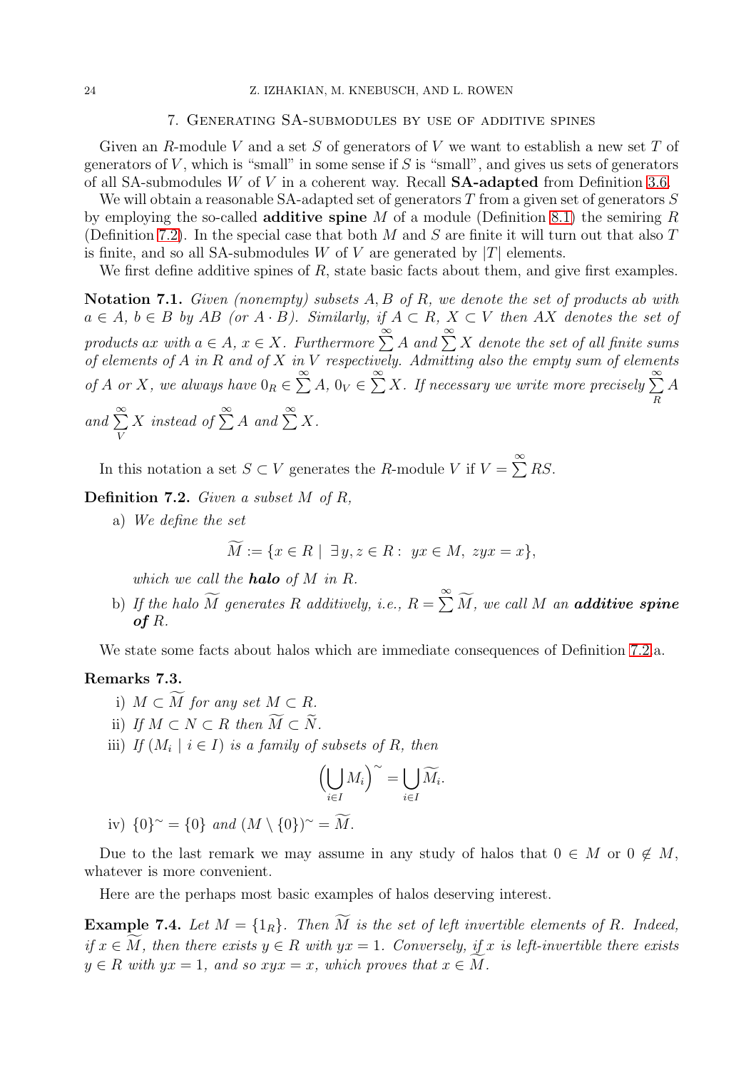## 7. Generating SA-submodules by use of additive spines

Given an $R$-module $V$ and a set $S$ of generators of $V$ we want to establish a new set $T$ of generators of $V$, which is "small" in some sense if $S$ is "small", and gives us sets of generators of all SA-submodules $W$ of $V$ in a coherent way. Recall **SA-adapted** from Definition 3.6.

We will obtain a reasonable SA-adapted set of generators $T$ from a given set of generators $S$ by employing the so-called **additive spine** $M$ of a module (Definition 8.1) the semiring $R$ (Definition 7.2). In the special case that both $M$ and $S$ are finite it will turn out that also $T$ is finite, and so all SA-submodules $W$ of $V$ are generated by $|T|$ elements.

We first define additive spines of $R$, state basic facts about them, and give first examples.

**Notation 7.1.** *Given (nonempty) subsets $A, B$ of $R$, we denote the set of products $ab$ with $a \in A$, $b \in B$ by $AB$ (or $A \cdot B$). Similarly, if $A \subset R$, $X \subset V$ then $AX$ denotes the set of products $ax$ with $a \in A$, $x \in X$. Furthermore $\sum^{\infty} A$ and $\sum^{\infty} X$ denote the set of all finite sums of elements of $A$ in $R$ and of $X$ in $V$ respectively. Admitting also the empty sum of elements of $A$ or $X$, we always have $0_R \in \sum^{\infty} A$, $0_V \in \sum^{\infty} X$. If necessary we write more precisely $\sum^{\infty}_R A$ and $\sum^{\infty}_V X$ instead of $\sum^{\infty} A$ and $\sum^{\infty} X$.*

In this notation a set $S \subset V$ generates the $R$-module $V$ if $V = \sum^{\infty} RS$.

**Definition 7.2.** *Given a subset $M$ of $R$,*

a) *We define the set*

$$\widetilde{M} := \{x \in R \mid \exists y, z \in R : \ yx \in M, \ zyx = x\},$$

*which we call the **halo** of $M$ in $R$.*

b) *If the halo $\widetilde{M}$ generates $R$ additively, i.e., $R = \sum^{\infty} \widetilde{M}$, we call $M$ an **additive spine of** $R$.*

We state some facts about halos which are immediate consequences of Definition 7.2.a.

**Remarks 7.3.**

i) *$M \subset \widetilde{M}$ for any set $M \subset R$.*

ii) *If $M \subset N \subset R$ then $\widetilde{M} \subset \widetilde{N}$.*

iii) *If $(M_i \mid i \in I)$ is a family of subsets of $R$, then*

$$\Big(\bigcup_{i \in I} M_i\Big)^{\sim} = \bigcup_{i \in I} \widetilde{M_i}.$$

iv) *$\{0\}^{\sim} = \{0\}$ and $(M \setminus \{0\})^{\sim} = \widetilde{M}$.*

Due to the last remark we may assume in any study of halos that $0 \in M$ or $0 \notin M$, whatever is more convenient.

Here are the perhaps most basic examples of halos deserving interest.

**Example 7.4.** *Let $M = \{1_R\}$. Then $\widetilde{M}$ is the set of left invertible elements of $R$. Indeed, if $x \in \widetilde{M}$, then there exists $y \in R$ with $yx = 1$. Conversely, if $x$ is left-invertible there exists $y \in R$ with $yx = 1$, and so $xyx = x$, which proves that $x \in \widetilde{M}$.*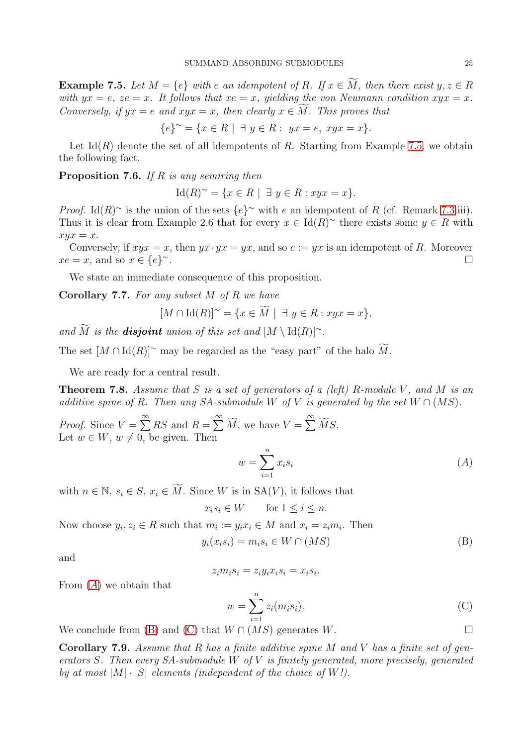**Example 7.5.** *Let $M = \{e\}$ with $e$ an idempotent of $R$. If $x \in \widetilde{M}$, then there exist $y, z \in R$ with $yx = e$, $ze = x$. It follows that $xe = x$, yielding the von Neumann condition $xyx = x$. Conversely, if $yx = e$ and $xyx = x$, then clearly $x \in \widetilde{M}$. This proves that*

$$\{e\}^{\sim} = \{x \in R \mid \exists\, y \in R : \; yx = e, \; xyx = x\}.$$

Let $\mathrm{Id}(R)$ denote the set of all idempotents of $R$. Starting from Example 7.5, we obtain the following fact.

**Proposition 7.6.** *If $R$ is any semiring then*

$$\mathrm{Id}(R)^{\sim} = \{x \in R \mid \exists\, y \in R : xyx = x\}.$$

*Proof.* $\mathrm{Id}(R)^{\sim}$ is the union of the sets $\{e\}^{\sim}$ with $e$ an idempotent of $R$ (cf. Remark 7.3.iii). Thus it is clear from Example 2.6 that for every $x \in \mathrm{Id}(R)^{\sim}$ there exists some $y \in R$ with $xyx = x$.

Conversely, if $xyx = x$, then $yx \cdot yx = yx$, and so $e := yx$ is an idempotent of $R$. Moreover $xe = x$, and so $x \in \{e\}^{\sim}$. □

We state an immediate consequence of this proposition.

**Corollary 7.7.** *For any subset $M$ of $R$ we have*

$$[M \cap \mathrm{Id}(R)]^{\sim} = \{x \in \widetilde{M} \mid \exists\, y \in R : xyx = x\},$$

*and $\widetilde{M}$ is the **disjoint** union of this set and $[M \setminus \mathrm{Id}(R)]^{\sim}$.*

The set $[M \cap \mathrm{Id}(R)]^{\sim}$ may be regarded as the "easy part" of the halo $\widetilde{M}$.

We are ready for a central result.

**Theorem 7.8.** *Assume that $S$ is a set of generators of a (left) $R$-module $V$, and $M$ is an additive spine of $R$. Then any SA-submodule $W$ of $V$ is generated by the set $W \cap (MS)$.*

*Proof.* Since $V = \sum^{\infty} RS$ and $R = \sum^{\infty} \widetilde{M}$, we have $V = \sum^{\infty} \widetilde{M}S$.
Let $w \in W$, $w \neq 0$, be given. Then

$$w = \sum_{i=1}^{n} x_i s_i \tag{A}$$

with $n \in \mathbb{N}$, $s_i \in S$, $x_i \in \widetilde{M}$. Since $W$ is in $\mathrm{SA}(V)$, it follows that

$$x_i s_i \in W \qquad \text{for } 1 \leq i \leq n.$$

Now choose $y_i, z_i \in R$ such that $m_i := y_i x_i \in M$ and $x_i = z_i m_i$. Then

$$y_i(x_i s_i) = m_i s_i \in W \cap (MS) \tag{B}$$

and

$$z_i m_i s_i = z_i y_i x_i s_i = x_i s_i.$$

From (A) we obtain that

$$w = \sum_{i=1}^{n} z_i(m_i s_i). \tag{C}$$

We conclude from (B) and (C) that $W \cap (MS)$ generates $W$. □

**Corollary 7.9.** *Assume that $R$ has a finite additive spine $M$ and $V$ has a finite set of generators $S$. Then every SA-submodule $W$ of $V$ is finitely generated, more precisely, generated by at most $|M| \cdot |S|$ elements (independent of the choice of $W$!).*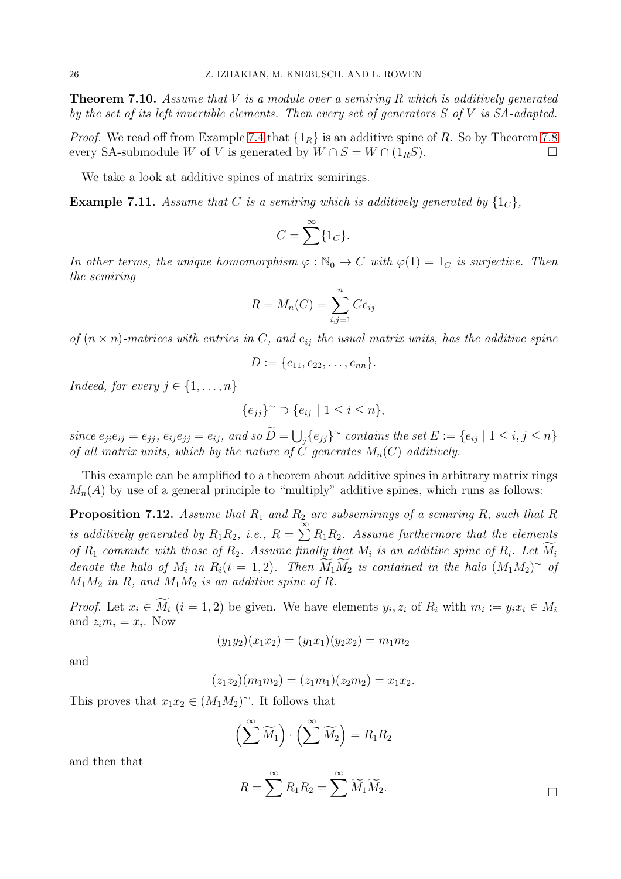**Theorem 7.10.** *Assume that $V$ is a module over a semiring $R$ which is additively generated by the set of its left invertible elements. Then every set of generators $S$ of $V$ is SA-adapted.*

*Proof.* We read off from Example 7.4 that $\{1_R\}$ is an additive spine of $R$. So by Theorem 7.8 every SA-submodule $W$ of $V$ is generated by $W \cap S = W \cap (1_R S)$. □

We take a look at additive spines of matrix semirings.

**Example 7.11.** *Assume that $C$ is a semiring which is additively generated by $\{1_C\}$,*

$$C = \sum^{\infty} \{1_C\}.$$

*In other terms, the unique homomorphism $\varphi : \mathbb{N}_0 \to C$ with $\varphi(1) = 1_C$ is surjective. Then the semiring*

$$R = M_n(C) = \sum_{i,j=1}^{n} C e_{ij}$$

*of $(n \times n)$-matrices with entries in $C$, and $e_{ij}$ the usual matrix units, has the additive spine*

$$D := \{e_{11}, e_{22}, \dots, e_{nn}\}.$$

*Indeed, for every $j \in \{1, \dots, n\}$*

$$\{e_{jj}\}^{\sim} \supset \{e_{ij} \mid 1 \leq i \leq n\},$$

*since $e_{ji} e_{ij} = e_{jj}$, $e_{ij} e_{jj} = e_{ij}$, and so $\widetilde{D} = \bigcup_j \{e_{jj}\}^{\sim}$ contains the set $E := \{e_{ij} \mid 1 \leq i, j \leq n\}$ of all matrix units, which by the nature of $C$ generates $M_n(C)$ additively.*

This example can be amplified to a theorem about additive spines in arbitrary matrix rings $M_n(A)$ by use of a general principle to "multiply" additive spines, which runs as follows:

**Proposition 7.12.** *Assume that $R_1$ and $R_2$ are subsemirings of a semiring $R$, such that $R$ is additively generated by $R_1 R_2$, i.e., $R = \sum^{\infty} R_1 R_2$. Assume furthermore that the elements of $R_1$ commute with those of $R_2$. Assume finally that $M_i$ is an additive spine of $R_i$. Let $\widetilde{M_i}$ denote the halo of $M_i$ in $R_i (i = 1, 2)$. Then $\widetilde{M_1} \widetilde{M_2}$ is contained in the halo $(M_1 M_2)^{\sim}$ of $M_1 M_2$ in $R$, and $M_1 M_2$ is an additive spine of $R$.*

*Proof.* Let $x_i \in \widetilde{M_i}$ $(i = 1, 2)$ be given. We have elements $y_i, z_i$ of $R_i$ with $m_i := y_i x_i \in M_i$ and $z_i m_i = x_i$. Now

$$(y_1 y_2)(x_1 x_2) = (y_1 x_1)(y_2 x_2) = m_1 m_2$$

and

$$(z_1 z_2)(m_1 m_2) = (z_1 m_1)(z_2 m_2) = x_1 x_2.$$

This proves that $x_1 x_2 \in (M_1 M_2)^{\sim}$. It follows that

$$\Big(\sum^{\infty} \widetilde{M_1}\Big) \cdot \Big(\sum^{\infty} \widetilde{M_2}\Big) = R_1 R_2$$

and then that

$$R = \sum^{\infty} R_1 R_2 = \sum^{\infty} \widetilde{M_1} \widetilde{M_2}.$$

□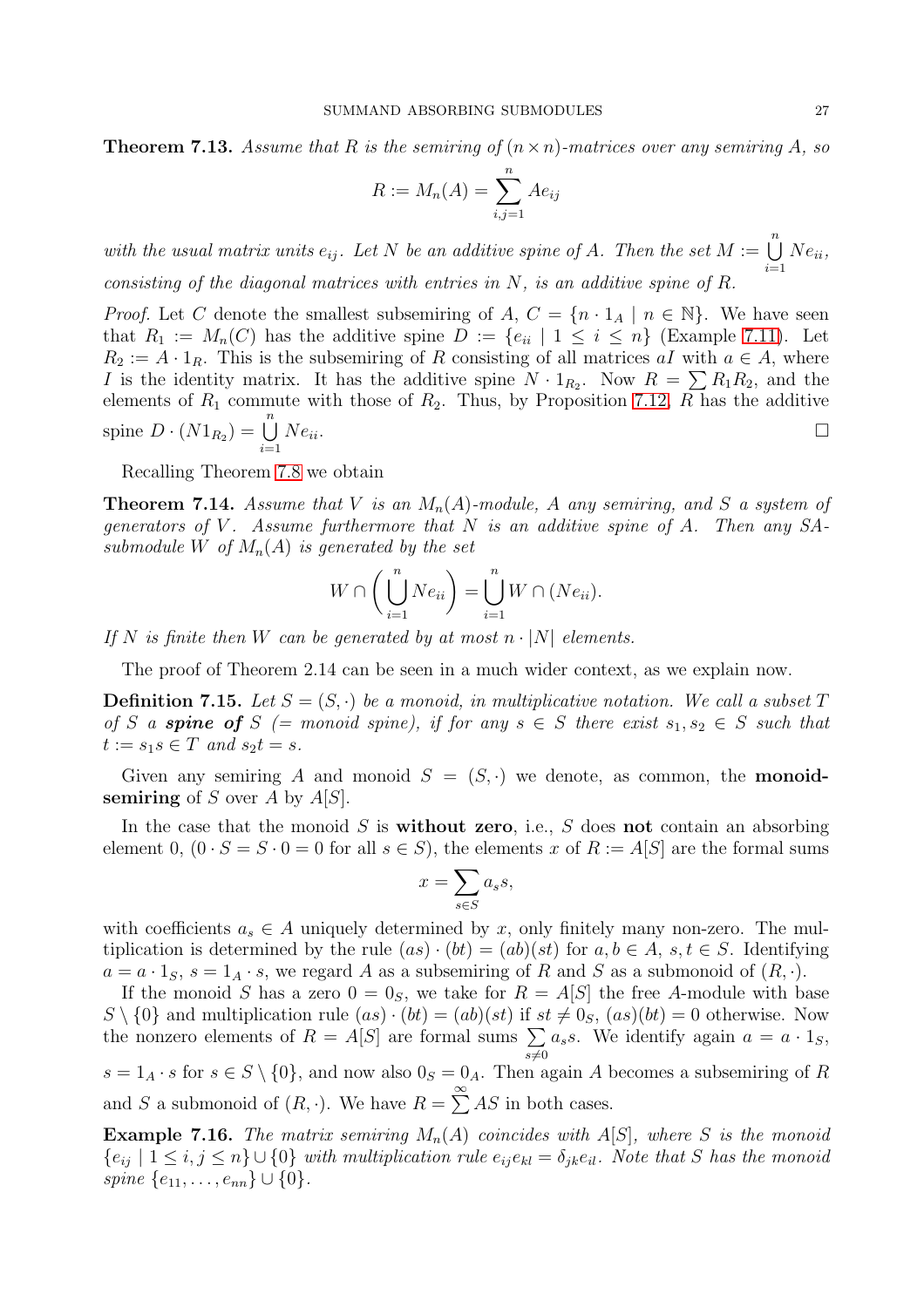**Theorem 7.13.** *Assume that $R$ is the semiring of $(n \times n)$-matrices over any semiring $A$, so*

$$R := M_n(A) = \sum_{i,j=1}^{n} Ae_{ij}$$

*with the usual matrix units $e_{ij}$. Let $N$ be an additive spine of $A$. Then the set $M := \bigcup_{i=1}^{n} Ne_{ii}$, consisting of the diagonal matrices with entries in $N$, is an additive spine of $R$.*

*Proof.* Let $C$ denote the smallest subsemiring of $A$, $C = \{n \cdot 1_A \mid n \in \mathbb{N}\}$. We have seen that $R_1 := M_n(C)$ has the additive spine $D := \{e_{ii} \mid 1 \leq i \leq n\}$ (Example 7.11). Let $R_2 := A \cdot 1_R$. This is the subsemiring of $R$ consisting of all matrices $aI$ with $a \in A$, where $I$ is the identity matrix. It has the additive spine $N \cdot 1_{R_2}$. Now $R = \sum R_1 R_2$, and the elements of $R_1$ commute with those of $R_2$. Thus, by Proposition 7.12, $R$ has the additive spine $D \cdot (N1_{R_2}) = \bigcup_{i=1}^{n} Ne_{ii}$. □

Recalling Theorem 7.8 we obtain

**Theorem 7.14.** *Assume that $V$ is an $M_n(A)$-module, $A$ any semiring, and $S$ a system of generators of $V$. Assume furthermore that $N$ is an additive spine of $A$. Then any SA-submodule $W$ of $M_n(A)$ is generated by the set*

$$W \cap \left( \bigcup_{i=1}^{n} Ne_{ii} \right) = \bigcup_{i=1}^{n} W \cap (Ne_{ii}).$$

*If $N$ is finite then $W$ can be generated by at most $n \cdot |N|$ elements.*

The proof of Theorem 2.14 can be seen in a much wider context, as we explain now.

**Definition 7.15.** *Let $S = (S, \cdot)$ be a monoid, in multiplicative notation. We call a subset $T$ of $S$ a **spine of** $S$ (= monoid spine), if for any $s \in S$ there exist $s_1, s_2 \in S$ such that $t := s_1 s \in T$ and $s_2 t = s$.*

Given any semiring $A$ and monoid $S = (S, \cdot)$ we denote, as common, the **monoid-semiring** of $S$ over $A$ by $A[S]$.

In the case that the monoid $S$ is **without zero**, i.e., $S$ does **not** contain an absorbing element 0, ($0 \cdot S = S \cdot 0 = 0$ for all $s \in S$), the elements $x$ of $R := A[S]$ are the formal sums

$$x = \sum_{s \in S} a_s s,$$

with coefficients $a_s \in A$ uniquely determined by $x$, only finitely many non-zero. The multiplication is determined by the rule $(as) \cdot (bt) = (ab)(st)$ for $a, b \in A$, $s, t \in S$. Identifying $a = a \cdot 1_S$, $s = 1_A \cdot s$, we regard $A$ as a subsemiring of $R$ and $S$ as a submonoid of $(R, \cdot)$.

If the monoid $S$ has a zero $0 = 0_S$, we take for $R = A[S]$ the free $A$-module with base $S \setminus \{0\}$ and multiplication rule $(as) \cdot (bt) = (ab)(st)$ if $st \neq 0_S$, $(as)(bt) = 0$ otherwise. Now the nonzero elements of $R = A[S]$ are formal sums $\sum_{s \neq 0} a_s s$. We identify again $a = a \cdot 1_S$, $s = 1_A \cdot s$ for $s \in S \setminus \{0\}$, and now also $0_S = 0_A$. Then again $A$ becomes a subsemiring of $R$ and $S$ a submonoid of $(R, \cdot)$. We have $R = \sum^{\infty} AS$ in both cases.

**Example 7.16.** *The matrix semiring $M_n(A)$ coincides with $A[S]$, where $S$ is the monoid $\{e_{ij} \mid 1 \leq i, j \leq n\} \cup \{0\}$ with multiplication rule $e_{ij} e_{kl} = \delta_{jk} e_{il}$. Note that $S$ has the monoid spine $\{e_{11}, \dots, e_{nn}\} \cup \{0\}$.*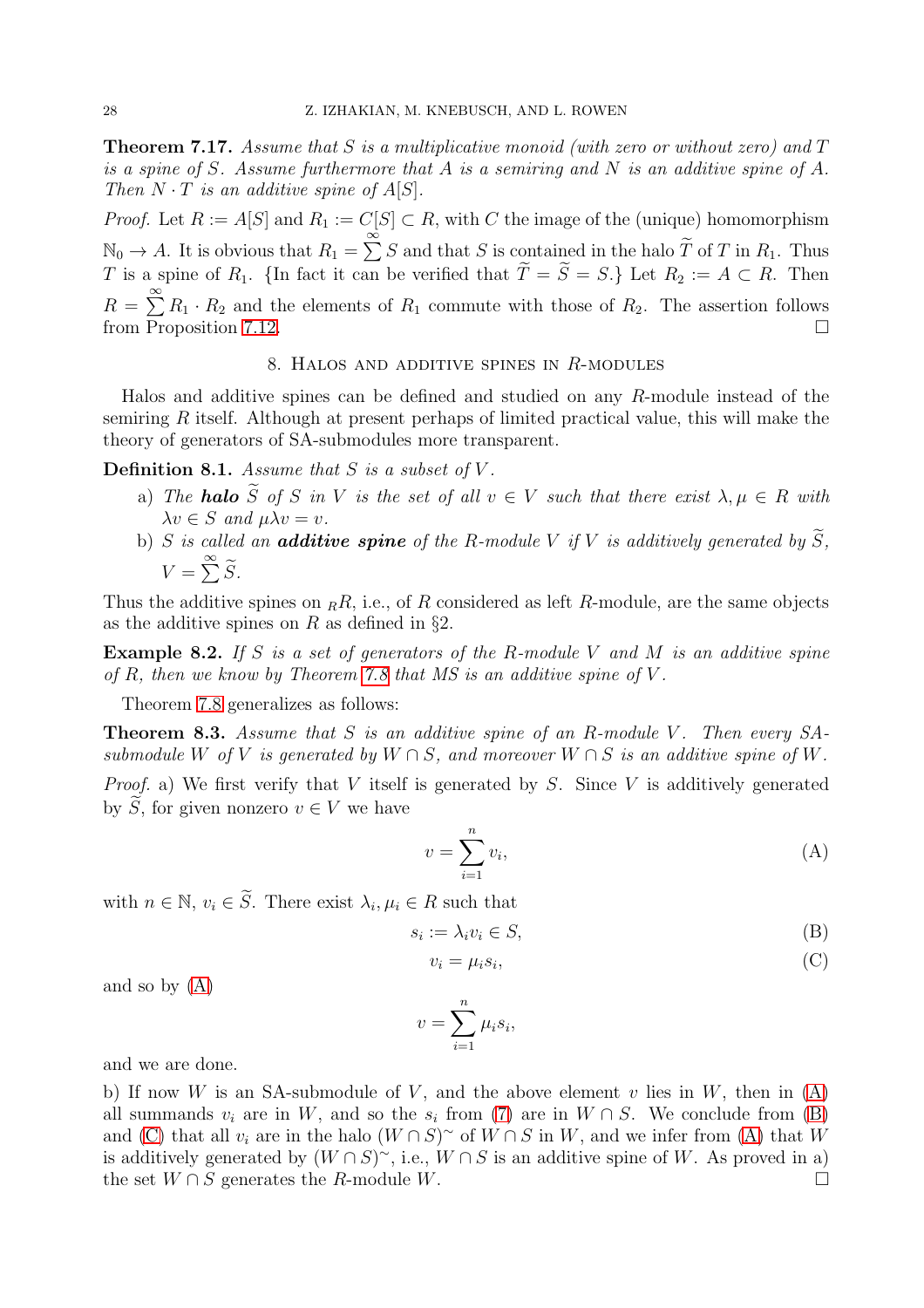**Theorem 7.17.** *Assume that $S$ is a multiplicative monoid (with zero or without zero) and $T$ is a spine of $S$. Assume furthermore that $A$ is a semiring and $N$ is an additive spine of $A$. Then $N \cdot T$ is an additive spine of $A[S]$.*

*Proof.* Let $R := A[S]$ and $R_1 := C[S] \subset R$, with $C$ the image of the (unique) homomorphism $\mathbb{N}_0 \to A$. It is obvious that $R_1 = \sum^{\infty} S$ and that $S$ is contained in the halo $\widetilde{T}$ of $T$ in $R_1$. Thus $T$ is a spine of $R_1$. {In fact it can be verified that $\widetilde{T} = \widetilde{S} = S$.} Let $R_2 := A \subset R$. Then $R = \sum^{\infty} R_1 \cdot R_2$ and the elements of $R_1$ commute with those of $R_2$. The assertion follows from Proposition 7.12. $\square$

## 8. Halos and additive spines in $R$-modules

Halos and additive spines can be defined and studied on any $R$-module instead of the semiring $R$ itself. Although at present perhaps of limited practical value, this will make the theory of generators of SA-submodules more transparent.

**Definition 8.1.** *Assume that $S$ is a subset of $V$.*

a) *The **halo** $\widetilde{S}$ of $S$ in $V$ is the set of all $v \in V$ such that there exist $\lambda, \mu \in R$ with $\lambda v \in S$ and $\mu\lambda v = v$.*
b) *$S$ is called an **additive spine** of the $R$-module $V$ if $V$ is additively generated by $\widetilde{S}$, $V = \sum^{\infty} \widetilde{S}$.*

Thus the additive spines on ${}_RR$, i.e., of $R$ considered as left $R$-module, are the same objects as the additive spines on $R$ as defined in §2.

**Example 8.2.** *If $S$ is a set of generators of the $R$-module $V$ and $M$ is an additive spine of $R$, then we know by Theorem 7.8 that $MS$ is an additive spine of $V$.*

Theorem 7.8 generalizes as follows:

**Theorem 8.3.** *Assume that $S$ is an additive spine of an $R$-module $V$. Then every SA-submodule $W$ of $V$ is generated by $W \cap S$, and moreover $W \cap S$ is an additive spine of $W$.*

*Proof.* a) We first verify that $V$ itself is generated by $S$. Since $V$ is additively generated by $\widetilde{S}$, for given nonzero $v \in V$ we have

$$v = \sum_{i=1}^{n} v_i, \tag{A}$$

with $n \in \mathbb{N}$, $v_i \in \widetilde{S}$. There exist $\lambda_i, \mu_i \in R$ such that

$$s_i := \lambda_i v_i \in S, \tag{B}$$

$$v_i = \mu_i s_i, \tag{C}$$

and so by (A)

$$v = \sum_{i=1}^{n} \mu_i s_i,$$

and we are done.

b) If now $W$ is an SA-submodule of $V$, and the above element $v$ lies in $W$, then in (A) all summands $v_i$ are in $W$, and so the $s_i$ from (7) are in $W \cap S$. We conclude from (B) and (C) that all $v_i$ are in the halo $(W \cap S)^{\sim}$ of $W \cap S$ in $W$, and we infer from (A) that $W$ is additively generated by $(W \cap S)^{\sim}$, i.e., $W \cap S$ is an additive spine of $W$. As proved in a) the set $W \cap S$ generates the $R$-module $W$. $\square$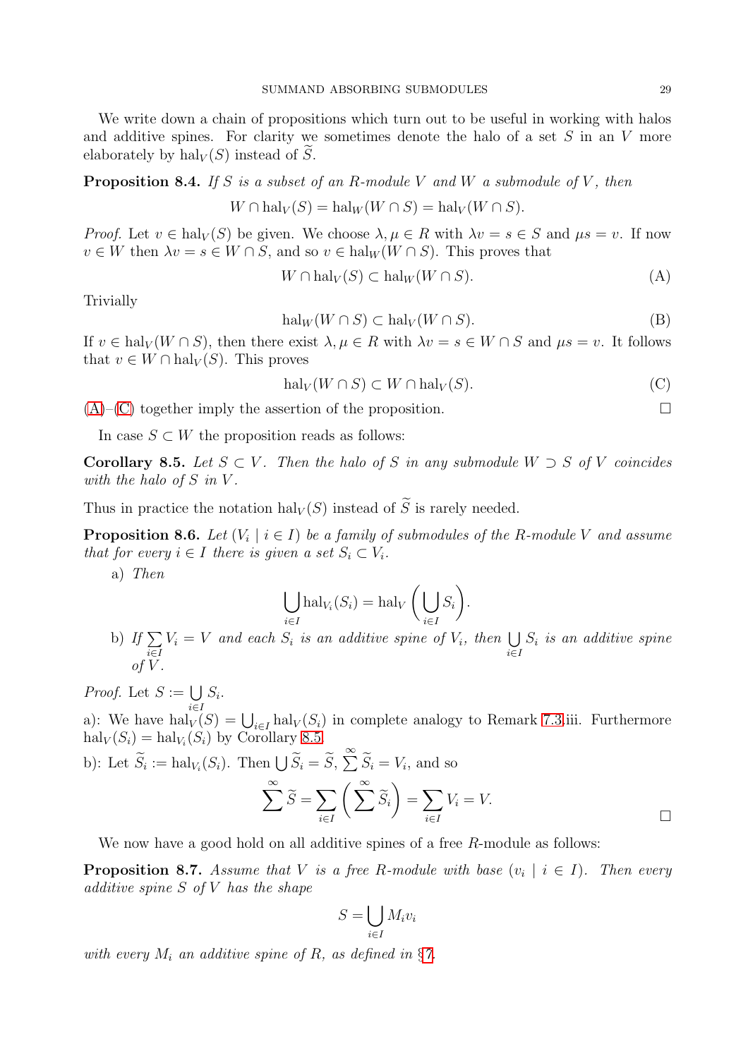We write down a chain of propositions which turn out to be useful in working with halos and additive spines. For clarity we sometimes denote the halo of a set $S$ in an $V$ more elaborately by $\mathrm{hal}_V(S)$ instead of $\widetilde{S}$.

**Proposition 8.4.** *If $S$ is a subset of an $R$-module $V$ and $W$ a submodule of $V$, then*

$$W \cap \mathrm{hal}_V(S) = \mathrm{hal}_W(W \cap S) = \mathrm{hal}_V(W \cap S).$$

*Proof.* Let $v \in \mathrm{hal}_V(S)$ be given. We choose $\lambda, \mu \in R$ with $\lambda v = s \in S$ and $\mu s = v$. If now $v \in W$ then $\lambda v = s \in W \cap S$, and so $v \in \mathrm{hal}_W(W \cap S)$. This proves that

$$W \cap \mathrm{hal}_V(S) \subset \mathrm{hal}_W(W \cap S). \tag{A}$$

Trivially

$$\mathrm{hal}_W(W \cap S) \subset \mathrm{hal}_V(W \cap S). \tag{B}$$

If $v \in \mathrm{hal}_V(W \cap S)$, then there exist $\lambda, \mu \in R$ with $\lambda v = s \in W \cap S$ and $\mu s = v$. It follows that $v \in W \cap \mathrm{hal}_V(S)$. This proves

$$\mathrm{hal}_V(W \cap S) \subset W \cap \mathrm{hal}_V(S). \tag{C}$$

(A)–(C) together imply the assertion of the proposition. $\square$

In case $S \subset W$ the proposition reads as follows:

**Corollary 8.5.** *Let $S \subset V$. Then the halo of $S$ in any submodule $W \supset S$ of $V$ coincides with the halo of $S$ in $V$.*

Thus in practice the notation $\mathrm{hal}_V(S)$ instead of $\widetilde{S}$ is rarely needed.

**Proposition 8.6.** *Let $(V_i \mid i \in I)$ be a family of submodules of the $R$-module $V$ and assume that for every $i \in I$ there is given a set $S_i \subset V_i$.*

a) *Then*

$$\bigcup_{i \in I} \mathrm{hal}_{V_i}(S_i) = \mathrm{hal}_V\left(\bigcup_{i \in I} S_i\right).$$

b) *If $\sum\limits_{i \in I} V_i = V$ and each $S_i$ is an additive spine of $V_i$, then $\bigcup\limits_{i \in I} S_i$ is an additive spine of $V$.*

*Proof.* Let $S := \bigcup\limits_{i \in I} S_i$.

a): We have $\mathrm{hal}_V(S) = \bigcup_{i \in I} \mathrm{hal}_V(S_i)$ in complete analogy to Remark 7.3.iii. Furthermore $\mathrm{hal}_V(S_i) = \mathrm{hal}_{V_i}(S_i)$ by Corollary 8.5.

b): Let $\widetilde{S}_i := \mathrm{hal}_{V_i}(S_i)$. Then $\bigcup \widetilde{S}_i = \widetilde{S}$, $\sum^{\infty} \widetilde{S}_i = V_i$, and so

$$\sum^{\infty} \widetilde{S} = \sum_{i \in I} \left( \sum^{\infty} \widetilde{S}_i \right) = \sum_{i \in I} V_i = V. \qquad \square$$

We now have a good hold on all additive spines of a free $R$-module as follows:

**Proposition 8.7.** *Assume that $V$ is a free $R$-module with base $(v_i \mid i \in I)$. Then every additive spine $S$ of $V$ has the shape*

$$S = \bigcup_{i \in I} M_i v_i$$

*with every $M_i$ an additive spine of $R$, as defined in §7.*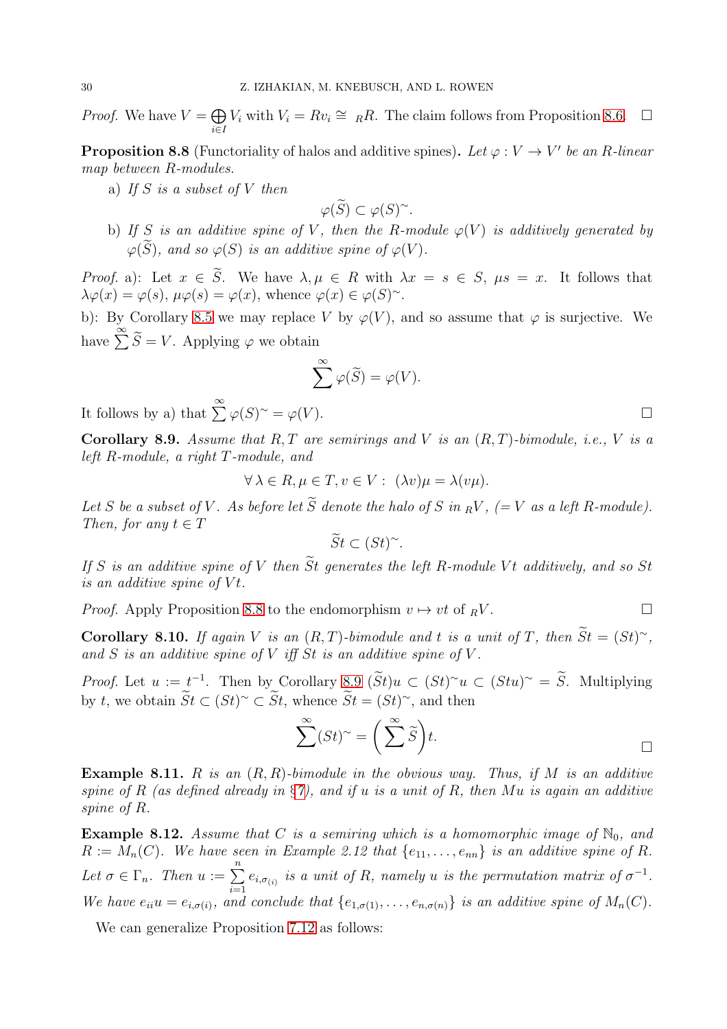*Proof.* We have $V = \bigoplus_{i \in I} V_i$ with $V_i = Rv_i \cong {}_RR$. The claim follows from Proposition 8.6. $\square$

**Proposition 8.8** (Functoriality of halos and additive spines)**.** *Let $\varphi : V \to V'$ be an $R$-linear map between $R$-modules.*

a) *If $S$ is a subset of $V$ then*

$$\varphi(\widetilde{S}) \subset \varphi(S)^{\sim}.$$

b) *If $S$ is an additive spine of $V$, then the $R$-module $\varphi(V)$ is additively generated by $\varphi(\widetilde{S})$, and so $\varphi(S)$ is an additive spine of $\varphi(V)$.*

*Proof.* a): Let $x \in \widetilde{S}$. We have $\lambda, \mu \in R$ with $\lambda x = s \in S$, $\mu s = x$. It follows that $\lambda\varphi(x) = \varphi(s)$, $\mu\varphi(s) = \varphi(x)$, whence $\varphi(x) \in \varphi(S)^{\sim}$.

b): By Corollary 8.5 we may replace $V$ by $\varphi(V)$, and so assume that $\varphi$ is surjective. We have $\sum^{\infty} \widetilde{S} = V$. Applying $\varphi$ we obtain

$$\sum^{\infty} \varphi(\widetilde{S}) = \varphi(V).$$

It follows by a) that $\sum^{\infty} \varphi(S)^{\sim} = \varphi(V)$. $\square$

**Corollary 8.9.** *Assume that $R, T$ are semirings and $V$ is an $(R,T)$-bimodule, i.e., $V$ is a left $R$-module, a right $T$-module, and*

$$\forall\, \lambda \in R, \mu \in T, v \in V : \ (\lambda v)\mu = \lambda(v\mu).$$

*Let $S$ be a subset of $V$. As before let $\widetilde{S}$ denote the halo of $S$ in ${}_RV$, ($= V$ as a left $R$-module). Then, for any $t \in T$*

$$\widetilde{S}t \subset (St)^{\sim}.$$

*If $S$ is an additive spine of $V$ then $\widetilde{S}t$ generates the left $R$-module $Vt$ additively, and so $St$ is an additive spine of $Vt$.*

*Proof.* Apply Proposition 8.8 to the endomorphism $v \mapsto vt$ of ${}_RV$. $\square$

**Corollary 8.10.** *If again $V$ is an $(R,T)$-bimodule and $t$ is a unit of $T$, then $\widetilde{S}t = (St)^{\sim}$, and $S$ is an additive spine of $V$ iff $St$ is an additive spine of $V$.*

*Proof.* Let $u := t^{-1}$. Then by Corollary 8.9 $(\widetilde{S}t)u \subset (St)^{\sim}u \subset (Stu)^{\sim} = \widetilde{S}$. Multiplying by $t$, we obtain $\widetilde{S}t \subset (St)^{\sim} \subset \widetilde{S}t$, whence $\widetilde{S}t = (St)^{\sim}$, and then

$$\sum^{\infty}(St)^{\sim} = \Big(\sum^{\infty} \widetilde{S}\Big)t.$$

$\square$

**Example 8.11.** *$R$ is an $(R,R)$-bimodule in the obvious way. Thus, if $M$ is an additive spine of $R$ (as defined already in §7), and if $u$ is a unit of $R$, then $Mu$ is again an additive spine of $R$.*

**Example 8.12.** *Assume that $C$ is a semiring which is a homomorphic image of $\mathbb{N}_0$, and $R := M_n(C)$. We have seen in Example 2.12 that $\{e_{11}, \dots, e_{nn}\}$ is an additive spine of $R$. Let $\sigma \in \Gamma_n$. Then $u := \sum_{i=1}^{n} e_{i,\sigma_{(i)}}$ is a unit of $R$, namely $u$ is the permutation matrix of $\sigma^{-1}$. We have $e_{ii}u = e_{i,\sigma(i)}$, and conclude that $\{e_{1,\sigma(1)}, \dots, e_{n,\sigma(n)}\}$ is an additive spine of $M_n(C)$.*

We can generalize Proposition 7.12 as follows: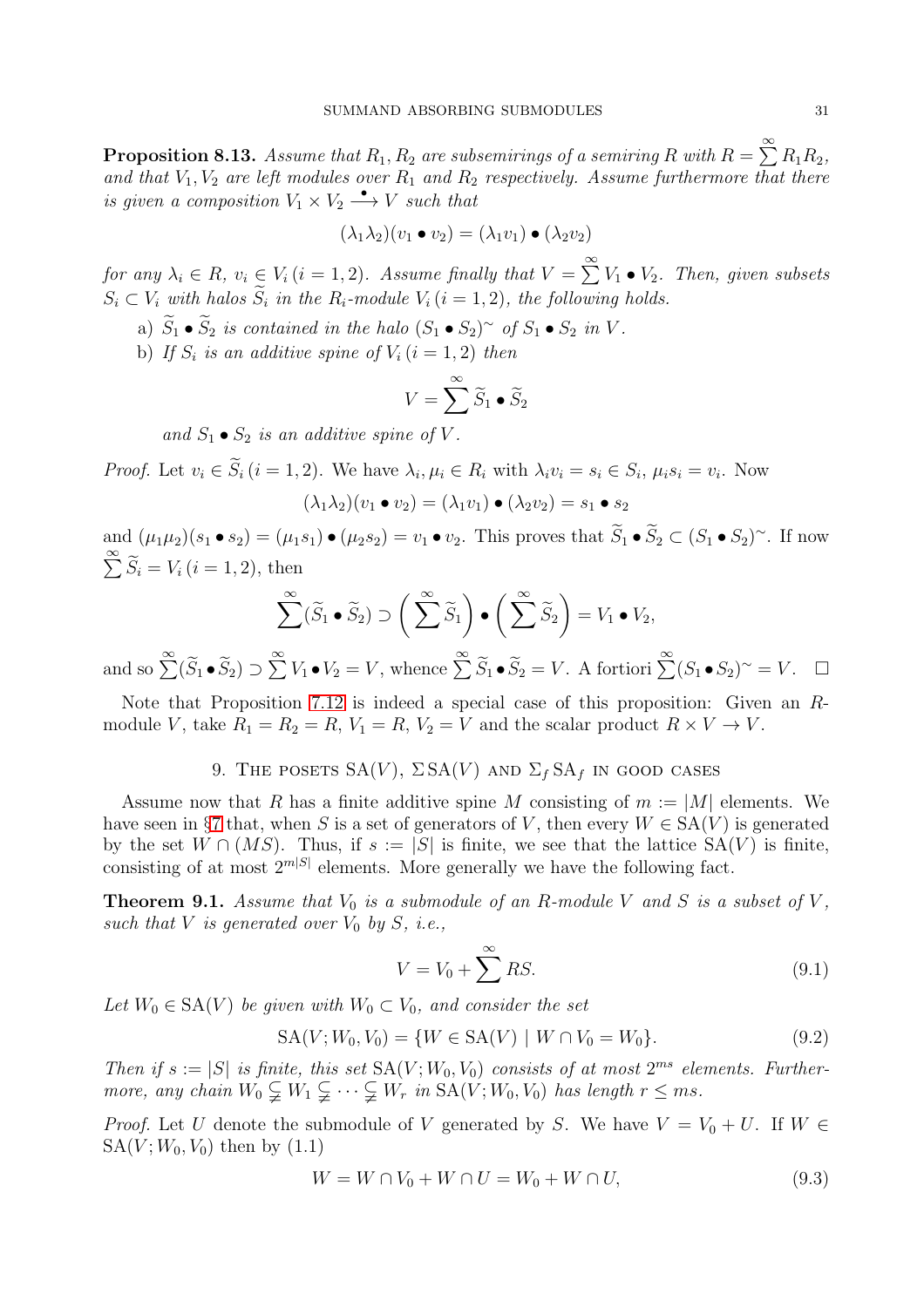**Proposition 8.13.** *Assume that $R_1, R_2$ are subsemirings of a semiring $R$ with $R = \sum^\infty R_1R_2$, and that $V_1, V_2$ are left modules over $R_1$ and $R_2$ respectively. Assume furthermore that there is given a composition $V_1 \times V_2 \xrightarrow{\bullet} V$ such that*

$$(\lambda_1\lambda_2)(v_1 \bullet v_2) = (\lambda_1 v_1) \bullet (\lambda_2 v_2)$$

*for any $\lambda_i \in R$, $v_i \in V_i \, (i = 1, 2)$. Assume finally that $V = \sum^\infty V_1 \bullet V_2$. Then, given subsets $S_i \subset V_i$ with halos $\widetilde{S}_i$ in the $R_i$-module $V_i \, (i = 1, 2)$, the following holds.*

a) *$\widetilde{S}_1 \bullet \widetilde{S}_2$ is contained in the halo $(S_1 \bullet S_2)^\sim$ of $S_1 \bullet S_2$ in $V$.*

b) *If $S_i$ is an additive spine of $V_i \, (i = 1, 2)$ then*

$$V = \sum^\infty \widetilde{S}_1 \bullet \widetilde{S}_2$$

*and $S_1 \bullet S_2$ is an additive spine of $V$.*

*Proof.* Let $v_i \in \widetilde{S}_i \, (i = 1, 2)$. We have $\lambda_i, \mu_i \in R_i$ with $\lambda_i v_i = s_i \in S_i$, $\mu_i s_i = v_i$. Now

$$(\lambda_1\lambda_2)(v_1 \bullet v_2) = (\lambda_1 v_1) \bullet (\lambda_2 v_2) = s_1 \bullet s_2$$

and $(\mu_1\mu_2)(s_1 \bullet s_2) = (\mu_1 s_1) \bullet (\mu_2 s_2) = v_1 \bullet v_2$. This proves that $\widetilde{S}_1 \bullet \widetilde{S}_2 \subset (S_1 \bullet S_2)^\sim$. If now $\sum^\infty \widetilde{S}_i = V_i \, (i = 1, 2)$, then

$$\sum^\infty (\widetilde{S}_1 \bullet \widetilde{S}_2) \supset \left(\sum^\infty \widetilde{S}_1\right) \bullet \left(\sum^\infty \widetilde{S}_2\right) = V_1 \bullet V_2,$$

and so $\sum^\infty (\widetilde{S}_1 \bullet \widetilde{S}_2) \supset \sum^\infty V_1 \bullet V_2 = V$, whence $\sum^\infty \widetilde{S}_1 \bullet \widetilde{S}_2 = V$. A fortiori $\sum^\infty (S_1 \bullet S_2)^\sim = V$. $\square$

Note that Proposition 7.12 is indeed a special case of this proposition: Given an $R$-module $V$, take $R_1 = R_2 = R$, $V_1 = R$, $V_2 = V$ and the scalar product $R \times V \to V$.

## 9. The posets $\mathrm{SA}(V)$, $\Sigma\,\mathrm{SA}(V)$ and $\Sigma_f\,\mathrm{SA}_f$ in good cases

Assume now that $R$ has a finite additive spine $M$ consisting of $m := |M|$ elements. We have seen in §7 that, when $S$ is a set of generators of $V$, then every $W \in \mathrm{SA}(V)$ is generated by the set $W \cap (MS)$. Thus, if $s := |S|$ is finite, we see that the lattice $\mathrm{SA}(V)$ is finite, consisting of at most $2^{m|S|}$ elements. More generally we have the following fact.

**Theorem 9.1.** *Assume that $V_0$ is a submodule of an $R$-module $V$ and $S$ is a subset of $V$, such that $V$ is generated over $V_0$ by $S$, i.e.,*

$$V = V_0 + \sum^\infty RS. \tag{9.1}$$

*Let $W_0 \in \mathrm{SA}(V)$ be given with $W_0 \subset V_0$, and consider the set*

$$\mathrm{SA}(V; W_0, V_0) = \{W \in \mathrm{SA}(V) \mid W \cap V_0 = W_0\}. \tag{9.2}$$

*Then if $s := |S|$ is finite, this set $\mathrm{SA}(V; W_0, V_0)$ consists of at most $2^{ms}$ elements. Furthermore, any chain $W_0 \subsetneqq W_1 \subsetneqq \cdots \subsetneqq W_r$ in $\mathrm{SA}(V; W_0, V_0)$ has length $r \leq ms$.*

*Proof.* Let $U$ denote the submodule of $V$ generated by $S$. We have $V = V_0 + U$. If $W \in \mathrm{SA}(V; W_0, V_0)$ then by (1.1)

$$W = W \cap V_0 + W \cap U = W_0 + W \cap U, \tag{9.3}$$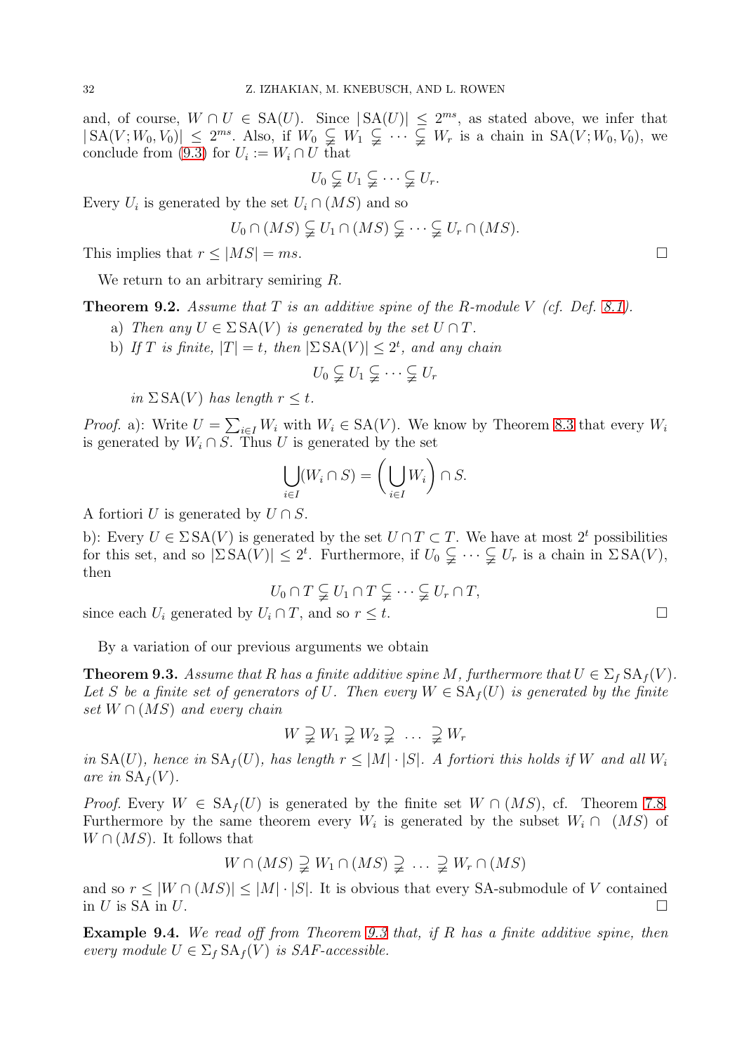and, of course, $W \cap U \in \mathrm{SA}(U)$. Since $|\,\mathrm{SA}(U)| \le 2^{ms}$, as stated above, we infer that $|\,\mathrm{SA}(V; W_0, V_0)| \le 2^{ms}$. Also, if $W_0 \subsetneqq W_1 \subsetneqq \cdots \subsetneqq W_r$ is a chain in $\mathrm{SA}(V; W_0, V_0)$, we conclude from (9.3) for $U_i := W_i \cap U$ that

$$U_0 \subsetneqq U_1 \subsetneqq \cdots \subsetneqq U_r.$$

Every $U_i$ is generated by the set $U_i \cap (MS)$ and so

$$U_0 \cap (MS) \subsetneqq U_1 \cap (MS) \subsetneqq \cdots \subsetneqq U_r \cap (MS).$$

This implies that $r \le |MS| = ms$. □

We return to an arbitrary semiring $R$.

**Theorem 9.2.** *Assume that $T$ is an additive spine of the $R$-module $V$ (cf. Def. 8.1).*

a) *Then any $U \in \Sigma\,\mathrm{SA}(V)$ is generated by the set $U \cap T$.*
b) *If $T$ is finite, $|T| = t$, then $|\Sigma\,\mathrm{SA}(V)| \le 2^t$, and any chain*

$$U_0 \subsetneqq U_1 \subsetneqq \cdots \subsetneqq U_r$$

*in $\Sigma\,\mathrm{SA}(V)$ has length $r \le t$.*

*Proof.* a): Write $U = \sum_{i\in I} W_i$ with $W_i \in \mathrm{SA}(V)$. We know by Theorem 8.3 that every $W_i$ is generated by $W_i \cap S$. Thus $U$ is generated by the set

$$\bigcup_{i \in I} (W_i \cap S) = \left( \bigcup_{i \in I} W_i \right) \cap S.$$

A fortiori $U$ is generated by $U \cap S$.

b): Every $U \in \Sigma\,\mathrm{SA}(V)$ is generated by the set $U \cap T \subset T$. We have at most $2^t$ possibilities for this set, and so $|\Sigma\,\mathrm{SA}(V)| \le 2^t$. Furthermore, if $U_0 \subsetneqq \cdots \subsetneqq U_r$ is a chain in $\Sigma\,\mathrm{SA}(V)$, then

$$U_0 \cap T \subsetneqq U_1 \cap T \subsetneqq \cdots \subsetneqq U_r \cap T,$$

since each $U_i$ generated by $U_i \cap T$, and so $r \le t$. □

By a variation of our previous arguments we obtain

**Theorem 9.3.** *Assume that $R$ has a finite additive spine $M$, furthermore that $U \in \Sigma_f\,\mathrm{SA}_f(V)$. Let $S$ be a finite set of generators of $U$. Then every $W \in \mathrm{SA}_f(U)$ is generated by the finite set $W \cap (MS)$ and every chain*

$$W \supsetneqq W_1 \supsetneqq W_2 \supsetneqq \ \dots \ \supsetneqq W_r$$

*in $\mathrm{SA}(U)$, hence in $\mathrm{SA}_f(U)$, has length $r \le |M| \cdot |S|$. A fortiori this holds if $W$ and all $W_i$ are in $\mathrm{SA}_f(V)$.*

*Proof.* Every $W \in \mathrm{SA}_f(U)$ is generated by the finite set $W \cap (MS)$, cf. Theorem 7.8. Furthermore by the same theorem every $W_i$ is generated by the subset $W_i \cap \ (MS)$ of $W \cap (MS)$. It follows that

$$W \cap (MS) \supsetneqq W_1 \cap (MS) \supsetneqq \ \dots \ \supsetneqq W_r \cap (MS)$$

and so $r \le |W \cap (MS)| \le |M| \cdot |S|$. It is obvious that every SA-submodule of $V$ contained in $U$ is SA in $U$. □

**Example 9.4.** *We read off from Theorem 9.3 that, if $R$ has a finite additive spine, then every module $U \in \Sigma_f\,\mathrm{SA}_f(V)$ is SAF-accessible.*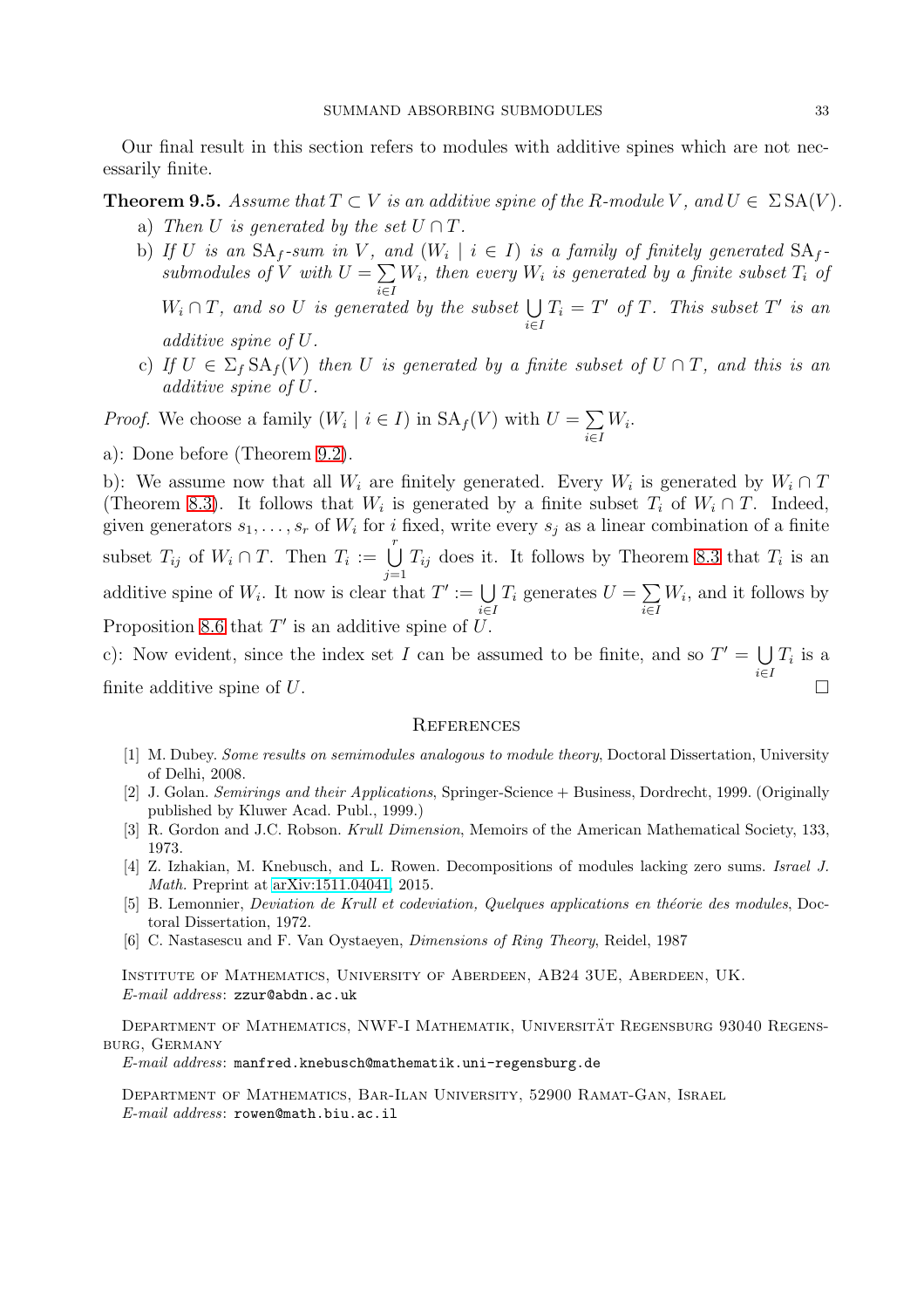Our final result in this section refers to modules with additive spines which are not necessarily finite.

**Theorem 9.5.** *Assume that $T \subset V$ is an additive spine of the $R$-module $V$, and $U \in \Sigma \,\mathrm{SA}(V)$.*

- a) *Then $U$ is generated by the set $U \cap T$.*
- b) *If $U$ is an $\mathrm{SA}_f$-sum in $V$, and $(W_i \mid i \in I)$ is a family of finitely generated $\mathrm{SA}_f$-submodules of $V$ with $U = \sum\limits_{i \in I} W_i$, then every $W_i$ is generated by a finite subset $T_i$ of $W_i \cap T$, and so $U$ is generated by the subset $\bigcup\limits_{i \in I} T_i = T'$ of $T$. This subset $T'$ is an additive spine of $U$.*
- c) *If $U \in \Sigma_f \,\mathrm{SA}_f(V)$ then $U$ is generated by a finite subset of $U \cap T$, and this is an additive spine of $U$.*

*Proof.* We choose a family $(W_i \mid i \in I)$ in $\mathrm{SA}_f(V)$ with $U = \sum\limits_{i \in I} W_i$.

a): Done before (Theorem 9.2).

b): We assume now that all $W_i$ are finitely generated. Every $W_i$ is generated by $W_i \cap T$ (Theorem 8.3). It follows that $W_i$ is generated by a finite subset $T_i$ of $W_i \cap T$. Indeed, given generators $s_1, \dots, s_r$ of $W_i$ for $i$ fixed, write every $s_j$ as a linear combination of a finite subset $T_{ij}$ of $W_i \cap T$. Then $T_i := \bigcup\limits_{j=1}^{r} T_{ij}$ does it. It follows by Theorem 8.3 that $T_i$ is an additive spine of $W_i$. It now is clear that $T' := \bigcup\limits_{i \in I} T_i$ generates $U = \sum\limits_{i \in I} W_i$, and it follows by Proposition 8.6 that $T'$ is an additive spine of $U$.

c): Now evident, since the index set $I$ can be assumed to be finite, and so $T' = \bigcup\limits_{i \in I} T_i$ is a finite additive spine of $U$. □

## References

[1] M. Dubey. *Some results on semimodules analogous to module theory*, Doctoral Dissertation, University of Delhi, 2008.

[2] J. Golan. *Semirings and their Applications*, Springer-Science + Business, Dordrecht, 1999. (Originally published by Kluwer Acad. Publ., 1999.)

[3] R. Gordon and J.C. Robson. *Krull Dimension*, Memoirs of the American Mathematical Society, 133, 1973.

[4] Z. Izhakian, M. Knebusch, and L. Rowen. Decompositions of modules lacking zero sums. *Israel J. Math.* Preprint at arXiv:1511.04041, 2015.

[5] B. Lemonnier, *Deviation de Krull et codeviation, Quelques applications en théorie des modules*, Doctoral Dissertation, 1972.

[6] C. Nastasescu and F. Van Oystaeyen, *Dimensions of Ring Theory*, Reidel, 1987

Institute of Mathematics, University of Aberdeen, AB24 3UE, Aberdeen, UK.
*E-mail address*: zzur@abdn.ac.uk

Department of Mathematics, NWF-I Mathematik, Universität Regensburg 93040 Regensburg, Germany
*E-mail address*: manfred.knebusch@mathematik.uni-regensburg.de

Department of Mathematics, Bar-Ilan University, 52900 Ramat-Gan, Israel
*E-mail address*: rowen@math.biu.ac.il